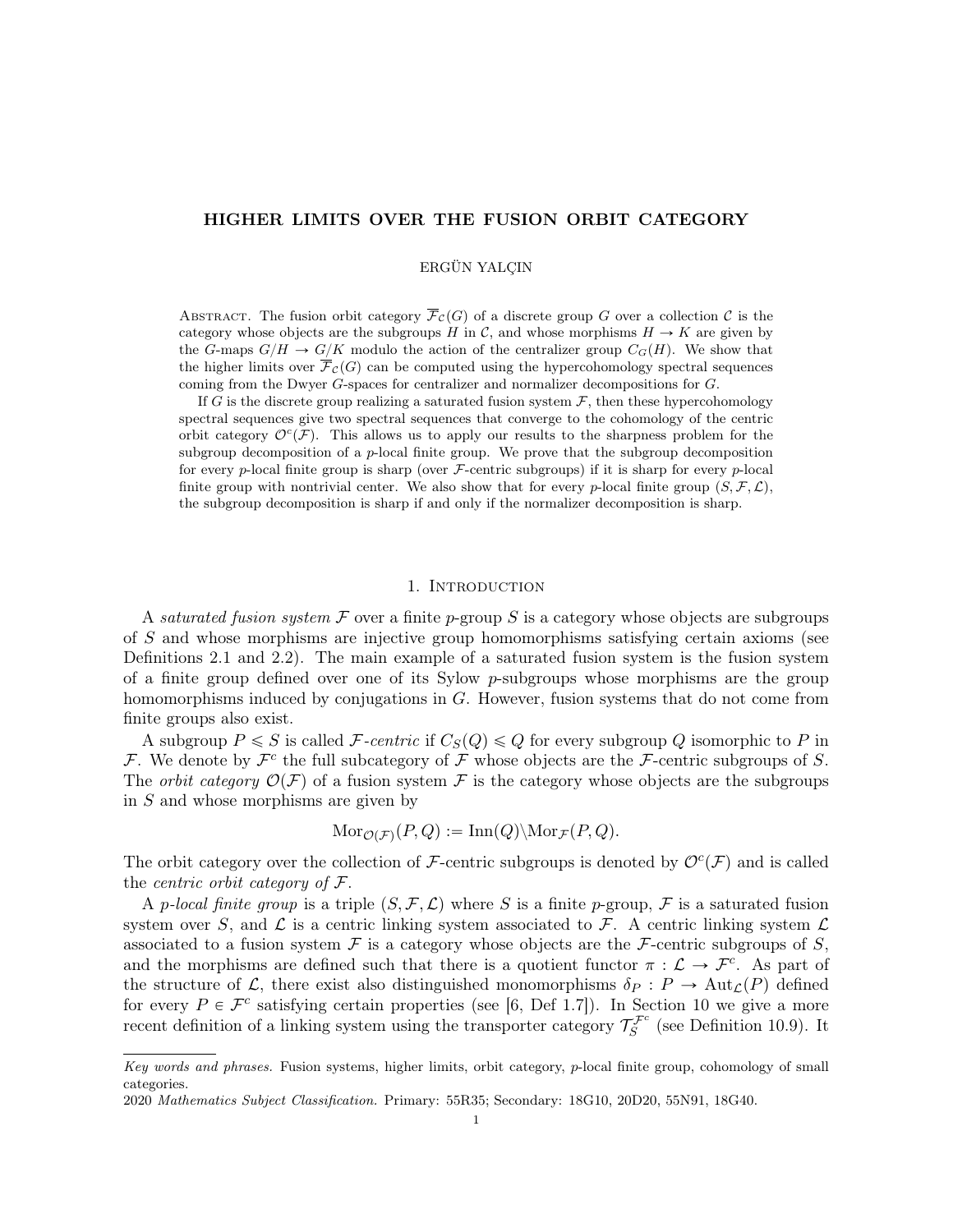# HIGHER LIMITS OVER THE FUSION ORBIT CATEGORY

ERGÜN YALÇIN

Abstract. The fusion orbit category $\overline{\mathcal{F}}_{\mathcal{C}}(G)$ of a discrete group $G$ over a collection $\mathcal{C}$ is the category whose objects are the subgroups $H$ in $\mathcal{C}$, and whose morphisms $H \to K$ are given by the $G$-maps $G/H \to G/K$ modulo the action of the centralizer group $C_G(H)$. We show that the higher limits over $\overline{\mathcal{F}}_{\mathcal{C}}(G)$ can be computed using the hypercohomology spectral sequences coming from the Dwyer $G$-spaces for centralizer and normalizer decompositions for $G$.

If $G$ is the discrete group realizing a saturated fusion system $\mathcal{F}$, then these hypercohomology spectral sequences give two spectral sequences that converge to the cohomology of the centric orbit category $\mathcal{O}^c(\mathcal{F})$. This allows us to apply our results to the sharpness problem for the subgroup decomposition of a $p$-local finite group. We prove that the subgroup decomposition for every $p$-local finite group is sharp (over $\mathcal{F}$-centric subgroups) if it is sharp for every $p$-local finite group with nontrivial center. We also show that for every $p$-local finite group $(S, \mathcal{F}, \mathcal{L})$, the subgroup decomposition is sharp if and only if the normalizer decomposition is sharp.

## 1. Introduction

A *saturated fusion system* $\mathcal{F}$ over a finite $p$-group $S$ is a category whose objects are subgroups of $S$ and whose morphisms are injective group homomorphisms satisfying certain axioms (see Definitions 2.1 and 2.2). The main example of a saturated fusion system is the fusion system of a finite group defined over one of its Sylow $p$-subgroups whose morphisms are the group homomorphisms induced by conjugations in $G$. However, fusion systems that do not come from finite groups also exist.

A subgroup $P \leqslant S$ is called $\mathcal{F}$-*centric* if $C_S(Q) \leqslant Q$ for every subgroup $Q$ isomorphic to $P$ in $\mathcal{F}$. We denote by $\mathcal{F}^c$ the full subcategory of $\mathcal{F}$ whose objects are the $\mathcal{F}$-centric subgroups of $S$. The *orbit category* $\mathcal{O}(\mathcal{F})$ of a fusion system $\mathcal{F}$ is the category whose objects are the subgroups in $S$ and whose morphisms are given by

$$\mathrm{Mor}_{\mathcal{O}(\mathcal{F})}(P, Q) := \mathrm{Inn}(Q)\backslash \mathrm{Mor}_{\mathcal{F}}(P, Q).$$

The orbit category over the collection of $\mathcal{F}$-centric subgroups is denoted by $\mathcal{O}^c(\mathcal{F})$ and is called the *centric orbit category of* $\mathcal{F}$.

A $p$-*local finite group* is a triple $(S, \mathcal{F}, \mathcal{L})$ where $S$ is a finite $p$-group, $\mathcal{F}$ is a saturated fusion system over $S$, and $\mathcal{L}$ is a centric linking system associated to $\mathcal{F}$. A centric linking system $\mathcal{L}$ associated to a fusion system $\mathcal{F}$ is a category whose objects are the $\mathcal{F}$-centric subgroups of $S$, and the morphisms are defined such that there is a quotient functor $\pi : \mathcal{L} \to \mathcal{F}^c$. As part of the structure of $\mathcal{L}$, there exist also distinguished monomorphisms $\delta_P : P \to \mathrm{Aut}_{\mathcal{L}}(P)$ defined for every $P \in \mathcal{F}^c$ satisfying certain properties (see [6, Def 1.7]). In Section 10 we give a more recent definition of a linking system using the transporter category $\mathcal{T}_S^{\mathcal{F}^c}$ (see Definition 10.9). It

*Key words and phrases.* Fusion systems, higher limits, orbit category, $p$-local finite group, cohomology of small categories.

2020 *Mathematics Subject Classification.* Primary: 55R35; Secondary: 18G10, 20D20, 55N91, 18G40.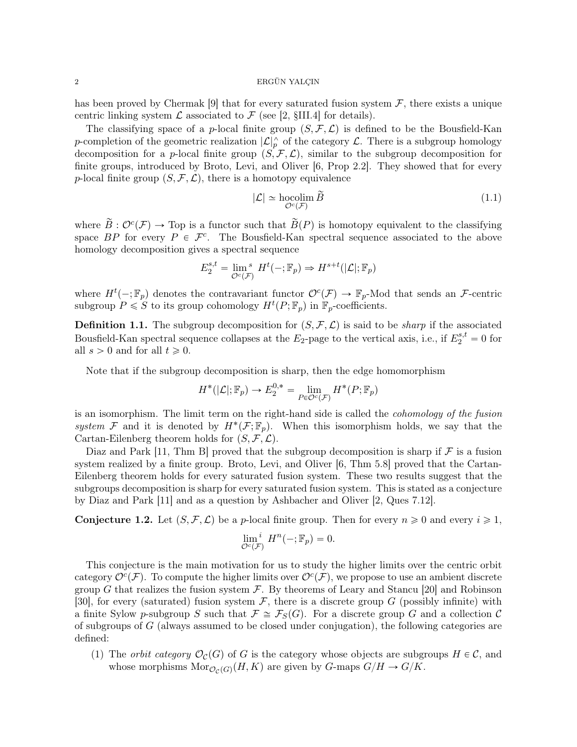has been proved by Chermak [9] that for every saturated fusion system $\mathcal{F}$, there exists a unique centric linking system $\mathcal{L}$ associated to $\mathcal{F}$ (see [2, §III.4] for details).

The classifying space of a $p$-local finite group $(S, \mathcal{F}, \mathcal{L})$ is defined to be the Bousfield-Kan $p$-completion of the geometric realization $|\mathcal{L}|^{\wedge}_p$ of the category $\mathcal{L}$. There is a subgroup homology decomposition for a $p$-local finite group $(S, \mathcal{F}, \mathcal{L})$, similar to the subgroup decomposition for finite groups, introduced by Broto, Levi, and Oliver [6, Prop 2.2]. They showed that for every $p$-local finite group $(S, \mathcal{F}, \mathcal{L})$, there is a homotopy equivalence

$$|\mathcal{L}| \simeq \operatorname*{hocolim}_{\mathcal{O}^c(\mathcal{F})} \widetilde{B} \tag{1.1}$$

where $\widetilde{B} : \mathcal{O}^c(\mathcal{F}) \to \text{Top}$ is a functor such that $\widetilde{B}(P)$ is homotopy equivalent to the classifying space $BP$ for every $P \in \mathcal{F}^c$. The Bousfield-Kan spectral sequence associated to the above homology decomposition gives a spectral sequence

$$E_2^{s,t} = \operatorname*{lim^{\,s}}_{\mathcal{O}^c(\mathcal{F})} H^t(-; \mathbb{F}_p) \Rightarrow H^{s+t}(|\mathcal{L}|; \mathbb{F}_p)$$

where $H^t(-; \mathbb{F}_p)$ denotes the contravariant functor $\mathcal{O}^c(\mathcal{F}) \to \mathbb{F}_p$-Mod that sends an $\mathcal{F}$-centric subgroup $P \leqslant S$ to its group cohomology $H^t(P; \mathbb{F}_p)$ in $\mathbb{F}_p$-coefficients.

**Definition 1.1.** The subgroup decomposition for $(S, \mathcal{F}, \mathcal{L})$ is said to be *sharp* if the associated Bousfield-Kan spectral sequence collapses at the $E_2$-page to the vertical axis, i.e., if $E_2^{s,t} = 0$ for all $s > 0$ and for all $t \geqslant 0$.

Note that if the subgroup decomposition is sharp, then the edge homomorphism

$$H^*(|\mathcal{L}|; \mathbb{F}_p) \to E_2^{0,*} = \lim_{P \in \mathcal{O}^c(\mathcal{F})} H^*(P; \mathbb{F}_p)$$

is an isomorphism. The limit term on the right-hand side is called the *cohomology of the fusion system* $\mathcal{F}$ and it is denoted by $H^*(\mathcal{F}; \mathbb{F}_p)$. When this isomorphism holds, we say that the Cartan-Eilenberg theorem holds for $(S, \mathcal{F}, \mathcal{L})$.

Diaz and Park [11, Thm B] proved that the subgroup decomposition is sharp if $\mathcal{F}$ is a fusion system realized by a finite group. Broto, Levi, and Oliver [6, Thm 5.8] proved that the Cartan-Eilenberg theorem holds for every saturated fusion system. These two results suggest that the subgroups decomposition is sharp for every saturated fusion system. This is stated as a conjecture by Diaz and Park [11] and as a question by Ashbacher and Oliver [2, Ques 7.12].

**Conjecture 1.2.** Let $(S, \mathcal{F}, \mathcal{L})$ be a $p$-local finite group. Then for every $n \geqslant 0$ and every $i \geqslant 1$,

$$\operatorname*{lim^{\,i}}_{\mathcal{O}^c(\mathcal{F})} H^n(-; \mathbb{F}_p) = 0.$$

This conjecture is the main motivation for us to study the higher limits over the centric orbit category $\mathcal{O}^c(\mathcal{F})$. To compute the higher limits over $\mathcal{O}^c(\mathcal{F})$, we propose to use an ambient discrete group $G$ that realizes the fusion system $\mathcal{F}$. By theorems of Leary and Stancu [20] and Robinson [30], for every (saturated) fusion system $\mathcal{F}$, there is a discrete group $G$ (possibly infinite) with a finite Sylow $p$-subgroup $S$ such that $\mathcal{F} \cong \mathcal{F}_S(G)$. For a discrete group $G$ and a collection $\mathcal{C}$ of subgroups of $G$ (always assumed to be closed under conjugation), the following categories are defined:

(1) The *orbit category* $\mathcal{O}_{\mathcal{C}}(G)$ of $G$ is the category whose objects are subgroups $H \in \mathcal{C}$, and whose morphisms $\operatorname{Mor}_{\mathcal{O}_{\mathcal{C}}(G)}(H, K)$ are given by $G$-maps $G/H \to G/K$.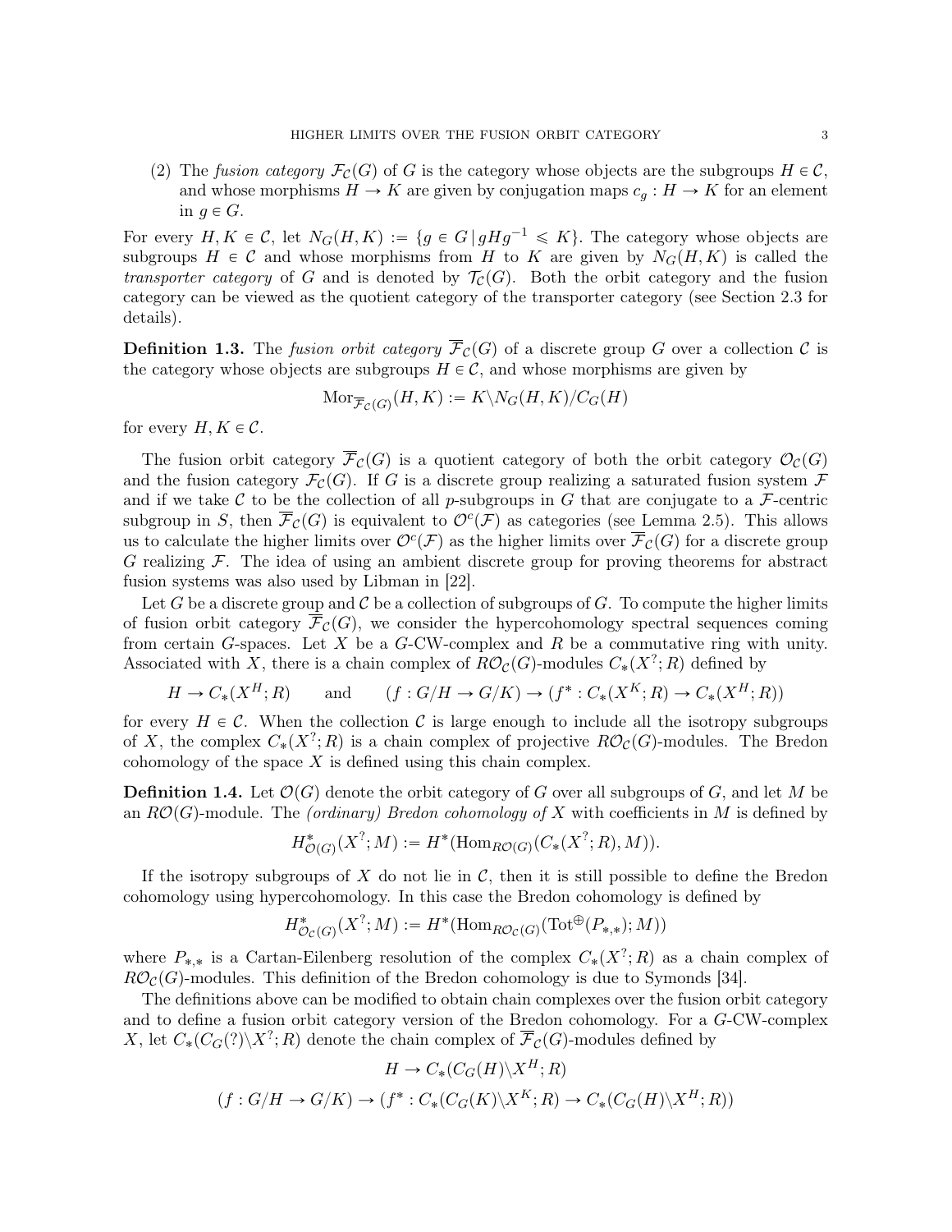(2) The *fusion category* $\mathcal{F}_{\mathcal{C}}(G)$ of $G$ is the category whose objects are the subgroups $H \in \mathcal{C}$, and whose morphisms $H \to K$ are given by conjugation maps $c_g : H \to K$ for an element in $g \in G$.

For every $H, K \in \mathcal{C}$, let $N_G(H, K) := \{g \in G \mid gHg^{-1} \leqslant K\}$. The category whose objects are subgroups $H \in \mathcal{C}$ and whose morphisms from $H$ to $K$ are given by $N_G(H, K)$ is called the *transporter category* of $G$ and is denoted by $\mathcal{T}_{\mathcal{C}}(G)$. Both the orbit category and the fusion category can be viewed as the quotient category of the transporter category (see Section 2.3 for details).

**Definition 1.3.** The *fusion orbit category* $\overline{\mathcal{F}}_{\mathcal{C}}(G)$ of a discrete group $G$ over a collection $\mathcal{C}$ is the category whose objects are subgroups $H \in \mathcal{C}$, and whose morphisms are given by

$$\mathrm{Mor}_{\overline{\mathcal{F}}_{\mathcal{C}}(G)}(H, K) := K \backslash N_G(H, K)/C_G(H)$$

for every $H, K \in \mathcal{C}$.

The fusion orbit category $\overline{\mathcal{F}}_{\mathcal{C}}(G)$ is a quotient category of both the orbit category $\mathcal{O}_{\mathcal{C}}(G)$ and the fusion category $\mathcal{F}_{\mathcal{C}}(G)$. If $G$ is a discrete group realizing a saturated fusion system $\mathcal{F}$ and if we take $\mathcal{C}$ to be the collection of all $p$-subgroups in $G$ that are conjugate to a $\mathcal{F}$-centric subgroup in $S$, then $\overline{\mathcal{F}}_{\mathcal{C}}(G)$ is equivalent to $\mathcal{O}^c(\mathcal{F})$ as categories (see Lemma 2.5). This allows us to calculate the higher limits over $\mathcal{O}^c(\mathcal{F})$ as the higher limits over $\overline{\mathcal{F}}_{\mathcal{C}}(G)$ for a discrete group $G$ realizing $\mathcal{F}$. The idea of using an ambient discrete group for proving theorems for abstract fusion systems was also used by Libman in [22].

Let $G$ be a discrete group and $\mathcal{C}$ be a collection of subgroups of $G$. To compute the higher limits of fusion orbit category $\overline{\mathcal{F}}_{\mathcal{C}}(G)$, we consider the hypercohomology spectral sequences coming from certain $G$-spaces. Let $X$ be a $G$-CW-complex and $R$ be a commutative ring with unity. Associated with $X$, there is a chain complex of $R\mathcal{O}_{\mathcal{C}}(G)$-modules $C_*(X^?; R)$ defined by

$$H \to C_*(X^H; R) \qquad \text{and} \qquad (f : G/H \to G/K) \to (f^* : C_*(X^K; R) \to C_*(X^H; R))$$

for every $H \in \mathcal{C}$. When the collection $\mathcal{C}$ is large enough to include all the isotropy subgroups of $X$, the complex $C_*(X^?; R)$ is a chain complex of projective $R\mathcal{O}_{\mathcal{C}}(G)$-modules. The Bredon cohomology of the space $X$ is defined using this chain complex.

**Definition 1.4.** Let $\mathcal{O}(G)$ denote the orbit category of $G$ over all subgroups of $G$, and let $M$ be an $R\mathcal{O}(G)$-module. The *(ordinary) Bredon cohomology of* $X$ with coefficients in $M$ is defined by

$$H^*_{\mathcal{O}(G)}(X^?; M) := H^*(\mathrm{Hom}_{R\mathcal{O}(G)}(C_*(X^?; R), M)).$$

If the isotropy subgroups of $X$ do not lie in $\mathcal{C}$, then it is still possible to define the Bredon cohomology using hypercohomology. In this case the Bredon cohomology is defined by

$$H^*_{\mathcal{O}_{\mathcal{C}}(G)}(X^?; M) := H^*(\mathrm{Hom}_{R\mathcal{O}_{\mathcal{C}}(G)}(\mathrm{Tot}^{\oplus}(P_{*,*}); M))$$

where $P_{*,*}$ is a Cartan-Eilenberg resolution of the complex $C_*(X^?; R)$ as a chain complex of $R\mathcal{O}_{\mathcal{C}}(G)$-modules. This definition of the Bredon cohomology is due to Symonds [34].

The definitions above can be modified to obtain chain complexes over the fusion orbit category and to define a fusion orbit category version of the Bredon cohomology. For a $G$-CW-complex $X$, let $C_*(C_G(?) \backslash X^?; R)$ denote the chain complex of $\overline{\mathcal{F}}_{\mathcal{C}}(G)$-modules defined by

$$H \to C_*(C_G(H) \backslash X^H; R)$$

$$(f : G/H \to G/K) \to (f^* : C_*(C_G(K) \backslash X^K; R) \to C_*(C_G(H) \backslash X^H; R))$$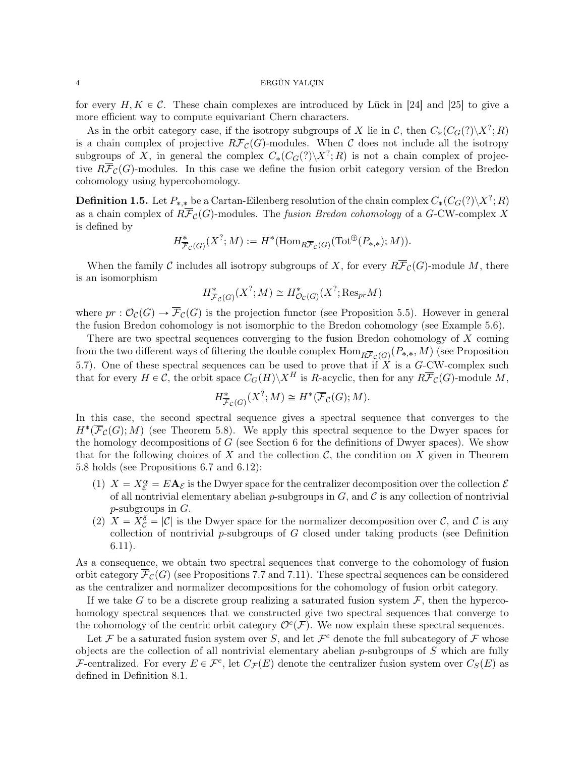for every $H, K \in \mathcal{C}$. These chain complexes are introduced by Lück in [24] and [25] to give a more efficient way to compute equivariant Chern characters.

As in the orbit category case, if the isotropy subgroups of $X$ lie in $\mathcal{C}$, then $C_*(C_G(?)\backslash X^?; R)$ is a chain complex of projective $R\overline{\mathcal{F}}_{\mathcal{C}}(G)$-modules. When $\mathcal{C}$ does not include all the isotropy subgroups of $X$, in general the complex $C_*(C_G(?)\backslash X^?; R)$ is not a chain complex of projective $R\overline{\mathcal{F}}_{\mathcal{C}}(G)$-modules. In this case we define the fusion orbit category version of the Bredon cohomology using hypercohomology.

**Definition 1.5.** Let $P_{*,*}$ be a Cartan-Eilenberg resolution of the chain complex $C_*(C_G(?)\backslash X^?; R)$ as a chain complex of $R\overline{\mathcal{F}}_{\mathcal{C}}(G)$-modules. The *fusion Bredon cohomology* of a $G$-CW-complex $X$ is defined by

$$H^*_{\overline{\mathcal{F}}_{\mathcal{C}}(G)}(X^?; M) := H^*(\mathrm{Hom}_{R\overline{\mathcal{F}}_{\mathcal{C}}(G)}(\mathrm{Tot}^{\oplus}(P_{*,*}); M)).$$

When the family $\mathcal{C}$ includes all isotropy subgroups of $X$, for every $R\overline{\mathcal{F}}_{\mathcal{C}}(G)$-module $M$, there is an isomorphism

$$H^*_{\overline{\mathcal{F}}_{\mathcal{C}}(G)}(X^?; M) \cong H^*_{\mathcal{O}_{\mathcal{C}}(G)}(X^?; \mathrm{Res}_{pr} M)$$

where $pr : \mathcal{O}_{\mathcal{C}}(G) \to \overline{\mathcal{F}}_{\mathcal{C}}(G)$ is the projection functor (see Proposition 5.5). However in general the fusion Bredon cohomology is not isomorphic to the Bredon cohomology (see Example 5.6).

There are two spectral sequences converging to the fusion Bredon cohomology of $X$ coming from the two different ways of filtering the double complex $\mathrm{Hom}_{R\overline{\mathcal{F}}_{\mathcal{C}}(G)}(P_{*,*}, M)$ (see Proposition 5.7). One of these spectral sequences can be used to prove that if $X$ is a $G$-CW-complex such that for every $H \in \mathcal{C}$, the orbit space $C_G(H)\backslash X^H$ is $R$-acyclic, then for any $R\overline{\mathcal{F}}_{\mathcal{C}}(G)$-module $M$,

$$H^*_{\overline{\mathcal{F}}_{\mathcal{C}}(G)}(X^?; M) \cong H^*(\overline{\mathcal{F}}_{\mathcal{C}}(G); M).$$

In this case, the second spectral sequence gives a spectral sequence that converges to the $H^*(\overline{\mathcal{F}}_{\mathcal{C}}(G); M)$ (see Theorem 5.8). We apply this spectral sequence to the Dwyer spaces for the homology decompositions of $G$ (see Section 6 for the definitions of Dwyer spaces). We show that for the following choices of $X$ and the collection $\mathcal{C}$, the condition on $X$ given in Theorem 5.8 holds (see Propositions 6.7 and 6.12):

1. $X = X^{\alpha}_{\mathcal{E}} = E\mathbf{A}_{\mathcal{E}}$ is the Dwyer space for the centralizer decomposition over the collection $\mathcal{E}$ of all nontrivial elementary abelian $p$-subgroups in $G$, and $\mathcal{C}$ is any collection of nontrivial $p$-subgroups in $G$.
2. $X = X^{\delta}_{\mathcal{C}} = |\mathcal{C}|$ is the Dwyer space for the normalizer decomposition over $\mathcal{C}$, and $\mathcal{C}$ is any collection of nontrivial $p$-subgroups of $G$ closed under taking products (see Definition 6.11).

As a consequence, we obtain two spectral sequences that converge to the cohomology of fusion orbit category $\overline{\mathcal{F}}_{\mathcal{C}}(G)$ (see Propositions 7.7 and 7.11). These spectral sequences can be considered as the centralizer and normalizer decompositions for the cohomology of fusion orbit category.

If we take $G$ to be a discrete group realizing a saturated fusion system $\mathcal{F}$, then the hypercohomology spectral sequences that we constructed give two spectral sequences that converge to the cohomology of the centric orbit category $\mathcal{O}^c(\mathcal{F})$. We now explain these spectral sequences.

Let $\mathcal{F}$ be a saturated fusion system over $S$, and let $\mathcal{F}^e$ denote the full subcategory of $\mathcal{F}$ whose objects are the collection of all nontrivial elementary abelian $p$-subgroups of $S$ which are fully $\mathcal{F}$-centralized. For every $E \in \mathcal{F}^e$, let $C_{\mathcal{F}}(E)$ denote the centralizer fusion system over $C_S(E)$ as defined in Definition 8.1.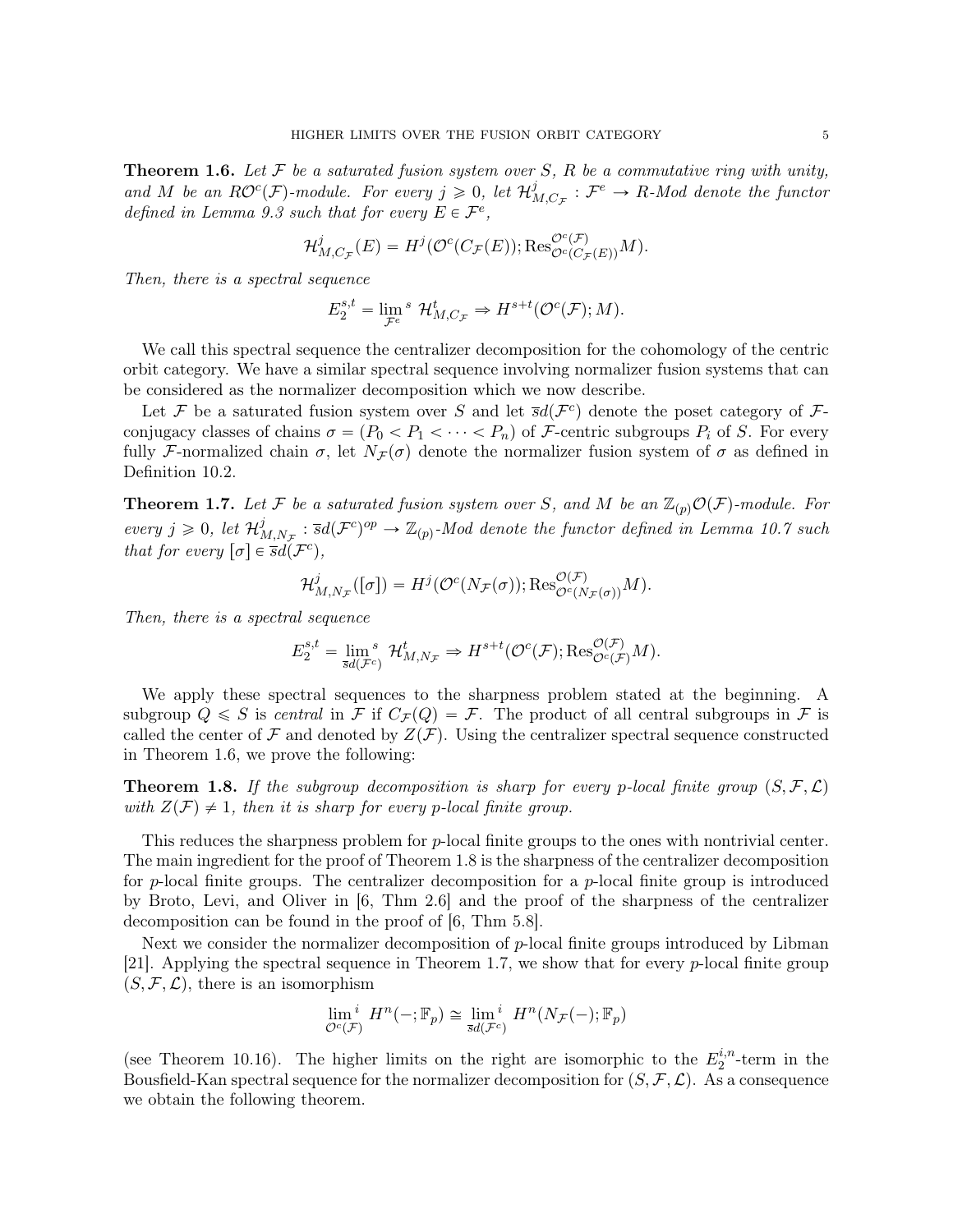**Theorem 1.6.** *Let $\mathcal{F}$ be a saturated fusion system over $S$, $R$ be a commutative ring with unity, and $M$ be an $R\mathcal{O}^c(\mathcal{F})$-module. For every $j \geqslant 0$, let $\mathcal{H}^j_{M,C_{\mathcal{F}}} : \mathcal{F}^e \to R$-Mod denote the functor defined in Lemma 9.3 such that for every $E \in \mathcal{F}^e$,*

$$\mathcal{H}^j_{M,C_{\mathcal{F}}}(E) = H^j(\mathcal{O}^c(C_{\mathcal{F}}(E)); \mathrm{Res}^{\mathcal{O}^c(\mathcal{F})}_{\mathcal{O}^c(C_{\mathcal{F}}(E))} M).$$

*Then, there is a spectral sequence*

$$E_2^{s,t} = \lim_{\mathcal{F}^e}{}^s \ \mathcal{H}^t_{M,C_{\mathcal{F}}} \Rightarrow H^{s+t}(\mathcal{O}^c(\mathcal{F}); M).$$

We call this spectral sequence the centralizer decomposition for the cohomology of the centric orbit category. We have a similar spectral sequence involving normalizer fusion systems that can be considered as the normalizer decomposition which we now describe.

Let $\mathcal{F}$ be a saturated fusion system over $S$ and let $\overline{s}d(\mathcal{F}^c)$ denote the poset category of $\mathcal{F}$-conjugacy classes of chains $\sigma = (P_0 < P_1 < \cdots < P_n)$ of $\mathcal{F}$-centric subgroups $P_i$ of $S$. For every fully $\mathcal{F}$-normalized chain $\sigma$, let $N_{\mathcal{F}}(\sigma)$ denote the normalizer fusion system of $\sigma$ as defined in Definition 10.2.

**Theorem 1.7.** *Let $\mathcal{F}$ be a saturated fusion system over $S$, and $M$ be an $\mathbb{Z}_{(p)}\mathcal{O}(\mathcal{F})$-module. For every $j \geqslant 0$, let $\mathcal{H}^j_{M,N_{\mathcal{F}}} : \overline{s}d(\mathcal{F}^c)^{op} \to \mathbb{Z}_{(p)}$-Mod denote the functor defined in Lemma 10.7 such that for every $[\sigma] \in \overline{s}d(\mathcal{F}^c)$,*

$$\mathcal{H}^j_{M,N_{\mathcal{F}}}([\sigma]) = H^j(\mathcal{O}^c(N_{\mathcal{F}}(\sigma)); \mathrm{Res}^{\mathcal{O}(\mathcal{F})}_{\mathcal{O}^c(N_{\mathcal{F}}(\sigma))} M).$$

*Then, there is a spectral sequence*

$$E_2^{s,t} = \lim_{\overline{s}d(\mathcal{F}^c)}{}^s \ \mathcal{H}^t_{M,N_{\mathcal{F}}} \Rightarrow H^{s+t}(\mathcal{O}^c(\mathcal{F}); \mathrm{Res}^{\mathcal{O}(\mathcal{F})}_{\mathcal{O}^c(\mathcal{F})} M).$$

We apply these spectral sequences to the sharpness problem stated at the beginning. A subgroup $Q \leqslant S$ is *central* in $\mathcal{F}$ if $C_{\mathcal{F}}(Q) = \mathcal{F}$. The product of all central subgroups in $\mathcal{F}$ is called the center of $\mathcal{F}$ and denoted by $Z(\mathcal{F})$. Using the centralizer spectral sequence constructed in Theorem 1.6, we prove the following:

**Theorem 1.8.** *If the subgroup decomposition is sharp for every p-local finite group $(S, \mathcal{F}, \mathcal{L})$ with $Z(\mathcal{F}) \neq 1$, then it is sharp for every p-local finite group.*

This reduces the sharpness problem for $p$-local finite groups to the ones with nontrivial center. The main ingredient for the proof of Theorem 1.8 is the sharpness of the centralizer decomposition for $p$-local finite groups. The centralizer decomposition for a $p$-local finite group is introduced by Broto, Levi, and Oliver in [6, Thm 2.6] and the proof of the sharpness of the centralizer decomposition can be found in the proof of [6, Thm 5.8].

Next we consider the normalizer decomposition of $p$-local finite groups introduced by Libman [21]. Applying the spectral sequence in Theorem 1.7, we show that for every $p$-local finite group $(S, \mathcal{F}, \mathcal{L})$, there is an isomorphism

$$\lim_{\mathcal{O}^c(\mathcal{F})}{}^i \ H^n(-; \mathbb{F}_p) \cong \lim_{\overline{s}d(\mathcal{F}^c)}{}^i \ H^n(N_{\mathcal{F}}(-); \mathbb{F}_p)$$

(see Theorem 10.16). The higher limits on the right are isomorphic to the $E_2^{i,n}$-term in the Bousfield-Kan spectral sequence for the normalizer decomposition for $(S, \mathcal{F}, \mathcal{L})$. As a consequence we obtain the following theorem.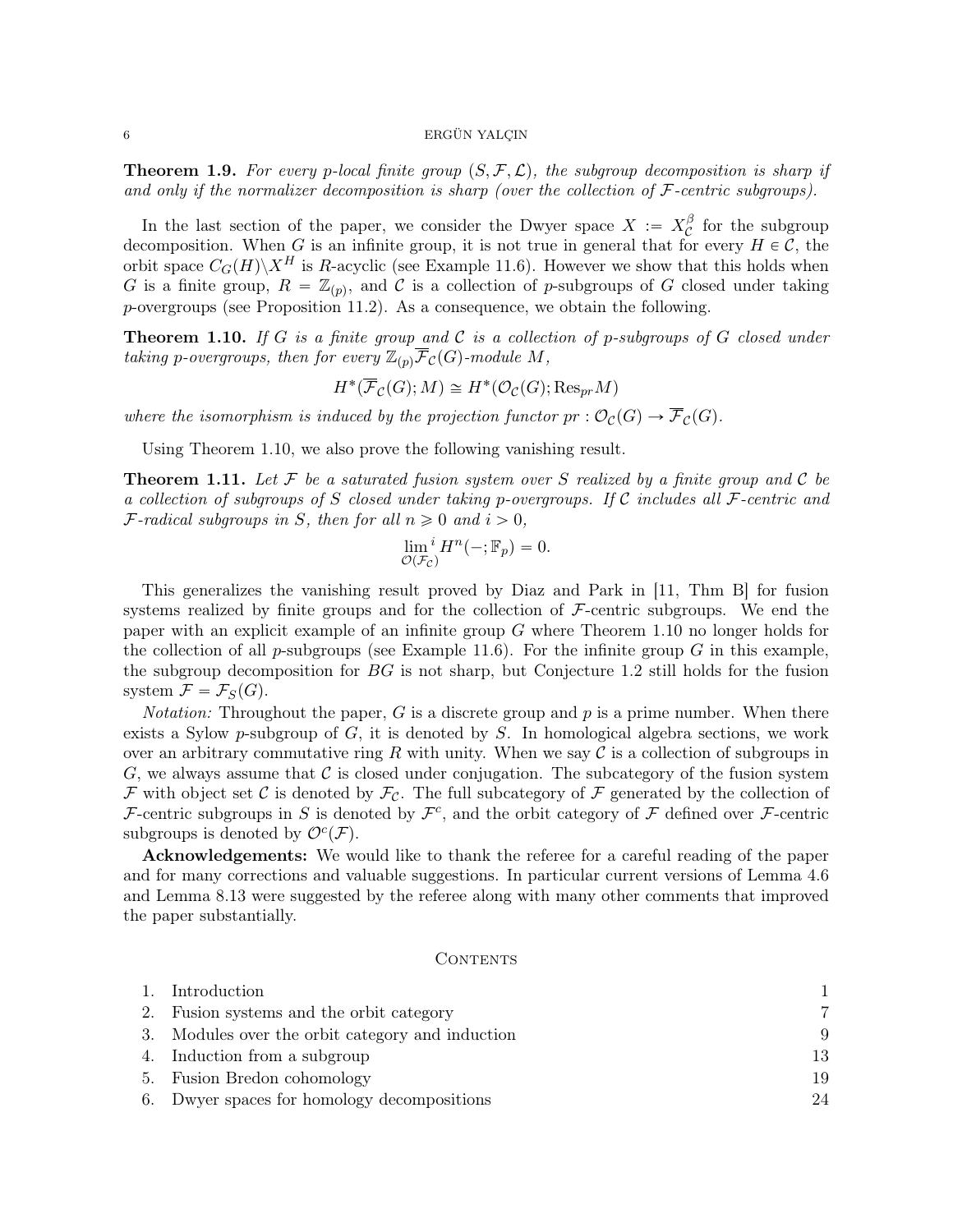**Theorem 1.9.** *For every p-local finite group $(S, \mathcal{F}, \mathcal{L})$, the subgroup decomposition is sharp if and only if the normalizer decomposition is sharp (over the collection of $\mathcal{F}$-centric subgroups).*

In the last section of the paper, we consider the Dwyer space $X := X_{\mathcal{C}}^{\beta}$ for the subgroup decomposition. When $G$ is an infinite group, it is not true in general that for every $H \in \mathcal{C}$, the orbit space $C_G(H)\backslash X^H$ is $R$-acyclic (see Example 11.6). However we show that this holds when $G$ is a finite group, $R = \mathbb{Z}_{(p)}$, and $\mathcal{C}$ is a collection of $p$-subgroups of $G$ closed under taking $p$-overgroups (see Proposition 11.2). As a consequence, we obtain the following.

**Theorem 1.10.** *If $G$ is a finite group and $\mathcal{C}$ is a collection of p-subgroups of $G$ closed under taking p-overgroups, then for every $\mathbb{Z}_{(p)}\overline{\mathcal{F}}_{\mathcal{C}}(G)$-module $M$,*

$$H^*(\overline{\mathcal{F}}_{\mathcal{C}}(G); M) \cong H^*(\mathcal{O}_{\mathcal{C}}(G); \mathrm{Res}_{pr} M)$$

*where the isomorphism is induced by the projection functor $pr : \mathcal{O}_{\mathcal{C}}(G) \to \overline{\mathcal{F}}_{\mathcal{C}}(G)$.*

Using Theorem 1.10, we also prove the following vanishing result.

**Theorem 1.11.** *Let $\mathcal{F}$ be a saturated fusion system over $S$ realized by a finite group and $\mathcal{C}$ be a collection of subgroups of $S$ closed under taking p-overgroups. If $\mathcal{C}$ includes all $\mathcal{F}$-centric and $\mathcal{F}$-radical subgroups in $S$, then for all $n \geqslant 0$ and $i > 0$,*

$$\lim_{\mathcal{O}(\mathcal{F}_{\mathcal{C}})}{}^{i} H^n(-; \mathbb{F}_p) = 0.$$

This generalizes the vanishing result proved by Diaz and Park in [11, Thm B] for fusion systems realized by finite groups and for the collection of $\mathcal{F}$-centric subgroups. We end the paper with an explicit example of an infinite group $G$ where Theorem 1.10 no longer holds for the collection of all $p$-subgroups (see Example 11.6). For the infinite group $G$ in this example, the subgroup decomposition for $BG$ is not sharp, but Conjecture 1.2 still holds for the fusion system $\mathcal{F} = \mathcal{F}_S(G)$.

*Notation:* Throughout the paper, $G$ is a discrete group and $p$ is a prime number. When there exists a Sylow $p$-subgroup of $G$, it is denoted by $S$. In homological algebra sections, we work over an arbitrary commutative ring $R$ with unity. When we say $\mathcal{C}$ is a collection of subgroups in $G$, we always assume that $\mathcal{C}$ is closed under conjugation. The subcategory of the fusion system $\mathcal{F}$ with object set $\mathcal{C}$ is denoted by $\mathcal{F}_{\mathcal{C}}$. The full subcategory of $\mathcal{F}$ generated by the collection of $\mathcal{F}$-centric subgroups in $S$ is denoted by $\mathcal{F}^c$, and the orbit category of $\mathcal{F}$ defined over $\mathcal{F}$-centric subgroups is denoted by $\mathcal{O}^c(\mathcal{F})$.

**Acknowledgements:** We would like to thank the referee for a careful reading of the paper and for many corrections and valuable suggestions. In particular current versions of Lemma 4.6 and Lemma 8.13 were suggested by the referee along with many other comments that improved the paper substantially.

## Contents

1. Introduction — 1
2. Fusion systems and the orbit category — 7
3. Modules over the orbit category and induction — 9
4. Induction from a subgroup — 13
5. Fusion Bredon cohomology — 19
6. Dwyer spaces for homology decompositions — 24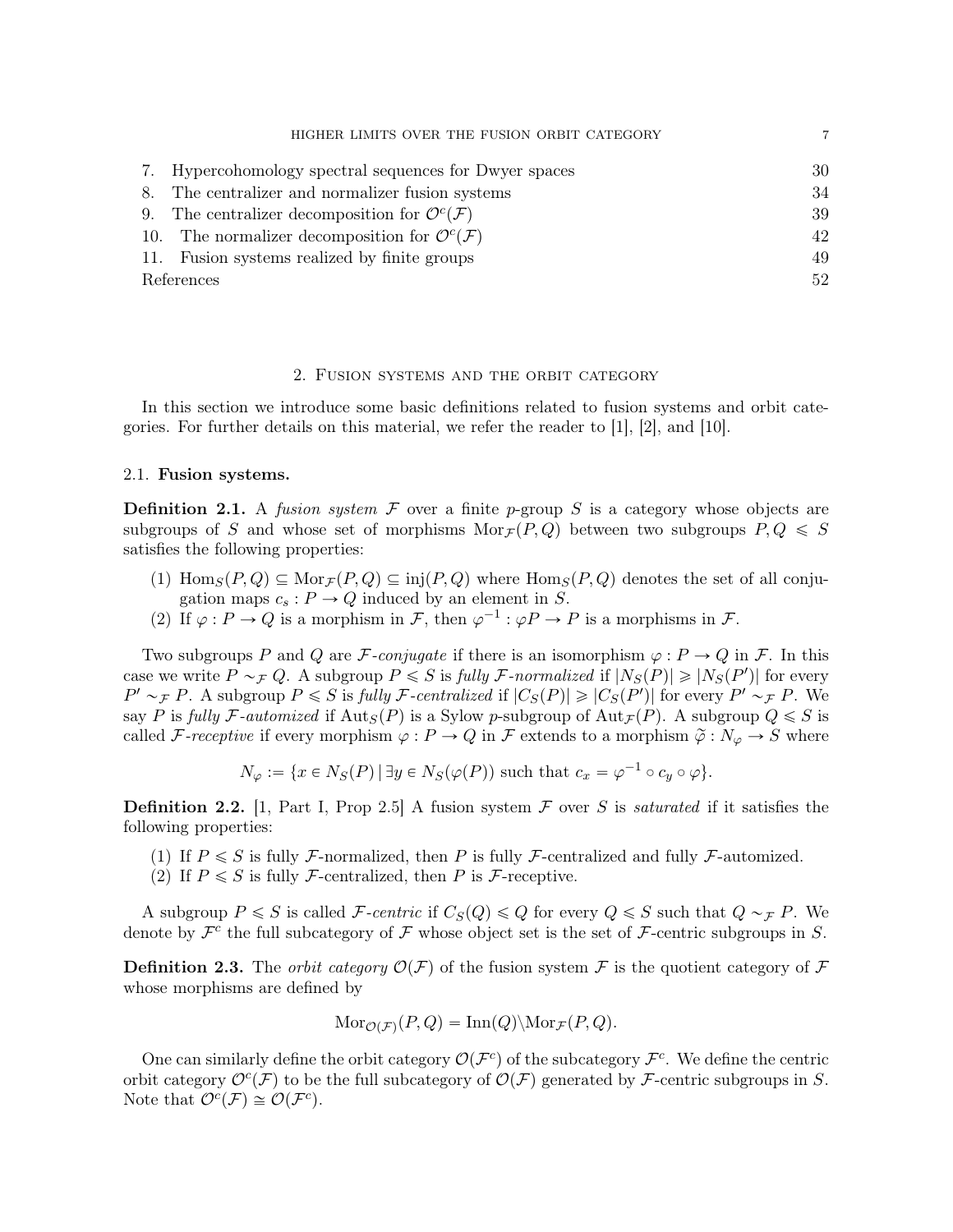7. Hypercohomology spectral sequences for Dwyer spaces 30
8. The centralizer and normalizer fusion systems 34
9. The centralizer decomposition for $\mathcal{O}^c(\mathcal{F})$ 39
10. The normalizer decomposition for $\mathcal{O}^c(\mathcal{F})$ 42
11. Fusion systems realized by finite groups 49
References 52

## 2. Fusion systems and the orbit category

In this section we introduce some basic definitions related to fusion systems and orbit categories. For further details on this material, we refer the reader to [1], [2], and [10].

### 2.1. Fusion systems.

**Definition 2.1.** A *fusion system* $\mathcal{F}$ over a finite $p$-group $S$ is a category whose objects are subgroups of $S$ and whose set of morphisms $\mathrm{Mor}_{\mathcal{F}}(P, Q)$ between two subgroups $P, Q \leqslant S$ satisfies the following properties:

1. $\mathrm{Hom}_S(P, Q) \subseteq \mathrm{Mor}_{\mathcal{F}}(P, Q) \subseteq \mathrm{inj}(P, Q)$ where $\mathrm{Hom}_S(P, Q)$ denotes the set of all conjugation maps $c_s : P \to Q$ induced by an element in $S$.
2. If $\varphi : P \to Q$ is a morphism in $\mathcal{F}$, then $\varphi^{-1} : \varphi P \to P$ is a morphisms in $\mathcal{F}$.

Two subgroups $P$ and $Q$ are $\mathcal{F}$*-conjugate* if there is an isomorphism $\varphi : P \to Q$ in $\mathcal{F}$. In this case we write $P \sim_{\mathcal{F}} Q$. A subgroup $P \leqslant S$ is *fully $\mathcal{F}$-normalized* if $|N_S(P)| \geqslant |N_S(P')|$ for every $P' \sim_{\mathcal{F}} P$. A subgroup $P \leqslant S$ is *fully $\mathcal{F}$-centralized* if $|C_S(P)| \geqslant |C_S(P')|$ for every $P' \sim_{\mathcal{F}} P$. We say $P$ is *fully $\mathcal{F}$-automized* if $\mathrm{Aut}_S(P)$ is a Sylow $p$-subgroup of $\mathrm{Aut}_{\mathcal{F}}(P)$. A subgroup $Q \leqslant S$ is called $\mathcal{F}$*-receptive* if every morphism $\varphi : P \to Q$ in $\mathcal{F}$ extends to a morphism $\widetilde{\varphi} : N_\varphi \to S$ where

$$N_\varphi := \{x \in N_S(P) \mid \exists y \in N_S(\varphi(P)) \text{ such that } c_x = \varphi^{-1} \circ c_y \circ \varphi\}.$$

**Definition 2.2.** [1, Part I, Prop 2.5] A fusion system $\mathcal{F}$ over $S$ is *saturated* if it satisfies the following properties:

1. If $P \leqslant S$ is fully $\mathcal{F}$-normalized, then $P$ is fully $\mathcal{F}$-centralized and fully $\mathcal{F}$-automized.
2. If $P \leqslant S$ is fully $\mathcal{F}$-centralized, then $P$ is $\mathcal{F}$-receptive.

A subgroup $P \leqslant S$ is called $\mathcal{F}$*-centric* if $C_S(Q) \leqslant Q$ for every $Q \leqslant S$ such that $Q \sim_{\mathcal{F}} P$. We denote by $\mathcal{F}^c$ the full subcategory of $\mathcal{F}$ whose object set is the set of $\mathcal{F}$-centric subgroups in $S$.

**Definition 2.3.** The *orbit category* $\mathcal{O}(\mathcal{F})$ of the fusion system $\mathcal{F}$ is the quotient category of $\mathcal{F}$ whose morphisms are defined by

$$\mathrm{Mor}_{\mathcal{O}(\mathcal{F})}(P, Q) = \mathrm{Inn}(Q) \backslash \mathrm{Mor}_{\mathcal{F}}(P, Q).$$

One can similarly define the orbit category $\mathcal{O}(\mathcal{F}^c)$ of the subcategory $\mathcal{F}^c$. We define the centric orbit category $\mathcal{O}^c(\mathcal{F})$ to be the full subcategory of $\mathcal{O}(\mathcal{F})$ generated by $\mathcal{F}$-centric subgroups in $S$. Note that $\mathcal{O}^c(\mathcal{F}) \cong \mathcal{O}(\mathcal{F}^c)$.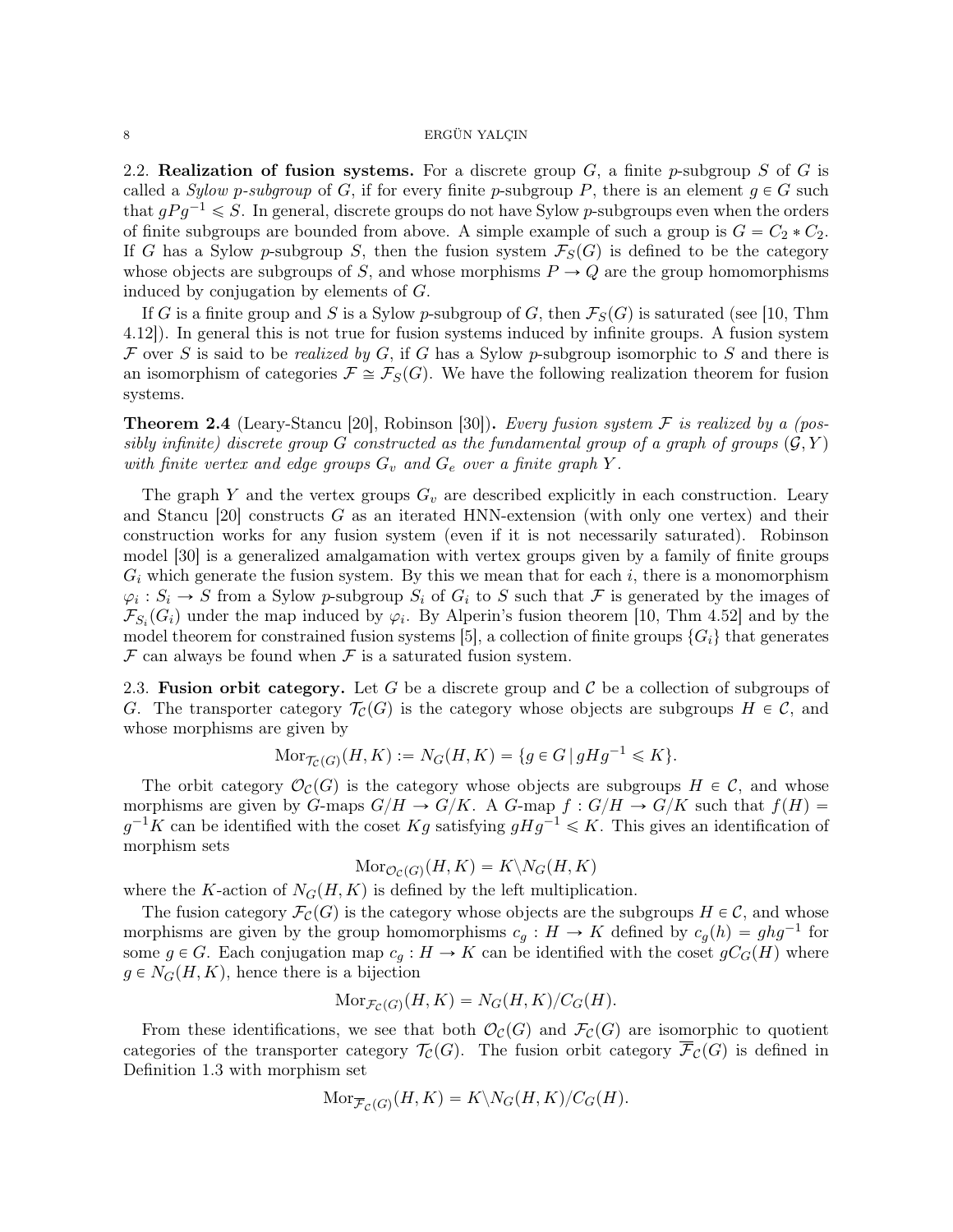2.2. **Realization of fusion systems.** For a discrete group $G$, a finite $p$-subgroup $S$ of $G$ is called a *Sylow $p$-subgroup* of $G$, if for every finite $p$-subgroup $P$, there is an element $g \in G$ such that $gPg^{-1} \leqslant S$. In general, discrete groups do not have Sylow $p$-subgroups even when the orders of finite subgroups are bounded from above. A simple example of such a group is $G = C_2 * C_2$. If $G$ has a Sylow $p$-subgroup $S$, then the fusion system $\mathcal{F}_S(G)$ is defined to be the category whose objects are subgroups of $S$, and whose morphisms $P \to Q$ are the group homomorphisms induced by conjugation by elements of $G$.

If $G$ is a finite group and $S$ is a Sylow $p$-subgroup of $G$, then $\mathcal{F}_S(G)$ is saturated (see [10, Thm 4.12]). In general this is not true for fusion systems induced by infinite groups. A fusion system $\mathcal{F}$ over $S$ is said to be *realized by* $G$, if $G$ has a Sylow $p$-subgroup isomorphic to $S$ and there is an isomorphism of categories $\mathcal{F} \cong \mathcal{F}_S(G)$. We have the following realization theorem for fusion systems.

**Theorem 2.4** (Leary-Stancu [20], Robinson [30])**.** *Every fusion system $\mathcal{F}$ is realized by a (possibly infinite) discrete group $G$ constructed as the fundamental group of a graph of groups $(\mathcal{G}, Y)$ with finite vertex and edge groups $G_v$ and $G_e$ over a finite graph $Y$.*

The graph $Y$ and the vertex groups $G_v$ are described explicitly in each construction. Leary and Stancu [20] constructs $G$ as an iterated HNN-extension (with only one vertex) and their construction works for any fusion system (even if it is not necessarily saturated). Robinson model [30] is a generalized amalgamation with vertex groups given by a family of finite groups $G_i$ which generate the fusion system. By this we mean that for each $i$, there is a monomorphism $\varphi_i : S_i \to S$ from a Sylow $p$-subgroup $S_i$ of $G_i$ to $S$ such that $\mathcal{F}$ is generated by the images of $\mathcal{F}_{S_i}(G_i)$ under the map induced by $\varphi_i$. By Alperin's fusion theorem [10, Thm 4.52] and by the model theorem for constrained fusion systems [5], a collection of finite groups $\{G_i\}$ that generates $\mathcal{F}$ can always be found when $\mathcal{F}$ is a saturated fusion system.

2.3. **Fusion orbit category.** Let $G$ be a discrete group and $\mathcal{C}$ be a collection of subgroups of $G$. The transporter category $\mathcal{T}_{\mathcal{C}}(G)$ is the category whose objects are subgroups $H \in \mathcal{C}$, and whose morphisms are given by

$$\mathrm{Mor}_{\mathcal{T}_{\mathcal{C}}(G)}(H, K) := N_G(H, K) = \{g \in G \mid gHg^{-1} \leqslant K\}.$$

The orbit category $\mathcal{O}_{\mathcal{C}}(G)$ is the category whose objects are subgroups $H \in \mathcal{C}$, and whose morphisms are given by $G$-maps $G/H \to G/K$. A $G$-map $f : G/H \to G/K$ such that $f(H) = g^{-1}K$ can be identified with the coset $Kg$ satisfying $gHg^{-1} \leqslant K$. This gives an identification of morphism sets

$$\mathrm{Mor}_{\mathcal{O}_{\mathcal{C}}(G)}(H, K) = K \backslash N_G(H, K)$$

where the $K$-action of $N_G(H, K)$ is defined by the left multiplication.

The fusion category $\mathcal{F}_{\mathcal{C}}(G)$ is the category whose objects are the subgroups $H \in \mathcal{C}$, and whose morphisms are given by the group homomorphisms $c_g : H \to K$ defined by $c_g(h) = ghg^{-1}$ for some $g \in G$. Each conjugation map $c_g : H \to K$ can be identified with the coset $gC_G(H)$ where $g \in N_G(H, K)$, hence there is a bijection

$$\mathrm{Mor}_{\mathcal{F}_{\mathcal{C}}(G)}(H, K) = N_G(H, K)/C_G(H).$$

From these identifications, we see that both $\mathcal{O}_{\mathcal{C}}(G)$ and $\mathcal{F}_{\mathcal{C}}(G)$ are isomorphic to quotient categories of the transporter category $\mathcal{T}_{\mathcal{C}}(G)$. The fusion orbit category $\overline{\mathcal{F}}_{\mathcal{C}}(G)$ is defined in Definition 1.3 with morphism set

$$\mathrm{Mor}_{\overline{\mathcal{F}}_{\mathcal{C}}(G)}(H, K) = K \backslash N_G(H, K)/C_G(H).$$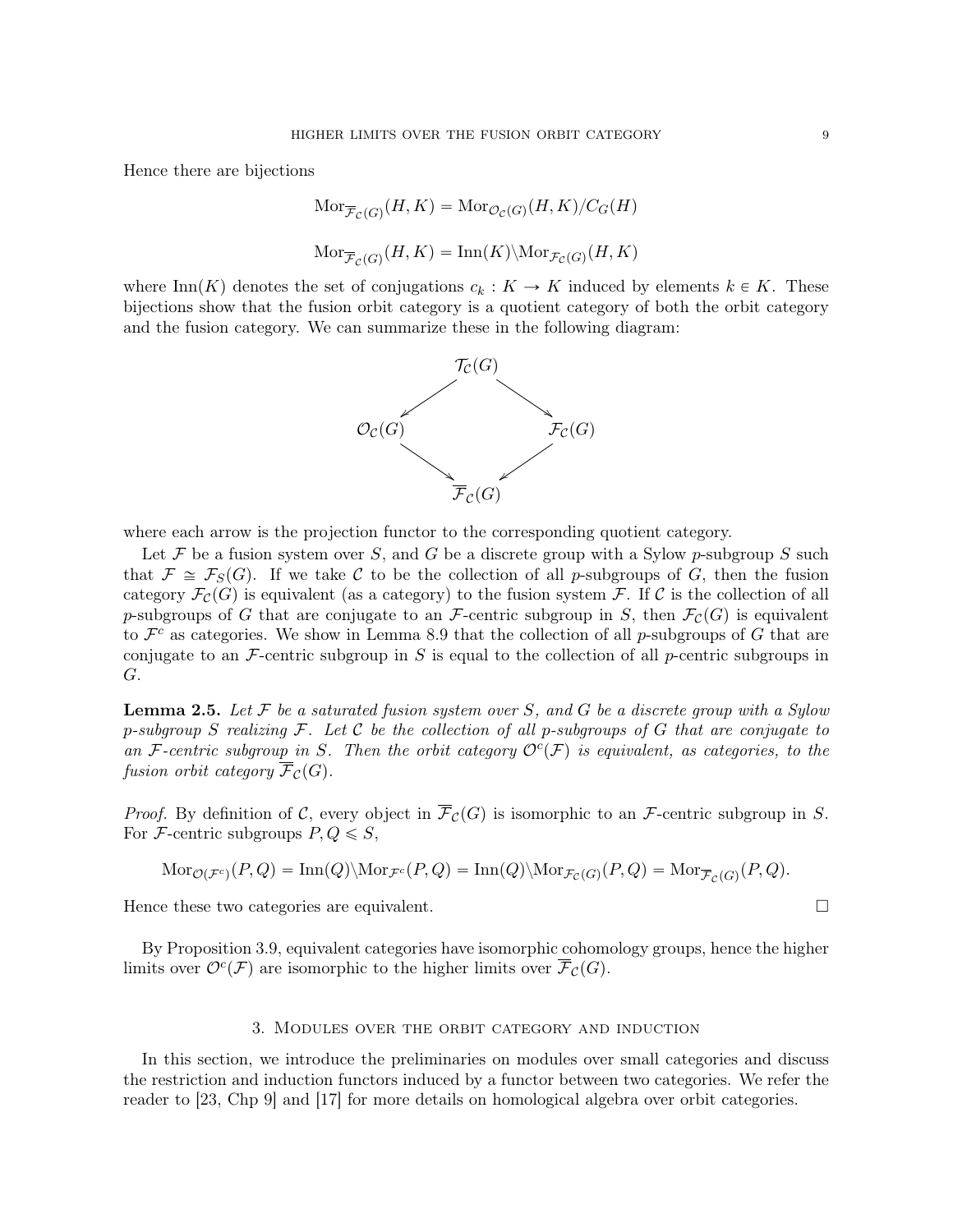Hence there are bijections

$$\mathrm{Mor}_{\overline{\mathcal{F}}_{\mathcal{C}}(G)}(H,K) = \mathrm{Mor}_{\mathcal{O}_{\mathcal{C}}(G)}(H,K)/C_G(H)$$

$$\mathrm{Mor}_{\overline{\mathcal{F}}_{\mathcal{C}}(G)}(H,K) = \mathrm{Inn}(K)\backslash \mathrm{Mor}_{\mathcal{F}_{\mathcal{C}}(G)}(H,K)$$

where $\mathrm{Inn}(K)$ denotes the set of conjugations $c_k : K \to K$ induced by elements $k \in K$. These bijections show that the fusion orbit category is a quotient category of both the orbit category and the fusion category. We can summarize these in the following diagram:

$$\begin{array}{ccc} & \mathcal{T}_{\mathcal{C}}(G) & \\ \swarrow & & \searrow \\ \mathcal{O}_{\mathcal{C}}(G) & & \mathcal{F}_{\mathcal{C}}(G) \\ \searrow & & \swarrow \\ & \overline{\mathcal{F}}_{\mathcal{C}}(G) & \end{array}$$

where each arrow is the projection functor to the corresponding quotient category.

Let $\mathcal{F}$ be a fusion system over $S$, and $G$ be a discrete group with a Sylow $p$-subgroup $S$ such that $\mathcal{F} \cong \mathcal{F}_S(G)$. If we take $\mathcal{C}$ to be the collection of all $p$-subgroups of $G$, then the fusion category $\mathcal{F}_{\mathcal{C}}(G)$ is equivalent (as a category) to the fusion system $\mathcal{F}$. If $\mathcal{C}$ is the collection of all $p$-subgroups of $G$ that are conjugate to an $\mathcal{F}$-centric subgroup in $S$, then $\mathcal{F}_{\mathcal{C}}(G)$ is equivalent to $\mathcal{F}^c$ as categories. We show in Lemma 8.9 that the collection of all $p$-subgroups of $G$ that are conjugate to an $\mathcal{F}$-centric subgroup in $S$ is equal to the collection of all $p$-centric subgroups in $G$.

**Lemma 2.5.** *Let $\mathcal{F}$ be a saturated fusion system over $S$, and $G$ be a discrete group with a Sylow $p$-subgroup $S$ realizing $\mathcal{F}$. Let $\mathcal{C}$ be the collection of all $p$-subgroups of $G$ that are conjugate to an $\mathcal{F}$-centric subgroup in $S$. Then the orbit category $\mathcal{O}^c(\mathcal{F})$ is equivalent, as categories, to the fusion orbit category $\overline{\mathcal{F}}_{\mathcal{C}}(G)$.*

*Proof.* By definition of $\mathcal{C}$, every object in $\overline{\mathcal{F}}_{\mathcal{C}}(G)$ is isomorphic to an $\mathcal{F}$-centric subgroup in $S$. For $\mathcal{F}$-centric subgroups $P, Q \leqslant S$,

$$\mathrm{Mor}_{\mathcal{O}(\mathcal{F}^c)}(P,Q) = \mathrm{Inn}(Q)\backslash \mathrm{Mor}_{\mathcal{F}^c}(P,Q) = \mathrm{Inn}(Q)\backslash \mathrm{Mor}_{\mathcal{F}_{\mathcal{C}}(G)}(P,Q) = \mathrm{Mor}_{\overline{\mathcal{F}}_{\mathcal{C}}(G)}(P,Q).$$

Hence these two categories are equivalent. $\square$

By Proposition 3.9, equivalent categories have isomorphic cohomology groups, hence the higher limits over $\mathcal{O}^c(\mathcal{F})$ are isomorphic to the higher limits over $\overline{\mathcal{F}}_{\mathcal{C}}(G)$.

## 3. Modules over the orbit category and induction

In this section, we introduce the preliminaries on modules over small categories and discuss the restriction and induction functors induced by a functor between two categories. We refer the reader to [23, Chp 9] and [17] for more details on homological algebra over orbit categories.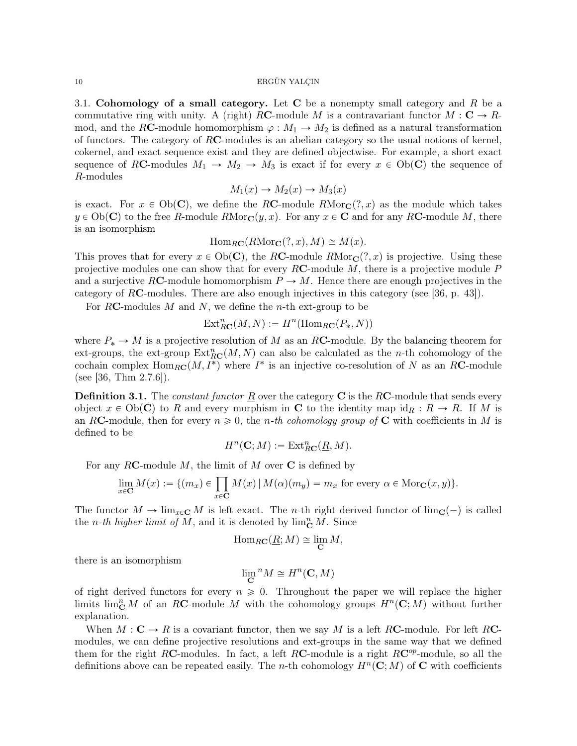3.1. **Cohomology of a small category.** Let $\mathbf{C}$ be a nonempty small category and $R$ be a commutative ring with unity. A (right) $R\mathbf{C}$-module $M$ is a contravariant functor $M : \mathbf{C} \to R$-mod, and the $R\mathbf{C}$-module homomorphism $\varphi : M_1 \to M_2$ is defined as a natural transformation of functors. The category of $R\mathbf{C}$-modules is an abelian category so the usual notions of kernel, cokernel, and exact sequence exist and they are defined objectwise. For example, a short exact sequence of $R\mathbf{C}$-modules $M_1 \to M_2 \to M_3$ is exact if for every $x \in \mathrm{Ob}(\mathbf{C})$ the sequence of $R$-modules

$$M_1(x) \to M_2(x) \to M_3(x)$$

is exact. For $x \in \mathrm{Ob}(\mathbf{C})$, we define the $R\mathbf{C}$-module $R\mathrm{Mor}_{\mathbf{C}}(?, x)$ as the module which takes $y \in \mathrm{Ob}(\mathbf{C})$ to the free $R$-module $R\mathrm{Mor}_{\mathbf{C}}(y, x)$. For any $x \in \mathbf{C}$ and for any $R\mathbf{C}$-module $M$, there is an isomorphism

$$\mathrm{Hom}_{R\mathbf{C}}(R\mathrm{Mor}_{\mathbf{C}}(?, x), M) \cong M(x).$$

This proves that for every $x \in \mathrm{Ob}(\mathbf{C})$, the $R\mathbf{C}$-module $R\mathrm{Mor}_{\mathbf{C}}(?, x)$ is projective. Using these projective modules one can show that for every $R\mathbf{C}$-module $M$, there is a projective module $P$ and a surjective $R\mathbf{C}$-module homomorphism $P \to M$. Hence there are enough projectives in the category of $R\mathbf{C}$-modules. There are also enough injectives in this category (see [36, p. 43]).

For $R\mathbf{C}$-modules $M$ and $N$, we define the $n$-th ext-group to be

$$\mathrm{Ext}^n_{R\mathbf{C}}(M, N) := H^n(\mathrm{Hom}_{R\mathbf{C}}(P_*, N))$$

where $P_* \to M$ is a projective resolution of $M$ as an $R\mathbf{C}$-module. By the balancing theorem for ext-groups, the ext-group $\mathrm{Ext}^n_{R\mathbf{C}}(M, N)$ can also be calculated as the $n$-th cohomology of the cochain complex $\mathrm{Hom}_{R\mathbf{C}}(M, I^*)$ where $I^*$ is an injective co-resolution of $N$ as an $R\mathbf{C}$-module (see [36, Thm 2.7.6]).

**Definition 3.1.** The *constant functor* $\underline{R}$ over the category $\mathbf{C}$ is the $R\mathbf{C}$-module that sends every object $x \in \mathrm{Ob}(\mathbf{C})$ to $R$ and every morphism in $\mathbf{C}$ to the identity map $\mathrm{id}_R : R \to R$. If $M$ is an $R\mathbf{C}$-module, then for every $n \geqslant 0$, the *$n$-th cohomology group of* $\mathbf{C}$ with coefficients in $M$ is defined to be

$$H^n(\mathbf{C}; M) := \mathrm{Ext}^n_{R\mathbf{C}}(\underline{R}, M).$$

For any $R\mathbf{C}$-module $M$, the limit of $M$ over $\mathbf{C}$ is defined by

$$\lim_{x \in \mathbf{C}} M(x) := \{(m_x) \in \prod_{x \in \mathbf{C}} M(x) \mid M(\alpha)(m_y) = m_x \text{ for every } \alpha \in \mathrm{Mor}_{\mathbf{C}}(x, y)\}.$$

The functor $M \to \lim_{x \in \mathbf{C}} M$ is left exact. The $n$-th right derived functor of $\lim_{\mathbf{C}}(-)$ is called the *$n$-th higher limit of* $M$, and it is denoted by $\lim^n_{\mathbf{C}} M$. Since

$$\mathrm{Hom}_{R\mathbf{C}}(\underline{R}; M) \cong \lim_{\mathbf{C}} M,$$

there is an isomorphism

$$\lim_{\mathbf{C}}{}^n M \cong H^n(\mathbf{C}, M)$$

of right derived functors for every $n \geqslant 0$. Throughout the paper we will replace the higher limits $\lim^n_{\mathbf{C}} M$ of an $R\mathbf{C}$-module $M$ with the cohomology groups $H^n(\mathbf{C}; M)$ without further explanation.

When $M : \mathbf{C} \to R$ is a covariant functor, then we say $M$ is a left $R\mathbf{C}$-module. For left $R\mathbf{C}$-modules, we can define projective resolutions and ext-groups in the same way that we defined them for the right $R\mathbf{C}$-modules. In fact, a left $R\mathbf{C}$-module is a right $R\mathbf{C}^{op}$-module, so all the definitions above can be repeated easily. The $n$-th cohomology $H^n(\mathbf{C}; M)$ of $\mathbf{C}$ with coefficients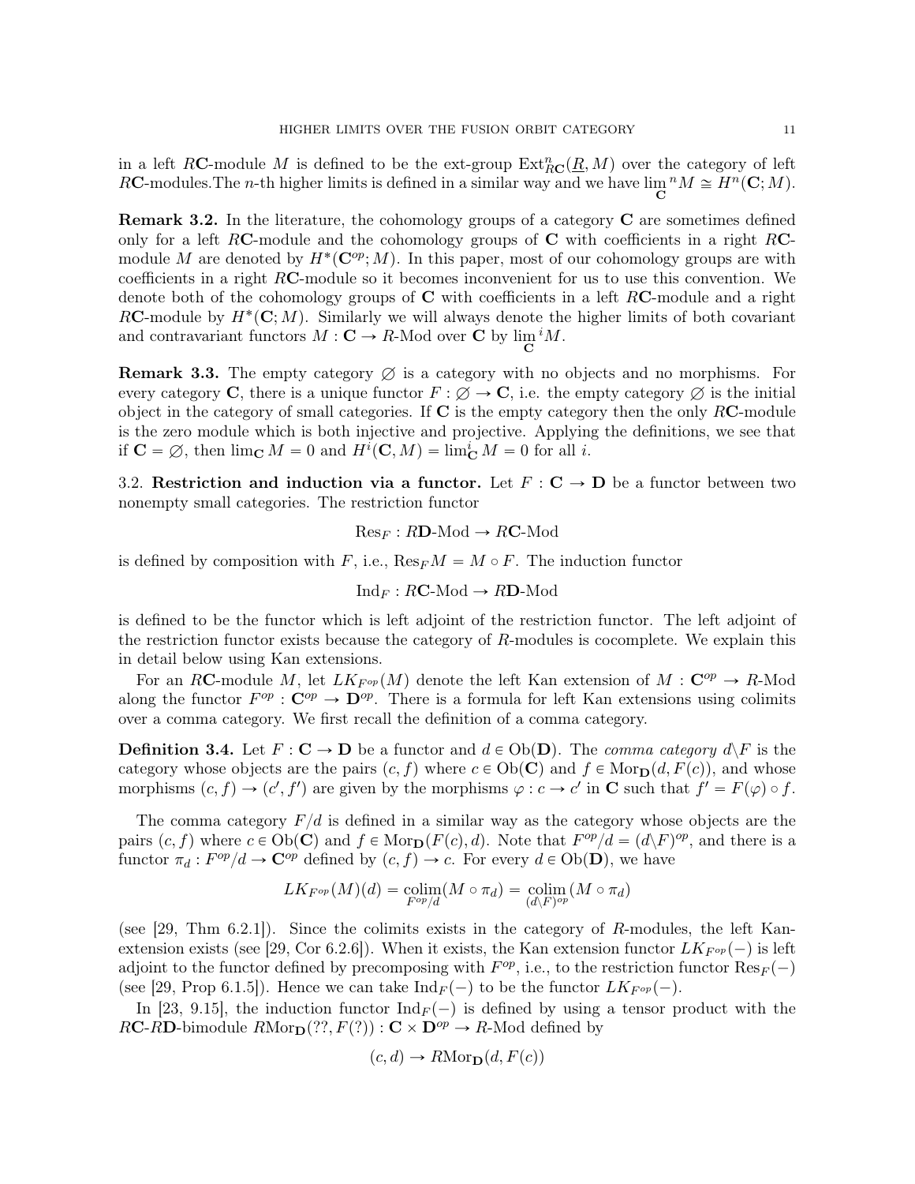in a left $R\mathbf{C}$-module $M$ is defined to be the ext-group $\mathrm{Ext}^n_{R\mathbf{C}}(\underline{R}, M)$ over the category of left $R\mathbf{C}$-modules.The $n$-th higher limits is defined in a similar way and we have $\lim_{\mathbf{C}}{}^n M \cong H^n(\mathbf{C}; M)$.

**Remark 3.2.** In the literature, the cohomology groups of a category $\mathbf{C}$ are sometimes defined only for a left $R\mathbf{C}$-module and the cohomology groups of $\mathbf{C}$ with coefficients in a right $R\mathbf{C}$-module $M$ are denoted by $H^*(\mathbf{C}^{op}; M)$. In this paper, most of our cohomology groups are with coefficients in a right $R\mathbf{C}$-module so it becomes inconvenient for us to use this convention. We denote both of the cohomology groups of $\mathbf{C}$ with coefficients in a left $R\mathbf{C}$-module and a right $R\mathbf{C}$-module by $H^*(\mathbf{C}; M)$. Similarly we will always denote the higher limits of both covariant and contravariant functors $M : \mathbf{C} \to R\text{-Mod}$ over $\mathbf{C}$ by $\lim_{\mathbf{C}}{}^i M$.

**Remark 3.3.** The empty category $\varnothing$ is a category with no objects and no morphisms. For every category $\mathbf{C}$, there is a unique functor $F : \varnothing \to \mathbf{C}$, i.e. the empty category $\varnothing$ is the initial object in the category of small categories. If $\mathbf{C}$ is the empty category then the only $R\mathbf{C}$-module is the zero module which is both injective and projective. Applying the definitions, we see that if $\mathbf{C} = \varnothing$, then $\lim_{\mathbf{C}} M = 0$ and $H^i(\mathbf{C}, M) = \lim^i_{\mathbf{C}} M = 0$ for all $i$.

3.2. **Restriction and induction via a functor.** Let $F : \mathbf{C} \to \mathbf{D}$ be a functor between two nonempty small categories. The restriction functor

$$\mathrm{Res}_F : R\mathbf{D}\text{-Mod} \to R\mathbf{C}\text{-Mod}$$

is defined by composition with $F$, i.e., $\mathrm{Res}_F M = M \circ F$. The induction functor

$$\mathrm{Ind}_F : R\mathbf{C}\text{-Mod} \to R\mathbf{D}\text{-Mod}$$

is defined to be the functor which is left adjoint of the restriction functor. The left adjoint of the restriction functor exists because the category of $R$-modules is cocomplete. We explain this in detail below using Kan extensions.

For an $R\mathbf{C}$-module $M$, let $LK_{F^{op}}(M)$ denote the left Kan extension of $M : \mathbf{C}^{op} \to R\text{-Mod}$ along the functor $F^{op} : \mathbf{C}^{op} \to \mathbf{D}^{op}$. There is a formula for left Kan extensions using colimits over a comma category. We first recall the definition of a comma category.

**Definition 3.4.** Let $F : \mathbf{C} \to \mathbf{D}$ be a functor and $d \in \mathrm{Ob}(\mathbf{D})$. The *comma category* $d \backslash F$ is the category whose objects are the pairs $(c, f)$ where $c \in \mathrm{Ob}(\mathbf{C})$ and $f \in \mathrm{Mor}_{\mathbf{D}}(d, F(c))$, and whose morphisms $(c, f) \to (c', f')$ are given by the morphisms $\varphi : c \to c'$ in $\mathbf{C}$ such that $f' = F(\varphi) \circ f$.

The comma category $F/d$ is defined in a similar way as the category whose objects are the pairs $(c, f)$ where $c \in \mathrm{Ob}(\mathbf{C})$ and $f \in \mathrm{Mor}_{\mathbf{D}}(F(c), d)$. Note that $F^{op}/d = (d\backslash F)^{op}$, and there is a functor $\pi_d : F^{op}/d \to \mathbf{C}^{op}$ defined by $(c, f) \to c$. For every $d \in \mathrm{Ob}(\mathbf{D})$, we have

$$LK_{F^{op}}(M)(d) = \underset{F^{op}/d}{\mathrm{colim}}(M \circ \pi_d) = \underset{(d\backslash F)^{op}}{\mathrm{colim}}(M \circ \pi_d)$$

(see [29, Thm 6.2.1]). Since the colimits exists in the category of $R$-modules, the left Kan-extension exists (see [29, Cor 6.2.6]). When it exists, the Kan extension functor $LK_{F^{op}}(-)$ is left adjoint to the functor defined by precomposing with $F^{op}$, i.e., to the restriction functor $\mathrm{Res}_F(-)$ (see [29, Prop 6.1.5]). Hence we can take $\mathrm{Ind}_F(-)$ to be the functor $LK_{F^{op}}(-)$.

In [23, 9.15], the induction functor $\mathrm{Ind}_F(-)$ is defined by using a tensor product with the $R\mathbf{C}$-$R\mathbf{D}$-bimodule $R\mathrm{Mor}_{\mathbf{D}}(??, F(?)) : \mathbf{C} \times \mathbf{D}^{op} \to R\text{-Mod}$ defined by

$$(c, d) \to R\mathrm{Mor}_{\mathbf{D}}(d, F(c))$$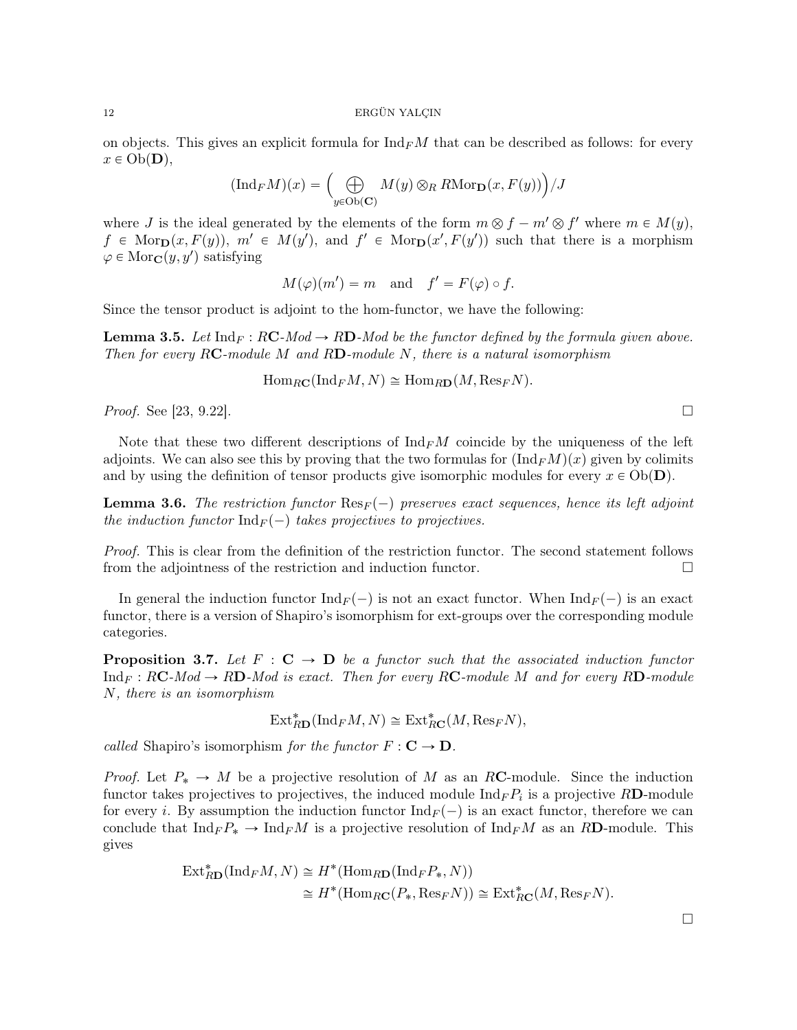on objects. This gives an explicit formula for $\mathrm{Ind}_F M$ that can be described as follows: for every $x \in \mathrm{Ob}(\mathbf{D})$,

$$(\mathrm{Ind}_F M)(x) = \Big( \bigoplus_{y \in \mathrm{Ob}(\mathbf{C})} M(y) \otimes_R R\mathrm{Mor}_{\mathbf{D}}(x, F(y)) \Big) / J$$

where $J$ is the ideal generated by the elements of the form $m \otimes f - m' \otimes f'$ where $m \in M(y)$, $f \in \mathrm{Mor}_{\mathbf{D}}(x, F(y))$, $m' \in M(y')$, and $f' \in \mathrm{Mor}_{\mathbf{D}}(x', F(y'))$ such that there is a morphism $\varphi \in \mathrm{Mor}_{\mathbf{C}}(y, y')$ satisfying

$$M(\varphi)(m') = m \quad \text{and} \quad f' = F(\varphi) \circ f.$$

Since the tensor product is adjoint to the hom-functor, we have the following:

**Lemma 3.5.** *Let $\mathrm{Ind}_F : R\mathbf{C}\text{-}Mod \to R\mathbf{D}\text{-}Mod$ be the functor defined by the formula given above. Then for every $R\mathbf{C}$-module $M$ and $R\mathbf{D}$-module $N$, there is a natural isomorphism*

$$\mathrm{Hom}_{R\mathbf{C}}(\mathrm{Ind}_F M, N) \cong \mathrm{Hom}_{R\mathbf{D}}(M, \mathrm{Res}_F N).$$

*Proof.* See [23, 9.22]. □

Note that these two different descriptions of $\mathrm{Ind}_F M$ coincide by the uniqueness of the left adjoints. We can also see this by proving that the two formulas for $(\mathrm{Ind}_F M)(x)$ given by colimits and by using the definition of tensor products give isomorphic modules for every $x \in \mathrm{Ob}(\mathbf{D})$.

**Lemma 3.6.** *The restriction functor $\mathrm{Res}_F(-)$ preserves exact sequences, hence its left adjoint the induction functor $\mathrm{Ind}_F(-)$ takes projectives to projectives.*

*Proof.* This is clear from the definition of the restriction functor. The second statement follows from the adjointness of the restriction and induction functor. □

In general the induction functor $\mathrm{Ind}_F(-)$ is not an exact functor. When $\mathrm{Ind}_F(-)$ is an exact functor, there is a version of Shapiro's isomorphism for ext-groups over the corresponding module categories.

**Proposition 3.7.** *Let $F : \mathbf{C} \to \mathbf{D}$ be a functor such that the associated induction functor $\mathrm{Ind}_F : R\mathbf{C}\text{-}Mod \to R\mathbf{D}\text{-}Mod$ is exact. Then for every $R\mathbf{C}$-module $M$ and for every $R\mathbf{D}$-module $N$, there is an isomorphism*

$$\mathrm{Ext}^*_{R\mathbf{D}}(\mathrm{Ind}_F M, N) \cong \mathrm{Ext}^*_{R\mathbf{C}}(M, \mathrm{Res}_F N),$$

*called* Shapiro's isomorphism *for the functor $F : \mathbf{C} \to \mathbf{D}$.*

*Proof.* Let $P_* \to M$ be a projective resolution of $M$ as an $R\mathbf{C}$-module. Since the induction functor takes projectives to projectives, the induced module $\mathrm{Ind}_F P_i$ is a projective $R\mathbf{D}$-module for every $i$. By assumption the induction functor $\mathrm{Ind}_F(-)$ is an exact functor, therefore we can conclude that $\mathrm{Ind}_F P_* \to \mathrm{Ind}_F M$ is a projective resolution of $\mathrm{Ind}_F M$ as an $R\mathbf{D}$-module. This gives

$$\begin{aligned}\mathrm{Ext}^*_{R\mathbf{D}}(\mathrm{Ind}_F M, N) &\cong H^*(\mathrm{Hom}_{R\mathbf{D}}(\mathrm{Ind}_F P_*, N)) \\ &\cong H^*(\mathrm{Hom}_{R\mathbf{C}}(P_*, \mathrm{Res}_F N)) \cong \mathrm{Ext}^*_{R\mathbf{C}}(M, \mathrm{Res}_F N).\end{aligned}$$

□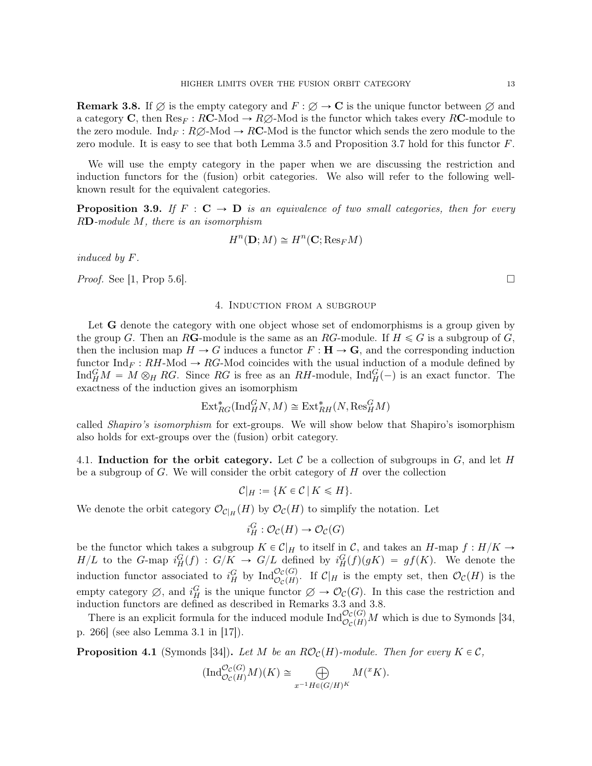**Remark 3.8.** If $\varnothing$ is the empty category and $F : \varnothing \to \mathbf{C}$ is the unique functor between $\varnothing$ and a category $\mathbf{C}$, then $\mathrm{Res}_F : R\mathbf{C}\text{-Mod} \to R\varnothing\text{-Mod}$ is the functor which takes every $R\mathbf{C}$-module to the zero module. $\mathrm{Ind}_F : R\varnothing\text{-Mod} \to R\mathbf{C}\text{-Mod}$ is the functor which sends the zero module to the zero module. It is easy to see that both Lemma 3.5 and Proposition 3.7 hold for this functor $F$.

We will use the empty category in the paper when we are discussing the restriction and induction functors for the (fusion) orbit categories. We also will refer to the following well-known result for the equivalent categories.

**Proposition 3.9.** *If $F : \mathbf{C} \to \mathbf{D}$ is an equivalence of two small categories, then for every $R\mathbf{D}$-module $M$, there is an isomorphism*

$$H^n(\mathbf{D}; M) \cong H^n(\mathbf{C}; \mathrm{Res}_F M)$$

*induced by $F$.*

*Proof.* See [1, Prop 5.6]. □

## 4. Induction from a subgroup

Let $\mathbf{G}$ denote the category with one object whose set of endomorphisms is a group given by the group $G$. Then an $R\mathbf{G}$-module is the same as an $RG$-module. If $H \leqslant G$ is a subgroup of $G$, then the inclusion map $H \to G$ induces a functor $F : \mathbf{H} \to \mathbf{G}$, and the corresponding induction functor $\mathrm{Ind}_F : RH\text{-Mod} \to RG\text{-Mod}$ coincides with the usual induction of a module defined by $\mathrm{Ind}_H^G M = M \otimes_H RG$. Since $RG$ is free as an $RH$-module, $\mathrm{Ind}_H^G(-)$ is an exact functor. The exactness of the induction gives an isomorphism

$$\mathrm{Ext}^*_{RG}(\mathrm{Ind}_H^G N, M) \cong \mathrm{Ext}^*_{RH}(N, \mathrm{Res}_H^G M)$$

called *Shapiro's isomorphism* for ext-groups. We will show below that Shapiro's isomorphism also holds for ext-groups over the (fusion) orbit category.

### 4.1. Induction for the orbit category.

Let $\mathcal{C}$ be a collection of subgroups in $G$, and let $H$ be a subgroup of $G$. We will consider the orbit category of $H$ over the collection

$$\mathcal{C}|_H := \{K \in \mathcal{C} \mid K \leqslant H\}.$$

We denote the orbit category $\mathcal{O}_{\mathcal{C}|_H}(H)$ by $\mathcal{O}_{\mathcal{C}}(H)$ to simplify the notation. Let

$$i_H^G : \mathcal{O}_{\mathcal{C}}(H) \to \mathcal{O}_{\mathcal{C}}(G)$$

be the functor which takes a subgroup $K \in \mathcal{C}|_H$ to itself in $\mathcal{C}$, and takes an $H$-map $f : H/K \to H/L$ to the $G$-map $i_H^G(f) : G/K \to G/L$ defined by $i_H^G(f)(gK) = gf(K)$. We denote the induction functor associated to $i_H^G$ by $\mathrm{Ind}_{\mathcal{O}_{\mathcal{C}}(H)}^{\mathcal{O}_{\mathcal{C}}(G)}$. If $\mathcal{C}|_H$ is the empty set, then $\mathcal{O}_{\mathcal{C}}(H)$ is the empty category $\varnothing$, and $i_H^G$ is the unique functor $\varnothing \to \mathcal{O}_{\mathcal{C}}(G)$. In this case the restriction and induction functors are defined as described in Remarks 3.3 and 3.8.

There is an explicit formula for the induced module $\mathrm{Ind}_{\mathcal{O}_{\mathcal{C}}(H)}^{\mathcal{O}_{\mathcal{C}}(G)} M$ which is due to Symonds [34, p. 266] (see also Lemma 3.1 in [17]).

**Proposition 4.1** (Symonds [34])**.** *Let $M$ be an $R\mathcal{O}_{\mathcal{C}}(H)$-module. Then for every $K \in \mathcal{C}$,*

$$(\mathrm{Ind}_{\mathcal{O}_{\mathcal{C}}(H)}^{\mathcal{O}_{\mathcal{C}}(G)} M)(K) \cong \bigoplus_{x^{-1}H \in (G/H)^K} M({}^x K).$$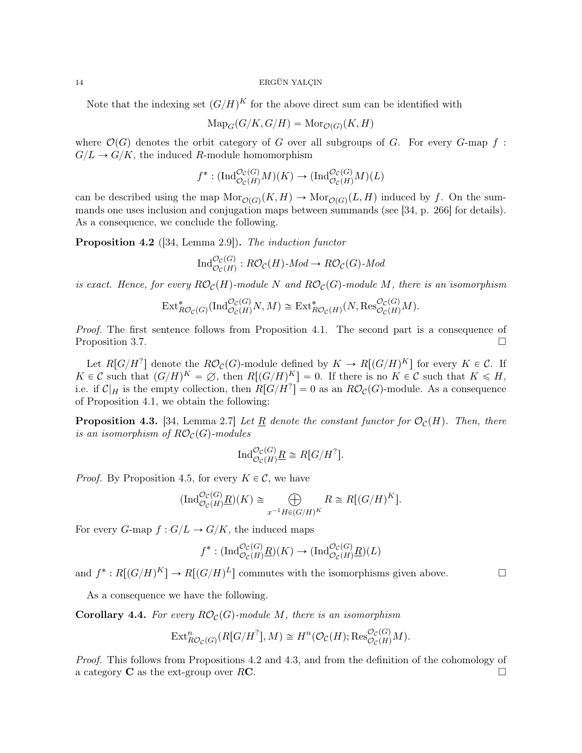Note that the indexing set $(G/H)^K$ for the above direct sum can be identified with

$$\mathrm{Map}_G(G/K, G/H) = \mathrm{Mor}_{\mathcal{O}(G)}(K, H)$$

where $\mathcal{O}(G)$ denotes the orbit category of $G$ over all subgroups of $G$. For every $G$-map $f : G/L \to G/K$, the induced $R$-module homomorphism

$$f^* : (\mathrm{Ind}_{\mathcal{O}_{\mathcal{C}}(H)}^{\mathcal{O}_{\mathcal{C}}(G)} M)(K) \to (\mathrm{Ind}_{\mathcal{O}_{\mathcal{C}}(H)}^{\mathcal{O}_{\mathcal{C}}(G)} M)(L)$$

can be described using the map $\mathrm{Mor}_{\mathcal{O}(G)}(K, H) \to \mathrm{Mor}_{\mathcal{O}(G)}(L, H)$ induced by $f$. On the summands one uses inclusion and conjugation maps between summands (see [34, p. 266] for details). As a consequence, we conclude the following.

**Proposition 4.2** ([34, Lemma 2.9])**.** *The induction functor*

$$\mathrm{Ind}_{\mathcal{O}_{\mathcal{C}}(H)}^{\mathcal{O}_{\mathcal{C}}(G)} : R\mathcal{O}_{\mathcal{C}}(H)\text{-}Mod \to R\mathcal{O}_{\mathcal{C}}(G)\text{-}Mod$$

*is exact. Hence, for every $R\mathcal{O}_{\mathcal{C}}(H)$-module $N$ and $R\mathcal{O}_{\mathcal{C}}(G)$-module $M$, there is an isomorphism*

$$\mathrm{Ext}^*_{R\mathcal{O}_{\mathcal{C}}(G)}(\mathrm{Ind}_{\mathcal{O}_{\mathcal{C}}(H)}^{\mathcal{O}_{\mathcal{C}}(G)} N, M) \cong \mathrm{Ext}^*_{R\mathcal{O}_{\mathcal{C}}(H)}(N, \mathrm{Res}_{\mathcal{O}_{\mathcal{C}}(H)}^{\mathcal{O}_{\mathcal{C}}(G)} M).$$

*Proof.* The first sentence follows from Proposition 4.1. The second part is a consequence of Proposition 3.7. □

Let $R[G/H^?]$ denote the $R\mathcal{O}_{\mathcal{C}}(G)$-module defined by $K \to R[(G/H)^K]$ for every $K \in \mathcal{C}$. If $K \in \mathcal{C}$ such that $(G/H)^K = \varnothing$, then $R[(G/H)^K] = 0$. If there is no $K \in \mathcal{C}$ such that $K \leqslant H$, i.e. if $\mathcal{C}|_H$ is the empty collection, then $R[G/H^?] = 0$ as an $R\mathcal{O}_{\mathcal{C}}(G)$-module. As a consequence of Proposition 4.1, we obtain the following:

**Proposition 4.3.** [34, Lemma 2.7] *Let $\underline{R}$ denote the constant functor for $\mathcal{O}_{\mathcal{C}}(H)$. Then, there is an isomorphism of $R\mathcal{O}_{\mathcal{C}}(G)$-modules*

$$\mathrm{Ind}_{\mathcal{O}_{\mathcal{C}}(H)}^{\mathcal{O}_{\mathcal{C}}(G)} \underline{R} \cong R[G/H^?].$$

*Proof.* By Proposition 4.5, for every $K \in \mathcal{C}$, we have

$$(\mathrm{Ind}_{\mathcal{O}_{\mathcal{C}}(H)}^{\mathcal{O}_{\mathcal{C}}(G)} \underline{R})(K) \cong \bigoplus_{x^{-1}H \in (G/H)^K} R \cong R[(G/H)^K].$$

For every $G$-map $f : G/L \to G/K$, the induced maps

$$f^* : (\mathrm{Ind}_{\mathcal{O}_{\mathcal{C}}(H)}^{\mathcal{O}_{\mathcal{C}}(G)} \underline{R})(K) \to (\mathrm{Ind}_{\mathcal{O}_{\mathcal{C}}(H)}^{\mathcal{O}_{\mathcal{C}}(G)} \underline{R})(L)$$

and $f^* : R[(G/H)^K] \to R[(G/H)^L]$ commutes with the isomorphisms given above. □

As a consequence we have the following.

**Corollary 4.4.** *For every $R\mathcal{O}_{\mathcal{C}}(G)$-module $M$, there is an isomorphism*

$$\mathrm{Ext}^n_{R\mathcal{O}_{\mathcal{C}}(G)}(R[G/H^?], M) \cong H^n(\mathcal{O}_{\mathcal{C}}(H); \mathrm{Res}_{\mathcal{O}_{\mathcal{C}}(H)}^{\mathcal{O}_{\mathcal{C}}(G)} M).$$

*Proof.* This follows from Propositions 4.2 and 4.3, and from the definition of the cohomology of a category $\mathbf{C}$ as the ext-group over $R\mathbf{C}$. □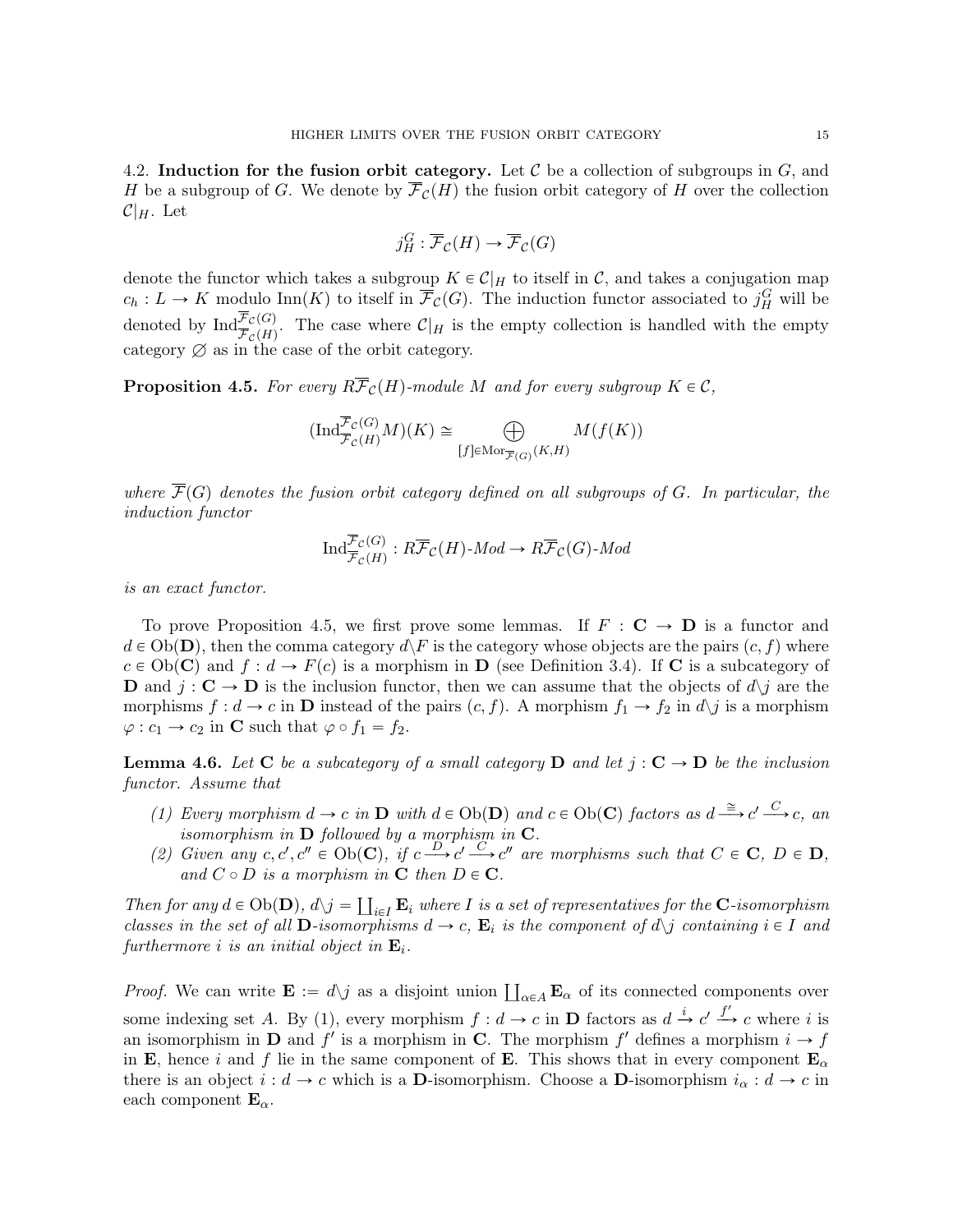4.2. **Induction for the fusion orbit category.** Let $\mathcal{C}$ be a collection of subgroups in $G$, and $H$ be a subgroup of $G$. We denote by $\overline{\mathcal{F}}_{\mathcal{C}}(H)$ the fusion orbit category of $H$ over the collection $\mathcal{C}|_H$. Let

$$j_H^G : \overline{\mathcal{F}}_{\mathcal{C}}(H) \to \overline{\mathcal{F}}_{\mathcal{C}}(G)$$

denote the functor which takes a subgroup $K \in \mathcal{C}|_H$ to itself in $\mathcal{C}$, and takes a conjugation map $c_h : L \to K$ modulo $\mathrm{Inn}(K)$ to itself in $\overline{\mathcal{F}}_{\mathcal{C}}(G)$. The induction functor associated to $j_H^G$ will be denoted by $\mathrm{Ind}_{\overline{\mathcal{F}}_{\mathcal{C}}(H)}^{\overline{\mathcal{F}}_{\mathcal{C}}(G)}$. The case where $\mathcal{C}|_H$ is the empty collection is handled with the empty category $\varnothing$ as in the case of the orbit category.

**Proposition 4.5.** *For every $R\overline{\mathcal{F}}_{\mathcal{C}}(H)$-module $M$ and for every subgroup $K \in \mathcal{C}$,*

$$(\mathrm{Ind}_{\overline{\mathcal{F}}_{\mathcal{C}}(H)}^{\overline{\mathcal{F}}_{\mathcal{C}}(G)} M)(K) \cong \bigoplus_{[f] \in \mathrm{Mor}_{\overline{\mathcal{F}}(G)}(K,H)} M(f(K))$$

*where $\overline{\mathcal{F}}(G)$ denotes the fusion orbit category defined on all subgroups of $G$. In particular, the induction functor*

$$\mathrm{Ind}_{\overline{\mathcal{F}}_{\mathcal{C}}(H)}^{\overline{\mathcal{F}}_{\mathcal{C}}(G)} : R\overline{\mathcal{F}}_{\mathcal{C}}(H)\text{-}Mod \to R\overline{\mathcal{F}}_{\mathcal{C}}(G)\text{-}Mod$$

*is an exact functor.*

To prove Proposition 4.5, we first prove some lemmas. If $F : \mathbf{C} \to \mathbf{D}$ is a functor and $d \in \mathrm{Ob}(\mathbf{D})$, then the comma category $d\backslash F$ is the category whose objects are the pairs $(c, f)$ where $c \in \mathrm{Ob}(\mathbf{C})$ and $f : d \to F(c)$ is a morphism in $\mathbf{D}$ (see Definition 3.4). If $\mathbf{C}$ is a subcategory of $\mathbf{D}$ and $j : \mathbf{C} \to \mathbf{D}$ is the inclusion functor, then we can assume that the objects of $d\backslash j$ are the morphisms $f : d \to c$ in $\mathbf{D}$ instead of the pairs $(c, f)$. A morphism $f_1 \to f_2$ in $d\backslash j$ is a morphism $\varphi : c_1 \to c_2$ in $\mathbf{C}$ such that $\varphi \circ f_1 = f_2$.

**Lemma 4.6.** *Let $\mathbf{C}$ be a subcategory of a small category $\mathbf{D}$ and let $j : \mathbf{C} \to \mathbf{D}$ be the inclusion functor. Assume that*

1. *Every morphism $d \to c$ in $\mathbf{D}$ with $d \in \mathrm{Ob}(\mathbf{D})$ and $c \in \mathrm{Ob}(\mathbf{C})$ factors as $d \xrightarrow{\cong} c' \xrightarrow{C} c$, an isomorphism in $\mathbf{D}$ followed by a morphism in $\mathbf{C}$.*
2. *Given any $c, c', c'' \in \mathrm{Ob}(\mathbf{C})$, if $c \xrightarrow{D} c' \xrightarrow{C} c''$ are morphisms such that $C \in \mathbf{C}$, $D \in \mathbf{D}$, and $C \circ D$ is a morphism in $\mathbf{C}$ then $D \in \mathbf{C}$.*

*Then for any $d \in \mathrm{Ob}(\mathbf{D})$, $d\backslash j = \coprod_{i \in I} \mathbf{E}_i$ where $I$ is a set of representatives for the $\mathbf{C}$-isomorphism classes in the set of all $\mathbf{D}$-isomorphisms $d \to c$, $\mathbf{E}_i$ is the component of $d\backslash j$ containing $i \in I$ and furthermore $i$ is an initial object in $\mathbf{E}_i$.*

*Proof.* We can write $\mathbf{E} := d\backslash j$ as a disjoint union $\coprod_{\alpha \in A} \mathbf{E}_\alpha$ of its connected components over some indexing set $A$. By (1), every morphism $f : d \to c$ in $\mathbf{D}$ factors as $d \xrightarrow{i} c' \xrightarrow{f'} c$ where $i$ is an isomorphism in $\mathbf{D}$ and $f'$ is a morphism in $\mathbf{C}$. The morphism $f'$ defines a morphism $i \to f$ in $\mathbf{E}$, hence $i$ and $f$ lie in the same component of $\mathbf{E}$. This shows that in every component $\mathbf{E}_\alpha$ there is an object $i : d \to c$ which is a $\mathbf{D}$-isomorphism. Choose a $\mathbf{D}$-isomorphism $i_\alpha : d \to c$ in each component $\mathbf{E}_\alpha$.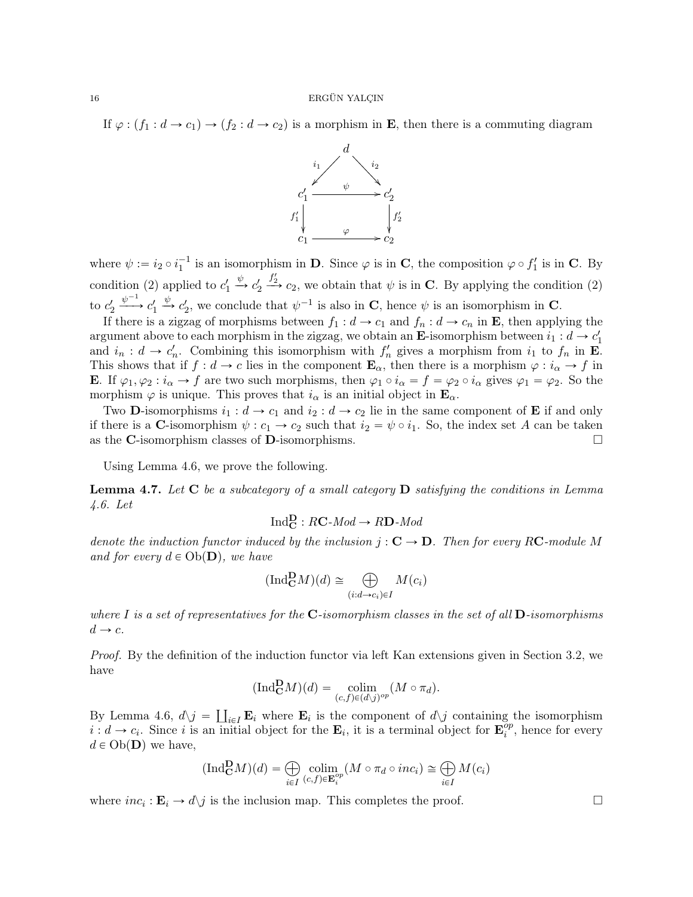If $\varphi : (f_1 : d \to c_1) \to (f_2 : d \to c_2)$ is a morphism in $\mathbf{E}$, then there is a commuting diagram

$$\begin{array}{ccc} & d & \\ {}^{i_1}\swarrow & & \searrow^{i_2} \\ c_1' & \xrightarrow{\psi} & c_2' \\ {\scriptstyle f_1'}\downarrow & & \downarrow{\scriptstyle f_2'} \\ c_1 & \xrightarrow{\varphi} & c_2 \end{array}$$

where $\psi := i_2 \circ i_1^{-1}$ is an isomorphism in $\mathbf{D}$. Since $\varphi$ is in $\mathbf{C}$, the composition $\varphi \circ f_1'$ is in $\mathbf{C}$. By condition (2) applied to $c_1' \xrightarrow{\psi} c_2' \xrightarrow{f_2'} c_2$, we obtain that $\psi$ is in $\mathbf{C}$. By applying the condition (2) to $c_2' \xrightarrow{\psi^{-1}} c_1' \xrightarrow{\psi} c_2'$, we conclude that $\psi^{-1}$ is also in $\mathbf{C}$, hence $\psi$ is an isomorphism in $\mathbf{C}$.

If there is a zigzag of morphisms between $f_1 : d \to c_1$ and $f_n : d \to c_n$ in $\mathbf{E}$, then applying the argument above to each morphism in the zigzag, we obtain an $\mathbf{E}$-isomorphism between $i_1 : d \to c_1'$ and $i_n : d \to c_n'$. Combining this isomorphism with $f_n'$ gives a morphism from $i_1$ to $f_n$ in $\mathbf{E}$. This shows that if $f : d \to c$ lies in the component $\mathbf{E}_\alpha$, then there is a morphism $\varphi : i_\alpha \to f$ in $\mathbf{E}$. If $\varphi_1, \varphi_2 : i_\alpha \to f$ are two such morphisms, then $\varphi_1 \circ i_\alpha = f = \varphi_2 \circ i_\alpha$ gives $\varphi_1 = \varphi_2$. So the morphism $\varphi$ is unique. This proves that $i_\alpha$ is an initial object in $\mathbf{E}_\alpha$.

Two $\mathbf{D}$-isomorphisms $i_1 : d \to c_1$ and $i_2 : d \to c_2$ lie in the same component of $\mathbf{E}$ if and only if there is a $\mathbf{C}$-isomorphism $\psi : c_1 \to c_2$ such that $i_2 = \psi \circ i_1$. So, the index set $A$ can be taken as the $\mathbf{C}$-isomorphism classes of $\mathbf{D}$-isomorphisms. $\square$

Using Lemma 4.6, we prove the following.

**Lemma 4.7.** *Let $\mathbf{C}$ be a subcategory of a small category $\mathbf{D}$ satisfying the conditions in Lemma 4.6. Let*

$$\mathrm{Ind}_{\mathbf{C}}^{\mathbf{D}} : R\mathbf{C}\text{-}Mod \to R\mathbf{D}\text{-}Mod$$

*denote the induction functor induced by the inclusion $j : \mathbf{C} \to \mathbf{D}$. Then for every $R\mathbf{C}$-module $M$ and for every $d \in \mathrm{Ob}(\mathbf{D})$, we have*

$$(\mathrm{Ind}_{\mathbf{C}}^{\mathbf{D}} M)(d) \cong \bigoplus_{(i : d \to c_i) \in I} M(c_i)$$

*where $I$ is a set of representatives for the $\mathbf{C}$-isomorphism classes in the set of all $\mathbf{D}$-isomorphisms $d \to c$.*

*Proof.* By the definition of the induction functor via left Kan extensions given in Section 3.2, we have

$$(\mathrm{Ind}_{\mathbf{C}}^{\mathbf{D}} M)(d) = \operatorname*{colim}_{(c,f) \in (d \backslash j)^{op}} (M \circ \pi_d).$$

By Lemma 4.6, $d \backslash j = \coprod_{i \in I} \mathbf{E}_i$ where $\mathbf{E}_i$ is the component of $d \backslash j$ containing the isomorphism $i : d \to c_i$. Since $i$ is an initial object for the $\mathbf{E}_i$, it is a terminal object for $\mathbf{E}_i^{op}$, hence for every $d \in \mathrm{Ob}(\mathbf{D})$ we have,

$$(\mathrm{Ind}_{\mathbf{C}}^{\mathbf{D}} M)(d) = \bigoplus_{i \in I} \operatorname*{colim}_{(c,f) \in \mathbf{E}_i^{op}} (M \circ \pi_d \circ inc_i) \cong \bigoplus_{i \in I} M(c_i)$$

where $inc_i : \mathbf{E}_i \to d \backslash j$ is the inclusion map. This completes the proof. $\square$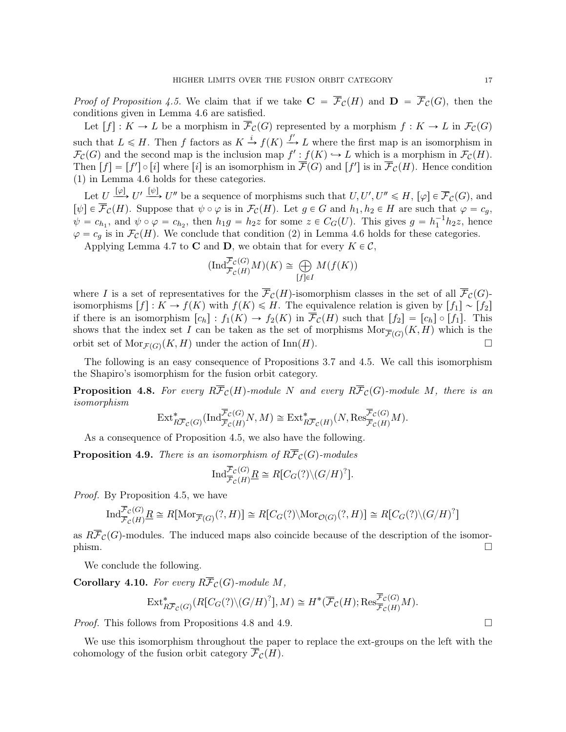*Proof of Proposition 4.5.* We claim that if we take $\mathbf{C} = \overline{\mathcal{F}}_{\mathcal{C}}(H)$ and $\mathbf{D} = \overline{\mathcal{F}}_{\mathcal{C}}(G)$, then the conditions given in Lemma 4.6 are satisfied.

Let $[f] : K \to L$ be a morphism in $\overline{\mathcal{F}}_{\mathcal{C}}(G)$ represented by a morphism $f : K \to L$ in $\mathcal{F}_{\mathcal{C}}(G)$ such that $L \leqslant H$. Then $f$ factors as $K \xrightarrow{i} f(K) \xrightarrow{f'} L$ where the first map is an isomorphism in $\mathcal{F}_{\mathcal{C}}(G)$ and the second map is the inclusion map $f' : f(K) \hookrightarrow L$ which is a morphism in $\mathcal{F}_{\mathcal{C}}(H)$. Then $[f] = [f'] \circ [i]$ where $[i]$ is an isomorphism in $\overline{\mathcal{F}}(G)$ and $[f']$ is in $\overline{\mathcal{F}}_{\mathcal{C}}(H)$. Hence condition (1) in Lemma 4.6 holds for these categories.

Let $U \xrightarrow{[\varphi]} U' \xrightarrow{[\psi]} U''$ be a sequence of morphisms such that $U, U', U'' \leqslant H$, $[\varphi] \in \overline{\mathcal{F}}_{\mathcal{C}}(G)$, and $[\psi] \in \overline{\mathcal{F}}_{\mathcal{C}}(H)$. Suppose that $\psi \circ \varphi$ is in $\mathcal{F}_{\mathcal{C}}(H)$. Let $g \in G$ and $h_1, h_2 \in H$ are such that $\varphi = c_g$, $\psi = c_{h_1}$, and $\psi \circ \varphi = c_{h_2}$, then $h_1 g = h_2 z$ for some $z \in C_G(U)$. This gives $g = h_1^{-1} h_2 z$, hence $\varphi = c_g$ is in $\mathcal{F}_{\mathcal{C}}(H)$. We conclude that condition (2) in Lemma 4.6 holds for these categories.

Applying Lemma 4.7 to $\mathbf{C}$ and $\mathbf{D}$, we obtain that for every $K \in \mathcal{C}$,

$$(\mathrm{Ind}_{\overline{\mathcal{F}}_{\mathcal{C}}(H)}^{\overline{\mathcal{F}}_{\mathcal{C}}(G)} M)(K) \cong \bigoplus_{[f] \in I} M(f(K))$$

where $I$ is a set of representatives for the $\overline{\mathcal{F}}_{\mathcal{C}}(H)$-isomorphism classes in the set of all $\overline{\mathcal{F}}_{\mathcal{C}}(G)$-isomorphisms $[f] : K \to f(K)$ with $f(K) \leqslant H$. The equivalence relation is given by $[f_1] \sim [f_2]$ if there is an isomorphism $[c_h] : f_1(K) \to f_2(K)$ in $\overline{\mathcal{F}}_{\mathcal{C}}(H)$ such that $[f_2] = [c_h] \circ [f_1]$. This shows that the index set $I$ can be taken as the set of morphisms $\mathrm{Mor}_{\overline{\mathcal{F}}(G)}(K, H)$ which is the orbit set of $\mathrm{Mor}_{\mathcal{F}(G)}(K, H)$ under the action of $\mathrm{Inn}(H)$. $\square$

The following is an easy consequence of Propositions 3.7 and 4.5. We call this isomorphism the Shapiro's isomorphism for the fusion orbit category.

**Proposition 4.8.** *For every $R\overline{\mathcal{F}}_{\mathcal{C}}(H)$-module $N$ and every $R\overline{\mathcal{F}}_{\mathcal{C}}(G)$-module $M$, there is an isomorphism*

$$\mathrm{Ext}^*_{R\overline{\mathcal{F}}_{\mathcal{C}}(G)}(\mathrm{Ind}_{\overline{\mathcal{F}}_{\mathcal{C}}(H)}^{\overline{\mathcal{F}}_{\mathcal{C}}(G)} N, M) \cong \mathrm{Ext}^*_{R\overline{\mathcal{F}}_{\mathcal{C}}(H)}(N, \mathrm{Res}_{\overline{\mathcal{F}}_{\mathcal{C}}(H)}^{\overline{\mathcal{F}}_{\mathcal{C}}(G)} M).$$

As a consequence of Proposition 4.5, we also have the following.

**Proposition 4.9.** *There is an isomorphism of $R\overline{\mathcal{F}}_{\mathcal{C}}(G)$-modules*

$$\mathrm{Ind}_{\overline{\mathcal{F}}_{\mathcal{C}}(H)}^{\overline{\mathcal{F}}_{\mathcal{C}}(G)} \underline{R} \cong R[C_G(?) \backslash (G/H)^?].$$

*Proof.* By Proposition 4.5, we have

$$\mathrm{Ind}_{\overline{\mathcal{F}}_{\mathcal{C}}(H)}^{\overline{\mathcal{F}}_{\mathcal{C}}(G)} \underline{R} \cong R[\mathrm{Mor}_{\overline{\mathcal{F}}(G)}(?, H)] \cong R[C_G(?) \backslash \mathrm{Mor}_{\mathcal{O}(G)}(?, H)] \cong R[C_G(?) \backslash (G/H)^?]$$

as $R\overline{\mathcal{F}}_{\mathcal{C}}(G)$-modules. The induced maps also coincide because of the description of the isomorphism. $\square$

We conclude the following.

**Corollary 4.10.** *For every $R\overline{\mathcal{F}}_{\mathcal{C}}(G)$-module $M$,*

$$\mathrm{Ext}^*_{R\overline{\mathcal{F}}_{\mathcal{C}}(G)}(R[C_G(?) \backslash (G/H)^?], M) \cong H^*(\overline{\mathcal{F}}_{\mathcal{C}}(H); \mathrm{Res}_{\overline{\mathcal{F}}_{\mathcal{C}}(H)}^{\overline{\mathcal{F}}_{\mathcal{C}}(G)} M).$$

*Proof.* This follows from Propositions 4.8 and 4.9. $\square$

We use this isomorphism throughout the paper to replace the ext-groups on the left with the cohomology of the fusion orbit category $\overline{\mathcal{F}}_{\mathcal{C}}(H)$.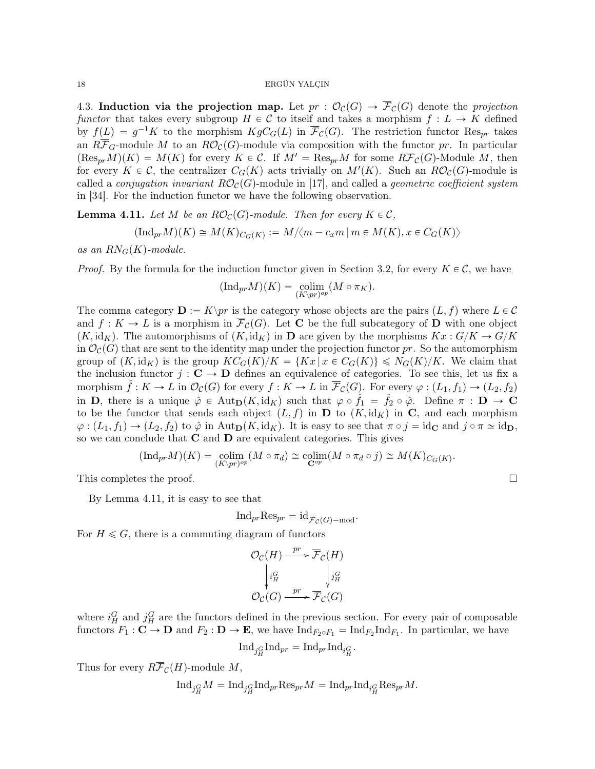4.3. **Induction via the projection map.** Let $pr : \mathcal{O}_\mathcal{C}(G) \to \overline{\mathcal{F}}_\mathcal{C}(G)$ denote the *projection functor* that takes every subgroup $H \in \mathcal{C}$ to itself and takes a morphism $f : L \to K$ defined by $f(L) = g^{-1}K$ to the morphism $KgC_G(L)$ in $\overline{\mathcal{F}}_\mathcal{C}(G)$. The restriction functor $\mathrm{Res}_{pr}$ takes an $R\overline{\mathcal{F}}_G$-module $M$ to an $R\mathcal{O}_\mathcal{C}(G)$-module via composition with the functor $pr$. In particular $(\mathrm{Res}_{pr}M)(K) = M(K)$ for every $K \in \mathcal{C}$. If $M' = \mathrm{Res}_{pr}M$ for some $R\overline{\mathcal{F}}_\mathcal{C}(G)$-Module $M$, then for every $K \in \mathcal{C}$, the centralizer $C_G(K)$ acts trivially on $M'(K)$. Such an $R\mathcal{O}_\mathcal{C}(G)$-module is called a *conjugation invariant* $R\mathcal{O}_\mathcal{C}(G)$-module in [17], and called a *geometric coefficient system* in [34]. For the induction functor we have the following observation.

**Lemma 4.11.** *Let $M$ be an $R\mathcal{O}_\mathcal{C}(G)$-module. Then for every $K \in \mathcal{C}$,*

$$(\mathrm{Ind}_{pr}M)(K) \cong M(K)_{C_G(K)} := M/\langle m - c_x m \mid m \in M(K), x \in C_G(K)\rangle$$

*as an $RN_G(K)$-module.*

*Proof.* By the formula for the induction functor given in Section 3.2, for every $K \in \mathcal{C}$, we have

$$(\mathrm{Ind}_{pr}M)(K) = \operatorname*{colim}_{(K\backslash pr)^{op}} (M \circ \pi_K).$$

The comma category $\mathbf{D} := K\backslash pr$ is the category whose objects are the pairs $(L, f)$ where $L \in \mathcal{C}$ and $f : K \to L$ is a morphism in $\overline{\mathcal{F}}_\mathcal{C}(G)$. Let $\mathbf{C}$ be the full subcategory of $\mathbf{D}$ with one object $(K, \mathrm{id}_K)$. The automorphisms of $(K, \mathrm{id}_K)$ in $\mathbf{D}$ are given by the morphisms $Kx : G/K \to G/K$ in $\mathcal{O}_\mathcal{C}(G)$ that are sent to the identity map under the projection functor $pr$. So the automorphism group of $(K, \mathrm{id}_K)$ is the group $KC_G(K)/K = \{Kx \mid x \in C_G(K)\} \leqslant N_G(K)/K$. We claim that the inclusion functor $j : \mathbf{C} \to \mathbf{D}$ defines an equivalence of categories. To see this, let us fix a morphism $\hat{f} : K \to L$ in $\mathcal{O}_\mathcal{C}(G)$ for every $f : K \to L$ in $\overline{\mathcal{F}}_\mathcal{C}(G)$. For every $\varphi : (L_1, f_1) \to (L_2, f_2)$ in $\mathbf{D}$, there is a unique $\hat{\varphi} \in \mathrm{Aut}_\mathbf{D}(K, \mathrm{id}_K)$ such that $\varphi \circ \hat{f}_1 = \hat{f}_2 \circ \hat{\varphi}$. Define $\pi : \mathbf{D} \to \mathbf{C}$ to be the functor that sends each object $(L, f)$ in $\mathbf{D}$ to $(K, \mathrm{id}_K)$ in $\mathbf{C}$, and each morphism $\varphi : (L_1, f_1) \to (L_2, f_2)$ to $\hat{\varphi}$ in $\mathrm{Aut}_\mathbf{D}(K, \mathrm{id}_K)$. It is easy to see that $\pi \circ j = \mathrm{id}_\mathbf{C}$ and $j \circ \pi \simeq \mathrm{id}_\mathbf{D}$, so we can conclude that $\mathbf{C}$ and $\mathbf{D}$ are equivalent categories. This gives

$$(\mathrm{Ind}_{pr}M)(K) = \operatorname*{colim}_{(K\backslash pr)^{op}} (M \circ \pi_d) \cong \operatorname*{colim}_{\mathbf{C}^{op}} (M \circ \pi_d \circ j) \cong M(K)_{C_G(K)}.$$

This completes the proof. □

By Lemma 4.11, it is easy to see that

$$\mathrm{Ind}_{pr}\mathrm{Res}_{pr} = \mathrm{id}_{\overline{\mathcal{F}}_\mathcal{C}(G)-\mathrm{mod}}.$$

For $H \leqslant G$, there is a commuting diagram of functors

$$\begin{array}{ccc} \mathcal{O}_\mathcal{C}(H) & \xrightarrow{pr} & \overline{\mathcal{F}}_\mathcal{C}(H) \\ \downarrow{\scriptstyle i_H^G} & & \downarrow{\scriptstyle j_H^G} \\ \mathcal{O}_\mathcal{C}(G) & \xrightarrow{pr} & \overline{\mathcal{F}}_\mathcal{C}(G) \end{array}$$

where $i_H^G$ and $j_H^G$ are the functors defined in the previous section. For every pair of composable functors $F_1 : \mathbf{C} \to \mathbf{D}$ and $F_2 : \mathbf{D} \to \mathbf{E}$, we have $\mathrm{Ind}_{F_2 \circ F_1} = \mathrm{Ind}_{F_2}\mathrm{Ind}_{F_1}$. In particular, we have

$$\mathrm{Ind}_{j_H^G}\mathrm{Ind}_{pr} = \mathrm{Ind}_{pr}\mathrm{Ind}_{i_H^G}.$$

Thus for every $R\overline{\mathcal{F}}_\mathcal{C}(H)$-module $M$,

$$\mathrm{Ind}_{j_H^G}M = \mathrm{Ind}_{j_H^G}\mathrm{Ind}_{pr}\mathrm{Res}_{pr}M = \mathrm{Ind}_{pr}\mathrm{Ind}_{i_H^G}\mathrm{Res}_{pr}M.$$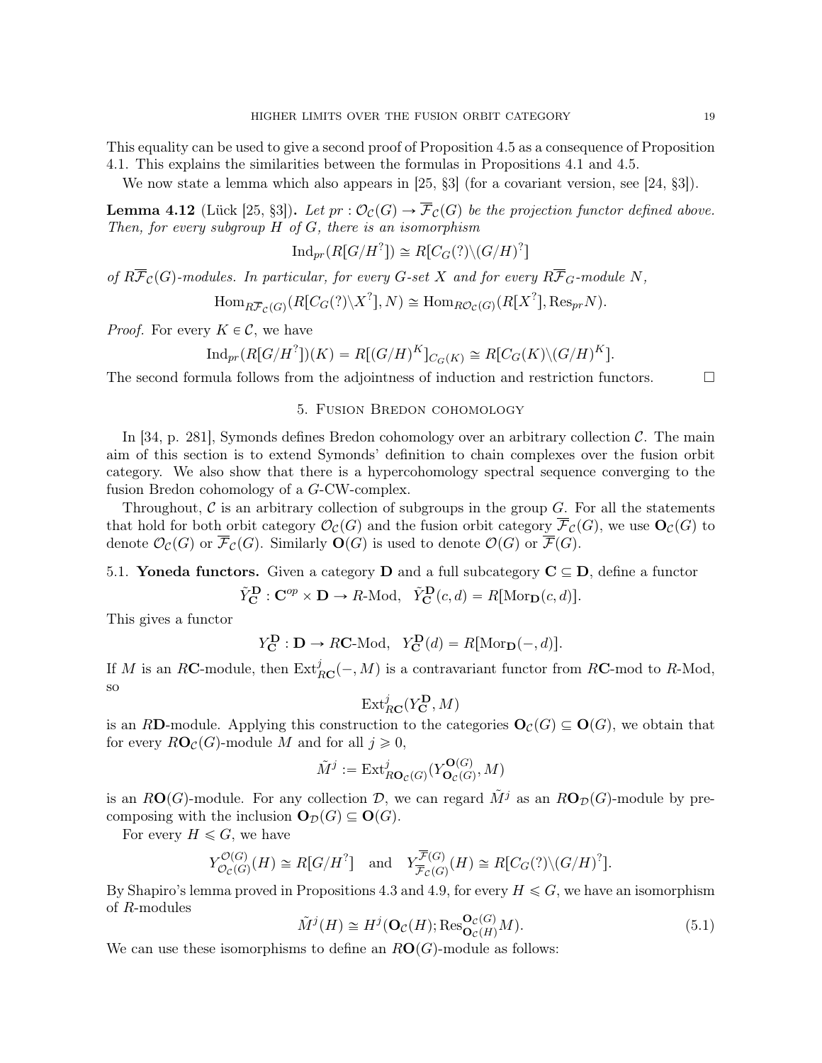This equality can be used to give a second proof of Proposition 4.5 as a consequence of Proposition 4.1. This explains the similarities between the formulas in Propositions 4.1 and 4.5.

We now state a lemma which also appears in [25, §3] (for a covariant version, see [24, §3]).

**Lemma 4.12** (Lück [25, §3])**.** *Let $pr : \mathcal{O}_\mathcal{C}(G) \to \overline{\mathcal{F}}_\mathcal{C}(G)$ be the projection functor defined above. Then, for every subgroup $H$ of $G$, there is an isomorphism*

$$\mathrm{Ind}_{pr}(R[G/H^?]) \cong R[C_G(?)\backslash (G/H)^?]$$

*of $R\overline{\mathcal{F}}_\mathcal{C}(G)$-modules. In particular, for every $G$-set $X$ and for every $R\overline{\mathcal{F}}_G$-module $N$,*

$$\mathrm{Hom}_{R\overline{\mathcal{F}}_\mathcal{C}(G)}(R[C_G(?)\backslash X^?], N) \cong \mathrm{Hom}_{R\mathcal{O}_\mathcal{C}(G)}(R[X^?], \mathrm{Res}_{pr} N).$$

*Proof.* For every $K \in \mathcal{C}$, we have

$$\mathrm{Ind}_{pr}(R[G/H^?])(K) = R[(G/H)^K]_{C_G(K)} \cong R[C_G(K)\backslash (G/H)^K].$$

The second formula follows from the adjointness of induction and restriction functors. □

## 5. Fusion Bredon cohomology

In [34, p. 281], Symonds defines Bredon cohomology over an arbitrary collection $\mathcal{C}$. The main aim of this section is to extend Symonds' definition to chain complexes over the fusion orbit category. We also show that there is a hypercohomology spectral sequence converging to the fusion Bredon cohomology of a $G$-CW-complex.

Throughout, $\mathcal{C}$ is an arbitrary collection of subgroups in the group $G$. For all the statements that hold for both orbit category $\mathcal{O}_\mathcal{C}(G)$ and the fusion orbit category $\overline{\mathcal{F}}_\mathcal{C}(G)$, we use $\mathbf{O}_\mathcal{C}(G)$ to denote $\mathcal{O}_\mathcal{C}(G)$ or $\overline{\mathcal{F}}_\mathcal{C}(G)$. Similarly $\mathbf{O}(G)$ is used to denote $\mathcal{O}(G)$ or $\overline{\mathcal{F}}(G)$.

### 5.1. Yoneda functors.

Given a category $\mathbf{D}$ and a full subcategory $\mathbf{C} \subseteq \mathbf{D}$, define a functor

$$\tilde{Y}^{\mathbf{D}}_{\mathbf{C}} : \mathbf{C}^{op} \times \mathbf{D} \to R\text{-Mod}, \quad \tilde{Y}^{\mathbf{D}}_{\mathbf{C}}(c, d) = R[\mathrm{Mor}_{\mathbf{D}}(c, d)].$$

This gives a functor

$$Y^{\mathbf{D}}_{\mathbf{C}} : \mathbf{D} \to R\mathbf{C}\text{-Mod}, \quad Y^{\mathbf{D}}_{\mathbf{C}}(d) = R[\mathrm{Mor}_{\mathbf{D}}(-, d)].$$

If $M$ is an $R\mathbf{C}$-module, then $\mathrm{Ext}^j_{R\mathbf{C}}(-, M)$ is a contravariant functor from $R\mathbf{C}$-mod to $R$-Mod, so

$$\mathrm{Ext}^j_{R\mathbf{C}}(Y^{\mathbf{D}}_{\mathbf{C}}, M)$$

is an $R\mathbf{D}$-module. Applying this construction to the categories $\mathbf{O}_\mathcal{C}(G) \subseteq \mathbf{O}(G)$, we obtain that for every $R\mathbf{O}_\mathcal{C}(G)$-module $M$ and for all $j \geqslant 0$,

$$\tilde{M}^j := \mathrm{Ext}^j_{R\mathbf{O}_\mathcal{C}(G)}(Y^{\mathbf{O}(G)}_{\mathbf{O}_\mathcal{C}(G)}, M)$$

is an $R\mathbf{O}(G)$-module. For any collection $\mathcal{D}$, we can regard $\tilde{M}^j$ as an $R\mathbf{O}_\mathcal{D}(G)$-module by precomposing with the inclusion $\mathbf{O}_\mathcal{D}(G) \subseteq \mathbf{O}(G)$.

For every $H \leqslant G$, we have

$$Y^{\mathcal{O}(G)}_{\mathcal{O}_\mathcal{C}(G)}(H) \cong R[G/H^?] \quad \text{and} \quad Y^{\overline{\mathcal{F}}(G)}_{\overline{\mathcal{F}}_\mathcal{C}(G)}(H) \cong R[C_G(?)\backslash (G/H)^?].$$

By Shapiro's lemma proved in Propositions 4.3 and 4.9, for every $H \leqslant G$, we have an isomorphism of $R$-modules

$$\tilde{M}^j(H) \cong H^j(\mathbf{O}_\mathcal{C}(H); \mathrm{Res}^{\mathbf{O}_\mathcal{C}(G)}_{\mathbf{O}_\mathcal{C}(H)} M). \tag{5.1}$$

We can use these isomorphisms to define an $R\mathbf{O}(G)$-module as follows: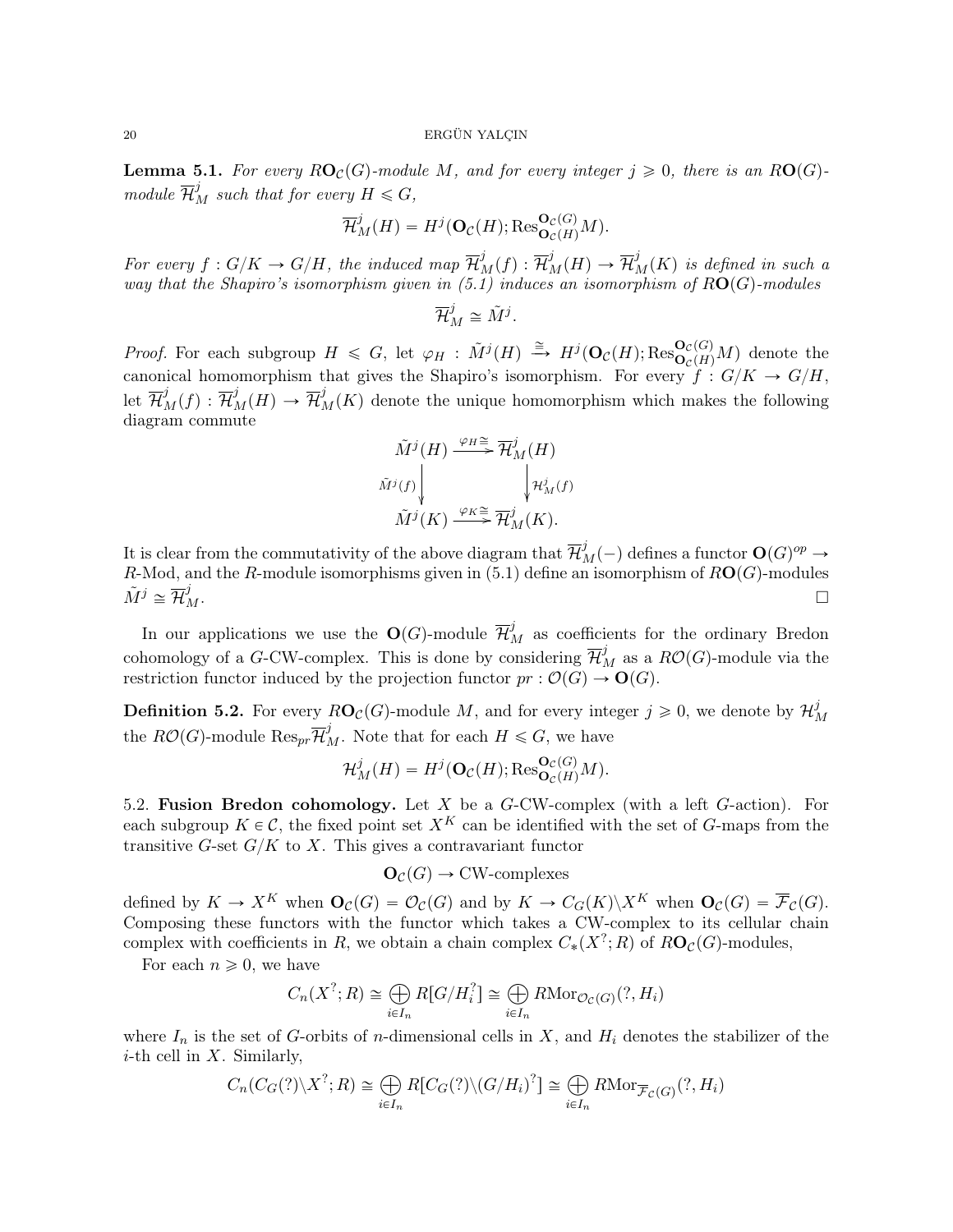**Lemma 5.1.** *For every $R\mathbf{O}_\mathcal{C}(G)$-module $M$, and for every integer $j \geqslant 0$, there is an $R\mathbf{O}(G)$-module $\overline{\mathcal{H}}^j_M$ such that for every $H \leqslant G$,*

$$\overline{\mathcal{H}}^j_M(H) = H^j(\mathbf{O}_\mathcal{C}(H); \operatorname{Res}^{\mathbf{O}_\mathcal{C}(G)}_{\mathbf{O}_\mathcal{C}(H)} M).$$

*For every $f : G/K \to G/H$, the induced map $\overline{\mathcal{H}}^j_M(f) : \overline{\mathcal{H}}^j_M(H) \to \overline{\mathcal{H}}^j_M(K)$ is defined in such a way that the Shapiro's isomorphism given in (5.1) induces an isomorphism of $R\mathbf{O}(G)$-modules*

$$\overline{\mathcal{H}}^j_M \cong \tilde{M}^j.$$

*Proof.* For each subgroup $H \leqslant G$, let $\varphi_H : \tilde{M}^j(H) \xrightarrow{\cong} H^j(\mathbf{O}_\mathcal{C}(H); \operatorname{Res}^{\mathbf{O}_\mathcal{C}(G)}_{\mathbf{O}_\mathcal{C}(H)} M)$ denote the canonical homomorphism that gives the Shapiro's isomorphism. For every $f : G/K \to G/H$, let $\overline{\mathcal{H}}^j_M(f) : \overline{\mathcal{H}}^j_M(H) \to \overline{\mathcal{H}}^j_M(K)$ denote the unique homomorphism which makes the following diagram commute

$$\begin{array}{ccc} \tilde{M}^j(H) & \xrightarrow{\varphi_H \cong} & \overline{\mathcal{H}}^j_M(H) \\ {\scriptstyle \tilde{M}^j(f)} \downarrow & & \downarrow {\scriptstyle \mathcal{H}^j_M(f)} \\ \tilde{M}^j(K) & \xrightarrow{\varphi_K \cong} & \overline{\mathcal{H}}^j_M(K). \end{array}$$

It is clear from the commutativity of the above diagram that $\overline{\mathcal{H}}^j_M(-)$ defines a functor $\mathbf{O}(G)^{op} \to R$-Mod, and the $R$-module isomorphisms given in (5.1) define an isomorphism of $R\mathbf{O}(G)$-modules $\tilde{M}^j \cong \overline{\mathcal{H}}^j_M$. □

In our applications we use the $\mathbf{O}(G)$-module $\overline{\mathcal{H}}^j_M$ as coefficients for the ordinary Bredon cohomology of a $G$-CW-complex. This is done by considering $\overline{\mathcal{H}}^j_M$ as a $R\mathcal{O}(G)$-module via the restriction functor induced by the projection functor $pr : \mathcal{O}(G) \to \mathbf{O}(G)$.

**Definition 5.2.** For every $R\mathbf{O}_\mathcal{C}(G)$-module $M$, and for every integer $j \geqslant 0$, we denote by $\mathcal{H}^j_M$ the $R\mathcal{O}(G)$-module $\operatorname{Res}_{pr} \overline{\mathcal{H}}^j_M$. Note that for each $H \leqslant G$, we have

$$\mathcal{H}^j_M(H) = H^j(\mathbf{O}_\mathcal{C}(H); \operatorname{Res}^{\mathbf{O}_\mathcal{C}(G)}_{\mathbf{O}_\mathcal{C}(H)} M).$$

5.2. **Fusion Bredon cohomology.** Let $X$ be a $G$-CW-complex (with a left $G$-action). For each subgroup $K \in \mathcal{C}$, the fixed point set $X^K$ can be identified with the set of $G$-maps from the transitive $G$-set $G/K$ to $X$. This gives a contravariant functor

$$\mathbf{O}_\mathcal{C}(G) \to \text{CW-complexes}$$

defined by $K \to X^K$ when $\mathbf{O}_\mathcal{C}(G) = \mathcal{O}_\mathcal{C}(G)$ and by $K \to C_G(K)\backslash X^K$ when $\mathbf{O}_\mathcal{C}(G) = \overline{\mathcal{F}}_\mathcal{C}(G)$. Composing these functors with the functor which takes a CW-complex to its cellular chain complex with coefficients in $R$, we obtain a chain complex $C_*(X^?; R)$ of $R\mathbf{O}_\mathcal{C}(G)$-modules,

For each $n \geqslant 0$, we have

$$C_n(X^?; R) \cong \bigoplus_{i \in I_n} R[G/H_i^?] \cong \bigoplus_{i \in I_n} R\mathrm{Mor}_{\mathcal{O}_\mathcal{C}(G)}(?, H_i)$$

where $I_n$ is the set of $G$-orbits of $n$-dimensional cells in $X$, and $H_i$ denotes the stabilizer of the $i$-th cell in $X$. Similarly,

$$C_n(C_G(?)\backslash X^?; R) \cong \bigoplus_{i \in I_n} R[C_G(?)\backslash (G/H_i)^?] \cong \bigoplus_{i \in I_n} R\mathrm{Mor}_{\overline{\mathcal{F}}_\mathcal{C}(G)}(?, H_i)$$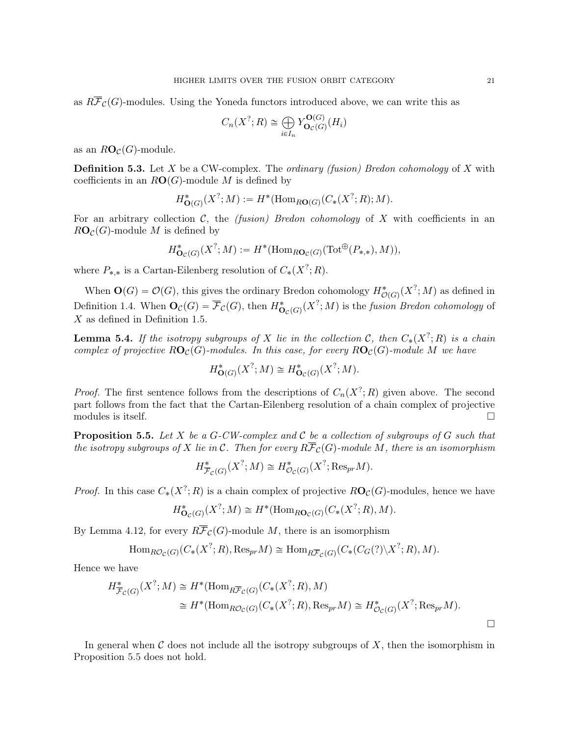as $R\overline{\mathcal{F}}_{\mathcal{C}}(G)$-modules. Using the Yoneda functors introduced above, we can write this as

$$C_n(X^?; R) \cong \bigoplus_{i \in I_n} Y^{\mathbf{O}(G)}_{\mathbf{O}_{\mathcal{C}}(G)}(H_i)$$

as an $R\mathbf{O}_{\mathcal{C}}(G)$-module.

**Definition 5.3.** Let $X$ be a CW-complex. The *ordinary (fusion) Bredon cohomology* of $X$ with coefficients in an $R\mathbf{O}(G)$-module $M$ is defined by

$$H^*_{\mathbf{O}(G)}(X^?; M) := H^*(\mathrm{Hom}_{R\mathbf{O}(G)}(C_*(X^?; R); M).$$

For an arbitrary collection $\mathcal{C}$, the *(fusion) Bredon cohomology* of $X$ with coefficients in an $R\mathbf{O}_{\mathcal{C}}(G)$-module $M$ is defined by

$$H^*_{\mathbf{O}_{\mathcal{C}}(G)}(X^?; M) := H^*(\mathrm{Hom}_{R\mathbf{O}_{\mathcal{C}}(G)}(\mathrm{Tot}^{\oplus}(P_{*,*}), M)),$$

where $P_{*,*}$ is a Cartan-Eilenberg resolution of $C_*(X^?; R)$.

When $\mathbf{O}(G) = \mathcal{O}(G)$, this gives the ordinary Bredon cohomology $H^*_{\mathcal{O}(G)}(X^?; M)$ as defined in Definition 1.4. When $\mathbf{O}_{\mathcal{C}}(G) = \overline{\mathcal{F}}_{\mathcal{C}}(G)$, then $H^*_{\mathbf{O}_{\mathcal{C}}(G)}(X^?; M)$ is the *fusion Bredon cohomology* of $X$ as defined in Definition 1.5.

**Lemma 5.4.** *If the isotropy subgroups of $X$ lie in the collection $\mathcal{C}$, then $C_*(X^?; R)$ is a chain complex of projective $R\mathbf{O}_{\mathcal{C}}(G)$-modules. In this case, for every $R\mathbf{O}_{\mathcal{C}}(G)$-module $M$ we have*

$$H^*_{\mathbf{O}(G)}(X^?; M) \cong H^*_{\mathbf{O}_{\mathcal{C}}(G)}(X^?; M).$$

*Proof.* The first sentence follows from the descriptions of $C_n(X^?; R)$ given above. The second part follows from the fact that the Cartan-Eilenberg resolution of a chain complex of projective modules is itself. □

**Proposition 5.5.** *Let $X$ be a $G$-CW-complex and $\mathcal{C}$ be a collection of subgroups of $G$ such that the isotropy subgroups of $X$ lie in $\mathcal{C}$. Then for every $R\overline{\mathcal{F}}_{\mathcal{C}}(G)$-module $M$, there is an isomorphism*

$$H^*_{\overline{\mathcal{F}}_{\mathcal{C}}(G)}(X^?; M) \cong H^*_{\mathcal{O}_{\mathcal{C}}(G)}(X^?; \mathrm{Res}_{pr} M).$$

*Proof.* In this case $C_*(X^?; R)$ is a chain complex of projective $R\mathbf{O}_{\mathcal{C}}(G)$-modules, hence we have

$$H^*_{\mathbf{O}_{\mathcal{C}}(G)}(X^?; M) \cong H^*(\mathrm{Hom}_{R\mathbf{O}_{\mathcal{C}}(G)}(C_*(X^?; R), M).$$

By Lemma 4.12, for every $R\overline{\mathcal{F}}_{\mathcal{C}}(G)$-module $M$, there is an isomorphism

$$\mathrm{Hom}_{R\mathcal{O}_{\mathcal{C}}(G)}(C_*(X^?; R), \mathrm{Res}_{pr} M) \cong \mathrm{Hom}_{R\overline{\mathcal{F}}_{\mathcal{C}}(G)}(C_*(C_G(?)\backslash X^?; R), M).$$

Hence we have

$$\begin{aligned} H^*_{\overline{\mathcal{F}}_{\mathcal{C}}(G)}(X^?; M) &\cong H^*(\mathrm{Hom}_{R\overline{\mathcal{F}}_{\mathcal{C}}(G)}(C_*(X^?; R), M) \\ &\cong H^*(\mathrm{Hom}_{R\mathcal{O}_{\mathcal{C}}(G)}(C_*(X^?; R), \mathrm{Res}_{pr} M) \cong H^*_{\mathcal{O}_{\mathcal{C}}(G)}(X^?; \mathrm{Res}_{pr} M). \end{aligned}$$

□

In general when $\mathcal{C}$ does not include all the isotropy subgroups of $X$, then the isomorphism in Proposition 5.5 does not hold.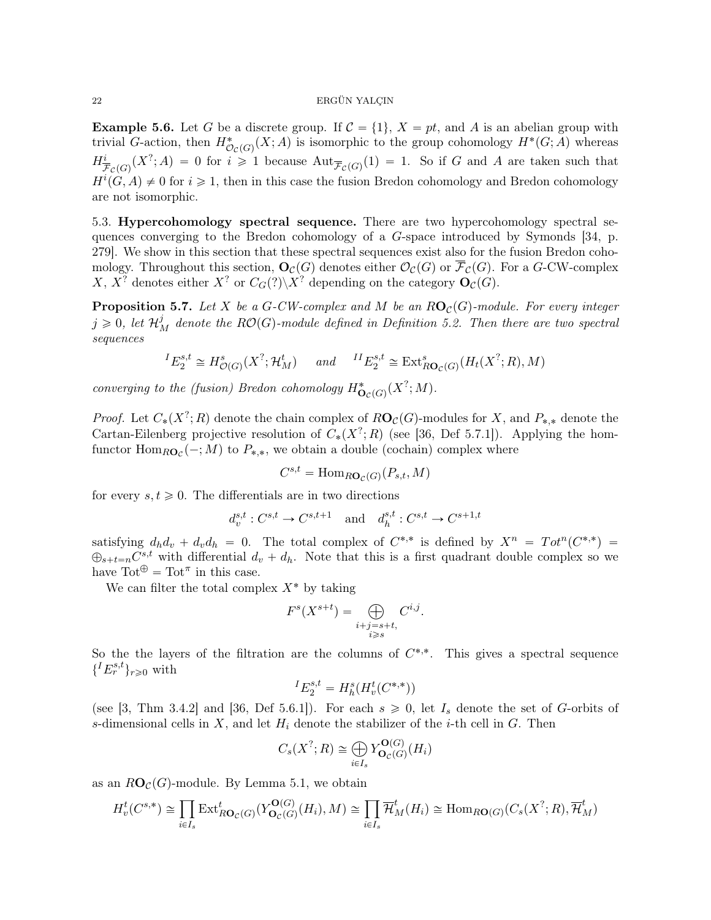**Example 5.6.** Let $G$ be a discrete group. If $\mathcal{C} = \{1\}$, $X = pt$, and $A$ is an abelian group with trivial $G$-action, then $H^*_{\mathcal{O}_\mathcal{C}(G)}(X; A)$ is isomorphic to the group cohomology $H^*(G; A)$ whereas $H^i_{\overline{\mathcal{F}}_\mathcal{C}(G)}(X^?; A) = 0$ for $i \geqslant 1$ because $\operatorname{Aut}_{\overline{\mathcal{F}}_\mathcal{C}(G)}(1) = 1$. So if $G$ and $A$ are taken such that $H^i(G, A) \neq 0$ for $i \geqslant 1$, then in this case the fusion Bredon cohomology and Bredon cohomology are not isomorphic.

5.3. **Hypercohomology spectral sequence.** There are two hypercohomology spectral sequences converging to the Bredon cohomology of a $G$-space introduced by Symonds [34, p. 279]. We show in this section that these spectral sequences exist also for the fusion Bredon cohomology. Throughout this section, $\mathbf{O}_\mathcal{C}(G)$ denotes either $\mathcal{O}_\mathcal{C}(G)$ or $\overline{\mathcal{F}}_\mathcal{C}(G)$. For a $G$-CW-complex $X$, $X^?$ denotes either $X^?$ or $C_G(?)\backslash X^?$ depending on the category $\mathbf{O}_\mathcal{C}(G)$.

**Proposition 5.7.** *Let $X$ be a $G$-CW-complex and $M$ be an $R\mathbf{O}_\mathcal{C}(G)$-module. For every integer $j \geqslant 0$, let $\mathcal{H}^j_M$ denote the $R\mathcal{O}(G)$-module defined in Definition 5.2. Then there are two spectral sequences*

$$^{I}E_2^{s,t} \cong H^s_{\mathcal{O}(G)}(X^?; \mathcal{H}^t_M) \quad \text{ and } \quad ^{II}E_2^{s,t} \cong \operatorname{Ext}^s_{R\mathbf{O}_\mathcal{C}(G)}(H_t(X^?; R), M)$$

*converging to the (fusion) Bredon cohomology $H^*_{\mathbf{O}_\mathcal{C}(G)}(X^?; M)$.*

*Proof.* Let $C_*(X^?; R)$ denote the chain complex of $R\mathbf{O}_\mathcal{C}(G)$-modules for $X$, and $P_{*,*}$ denote the Cartan-Eilenberg projective resolution of $C_*(X^?; R)$ (see [36, Def 5.7.1]). Applying the hom-functor $\operatorname{Hom}_{R\mathbf{O}_\mathcal{C}}(-; M)$ to $P_{*,*}$, we obtain a double (cochain) complex where

$$C^{s,t} = \operatorname{Hom}_{R\mathbf{O}_\mathcal{C}(G)}(P_{s,t}, M)$$

for every $s, t \geqslant 0$. The differentials are in two directions

$$d_v^{s,t} : C^{s,t} \to C^{s,t+1} \quad \text{and} \quad d_h^{s,t} : C^{s,t} \to C^{s+1,t}$$

satisfying $d_h d_v + d_v d_h = 0$. The total complex of $C^{*,*}$ is defined by $X^n = Tot^n(C^{*,*}) = \oplus_{s+t=n} C^{s,t}$ with differential $d_v + d_h$. Note that this is a first quadrant double complex so we have $\operatorname{Tot}^{\oplus} = \operatorname{Tot}^{\pi}$ in this case.

We can filter the total complex $X^*$ by taking

$$F^s(X^{s+t}) = \bigoplus_{\substack{i+j=s+t, \\ i \geqslant s}} C^{i,j}.$$

So the the layers of the filtration are the columns of $C^{*,*}$. This gives a spectral sequence $\{^{I}E_r^{s,t}\}_{r \geqslant 0}$ with

$$^{I}E_2^{s,t} = H^s_h(H^t_v(C^{*,*}))$$

(see [3, Thm 3.4.2] and [36, Def 5.6.1]). For each $s \geqslant 0$, let $I_s$ denote the set of $G$-orbits of $s$-dimensional cells in $X$, and let $H_i$ denote the stabilizer of the $i$-th cell in $G$. Then

$$C_s(X^?; R) \cong \bigoplus_{i \in I_s} Y^{\mathbf{O}(G)}_{\mathbf{O}_\mathcal{C}(G)}(H_i)$$

as an $R\mathbf{O}_\mathcal{C}(G)$-module. By Lemma 5.1, we obtain

$$H^t_v(C^{s,*}) \cong \prod_{i \in I_s} \operatorname{Ext}^t_{R\mathbf{O}_\mathcal{C}(G)}(Y^{\mathbf{O}(G)}_{\mathbf{O}_\mathcal{C}(G)}(H_i), M) \cong \prod_{i \in I_s} \overline{\mathcal{H}}^t_M(H_i) \cong \operatorname{Hom}_{R\mathbf{O}(G)}(C_s(X^?; R), \overline{\mathcal{H}}^t_M)$$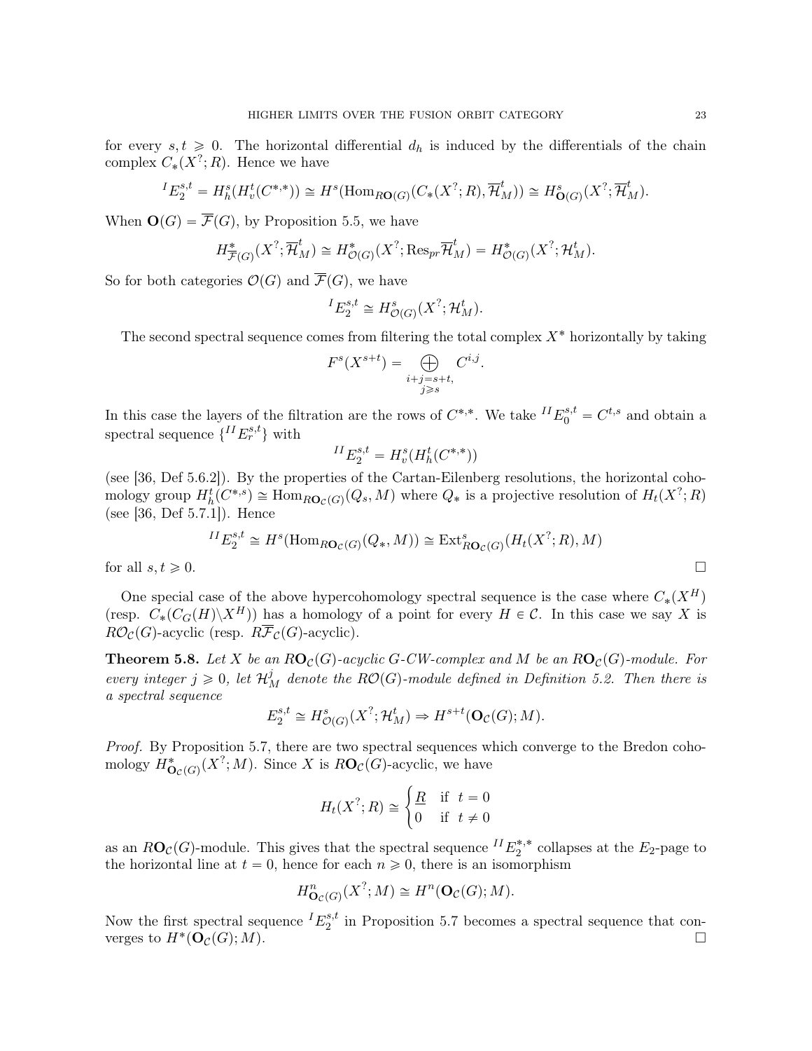for every $s, t \geqslant 0$. The horizontal differential $d_h$ is induced by the differentials of the chain complex $C_*(X^?; R)$. Hence we have

$$^{I}E_2^{s,t} = H_h^s(H_v^t(C^{*,*})) \cong H^s(\mathrm{Hom}_{R\mathbf{O}(G)}(C_*(X^?; R), \overline{\mathcal{H}}_M^t)) \cong H^s_{\mathbf{O}(G)}(X^?; \overline{\mathcal{H}}_M^t).$$

When $\mathbf{O}(G) = \overline{\mathcal{F}}(G)$, by Proposition 5.5, we have

$$H^*_{\overline{\mathcal{F}}(G)}(X^?; \overline{\mathcal{H}}_M^t) \cong H^*_{\mathcal{O}(G)}(X^?; \mathrm{Res}_{pr} \overline{\mathcal{H}}_M^t) = H^*_{\mathcal{O}(G)}(X^?; \mathcal{H}_M^t).$$

So for both categories $\mathcal{O}(G)$ and $\overline{\mathcal{F}}(G)$, we have

$$^{I}E_2^{s,t} \cong H^s_{\mathcal{O}(G)}(X^?; \mathcal{H}_M^t).$$

The second spectral sequence comes from filtering the total complex $X^*$ horizontally by taking

$$F^s(X^{s+t}) = \bigoplus_{\substack{i+j=s+t, \\ j \geqslant s}} C^{i,j}.$$

In this case the layers of the filtration are the rows of $C^{*,*}$. We take $^{II}E_0^{s,t} = C^{t,s}$ and obtain a spectral sequence $\{^{II}E_r^{s,t}\}$ with

$$^{II}E_2^{s,t} = H_v^s(H_h^t(C^{*,*}))$$

(see [36, Def 5.6.2]). By the properties of the Cartan-Eilenberg resolutions, the horizontal cohomology group $H_h^t(C^{*,s}) \cong \mathrm{Hom}_{R\mathbf{O}_{\mathcal{C}}(G)}(Q_s, M)$ where $Q_*$ is a projective resolution of $H_t(X^?; R)$ (see [36, Def 5.7.1]). Hence

$$^{II}E_2^{s,t} \cong H^s(\mathrm{Hom}_{R\mathbf{O}_{\mathcal{C}}(G)}(Q_*, M)) \cong \mathrm{Ext}^s_{R\mathbf{O}_{\mathcal{C}}(G)}(H_t(X^?; R), M)$$

for all $s, t \geqslant 0$. □

One special case of the above hypercohomology spectral sequence is the case where $C_*(X^H)$ (resp. $C_*(C_G(H)\backslash X^H)$) has a homology of a point for every $H \in \mathcal{C}$. In this case we say $X$ is $R\mathcal{O}_{\mathcal{C}}(G)$-acyclic (resp. $R\overline{\mathcal{F}}_{\mathcal{C}}(G)$-acyclic).

**Theorem 5.8.** *Let $X$ be an $R\mathbf{O}_{\mathcal{C}}(G)$-acyclic $G$-CW-complex and $M$ be an $R\mathbf{O}_{\mathcal{C}}(G)$-module. For every integer $j \geqslant 0$, let $\mathcal{H}_M^j$ denote the $R\mathcal{O}(G)$-module defined in Definition 5.2. Then there is a spectral sequence*

$$E_2^{s,t} \cong H^s_{\mathcal{O}(G)}(X^?; \mathcal{H}_M^t) \Rightarrow H^{s+t}(\mathbf{O}_{\mathcal{C}}(G); M).$$

*Proof.* By Proposition 5.7, there are two spectral sequences which converge to the Bredon cohomology $H^*_{\mathbf{O}_{\mathcal{C}}(G)}(X^?; M)$. Since $X$ is $R\mathbf{O}_{\mathcal{C}}(G)$-acyclic, we have

$$H_t(X^?; R) \cong \begin{cases} \underline{R} & \text{if } t = 0 \\ 0 & \text{if } t \neq 0 \end{cases}$$

as an $R\mathbf{O}_{\mathcal{C}}(G)$-module. This gives that the spectral sequence $^{II}E_2^{*,*}$ collapses at the $E_2$-page to the horizontal line at $t = 0$, hence for each $n \geqslant 0$, there is an isomorphism

$$H^n_{\mathbf{O}_{\mathcal{C}}(G)}(X^?; M) \cong H^n(\mathbf{O}_{\mathcal{C}}(G); M).$$

Now the first spectral sequence $^{I}E_2^{s,t}$ in Proposition 5.7 becomes a spectral sequence that converges to $H^*(\mathbf{O}_{\mathcal{C}}(G); M)$. □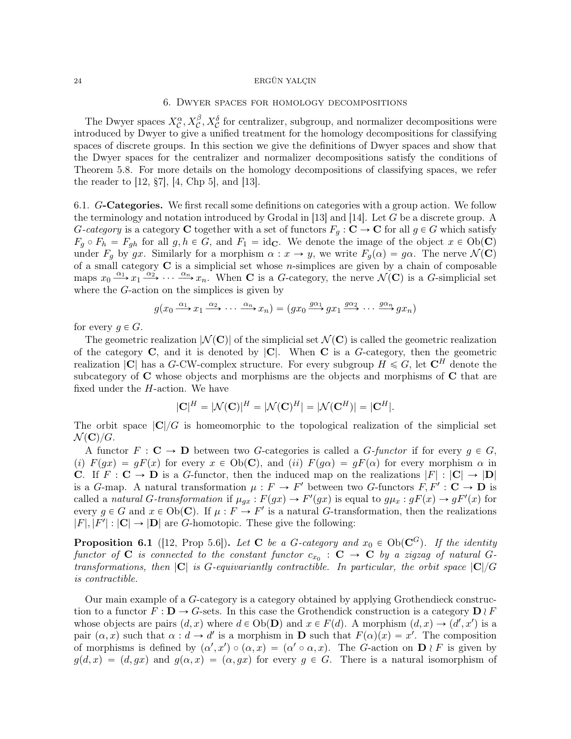## 6. Dwyer spaces for homology decompositions

The Dwyer spaces $X^\alpha_\mathcal{C}, X^\beta_\mathcal{C}, X^\delta_\mathcal{C}$ for centralizer, subgroup, and normalizer decompositions were introduced by Dwyer to give a unified treatment for the homology decompositions for classifying spaces of discrete groups. In this section we give the definitions of Dwyer spaces and show that the Dwyer spaces for the centralizer and normalizer decompositions satisfy the conditions of Theorem 5.8. For more details on the homology decompositions of classifying spaces, we refer the reader to [12, §7], [4, Chp 5], and [13].

**6.1. $G$-Categories.** We first recall some definitions on categories with a group action. We follow the terminology and notation introduced by Grodal in [13] and [14]. Let $G$ be a discrete group. A *$G$-category* is a category $\mathbf{C}$ together with a set of functors $F_g : \mathbf{C} \to \mathbf{C}$ for all $g \in G$ which satisfy $F_g \circ F_h = F_{gh}$ for all $g, h \in G$, and $F_1 = \mathrm{id}_\mathbf{C}$. We denote the image of the object $x \in \mathrm{Ob}(\mathbf{C})$ under $F_g$ by $gx$. Similarly for a morphism $\alpha : x \to y$, we write $F_g(\alpha) = g\alpha$. The nerve $\mathcal{N}(\mathbf{C})$ of a small category $\mathbf{C}$ is a simplicial set whose $n$-simplices are given by a chain of composable maps $x_0 \xrightarrow{\alpha_1} x_1 \xrightarrow{\alpha_2} \cdots \xrightarrow{\alpha_n} x_n$. When $\mathbf{C}$ is a $G$-category, the nerve $\mathcal{N}(\mathbf{C})$ is a $G$-simplicial set where the $G$-action on the simplices is given by

$$g(x_0 \xrightarrow{\alpha_1} x_1 \xrightarrow{\alpha_2} \cdots \xrightarrow{\alpha_n} x_n) = (gx_0 \xrightarrow{g\alpha_1} gx_1 \xrightarrow{g\alpha_2} \cdots \xrightarrow{g\alpha_n} gx_n)$$

for every $g \in G$.

The geometric realization $|\mathcal{N}(\mathbf{C})|$ of the simplicial set $\mathcal{N}(\mathbf{C})$ is called the geometric realization of the category $\mathbf{C}$, and it is denoted by $|\mathbf{C}|$. When $\mathbf{C}$ is a $G$-category, then the geometric realization $|\mathbf{C}|$ has a $G$-CW-complex structure. For every subgroup $H \leqslant G$, let $\mathbf{C}^H$ denote the subcategory of $\mathbf{C}$ whose objects and morphisms are the objects and morphisms of $\mathbf{C}$ that are fixed under the $H$-action. We have

$$|\mathbf{C}|^H = |\mathcal{N}(\mathbf{C})|^H = |\mathcal{N}(\mathbf{C})^H| = |\mathcal{N}(\mathbf{C}^H)| = |\mathbf{C}^H|.$$

The orbit space $|\mathbf{C}|/G$ is homeomorphic to the topological realization of the simplicial set $\mathcal{N}(\mathbf{C})/G$.

A functor $F : \mathbf{C} \to \mathbf{D}$ between two $G$-categories is called a *$G$-functor* if for every $g \in G$, (*i*) $F(gx) = gF(x)$ for every $x \in \mathrm{Ob}(\mathbf{C})$, and (*ii*) $F(g\alpha) = gF(\alpha)$ for every morphism $\alpha$ in $\mathbf{C}$. If $F : \mathbf{C} \to \mathbf{D}$ is a $G$-functor, then the induced map on the realizations $|F| : |\mathbf{C}| \to |\mathbf{D}|$ is a $G$-map. A natural transformation $\mu : F \to F'$ between two $G$-functors $F, F' : \mathbf{C} \to \mathbf{D}$ is called a *natural $G$-transformation* if $\mu_{gx} : F(gx) \to F'(gx)$ is equal to $g\mu_x : gF(x) \to gF'(x)$ for every $g \in G$ and $x \in \mathrm{Ob}(\mathbf{C})$. If $\mu : F \to F'$ is a natural $G$-transformation, then the realizations $|F|, |F'| : |\mathbf{C}| \to |\mathbf{D}|$ are $G$-homotopic. These give the following:

**Proposition 6.1** ([12, Prop 5.6]). *Let $\mathbf{C}$ be a $G$-category and $x_0 \in \mathrm{Ob}(\mathbf{C}^G)$. If the identity functor of $\mathbf{C}$ is connected to the constant functor $c_{x_0} : \mathbf{C} \to \mathbf{C}$ by a zigzag of natural $G$-transformations, then $|\mathbf{C}|$ is $G$-equivariantly contractible. In particular, the orbit space $|\mathbf{C}|/G$ is contractible.*

Our main example of a $G$-category is a category obtained by applying Grothendieck construction to a functor $F : \mathbf{D} \to G$-sets. In this case the Grothendieck construction is a category $\mathbf{D} \wr F$ whose objects are pairs $(d, x)$ where $d \in \mathrm{Ob}(\mathbf{D})$ and $x \in F(d)$. A morphism $(d, x) \to (d', x')$ is a pair $(\alpha, x)$ such that $\alpha : d \to d'$ is a morphism in $\mathbf{D}$ such that $F(\alpha)(x) = x'$. The composition of morphisms is defined by $(\alpha', x') \circ (\alpha, x) = (\alpha' \circ \alpha, x)$. The $G$-action on $\mathbf{D} \wr F$ is given by $g(d, x) = (d, gx)$ and $g(\alpha, x) = (\alpha, gx)$ for every $g \in G$. There is a natural isomorphism of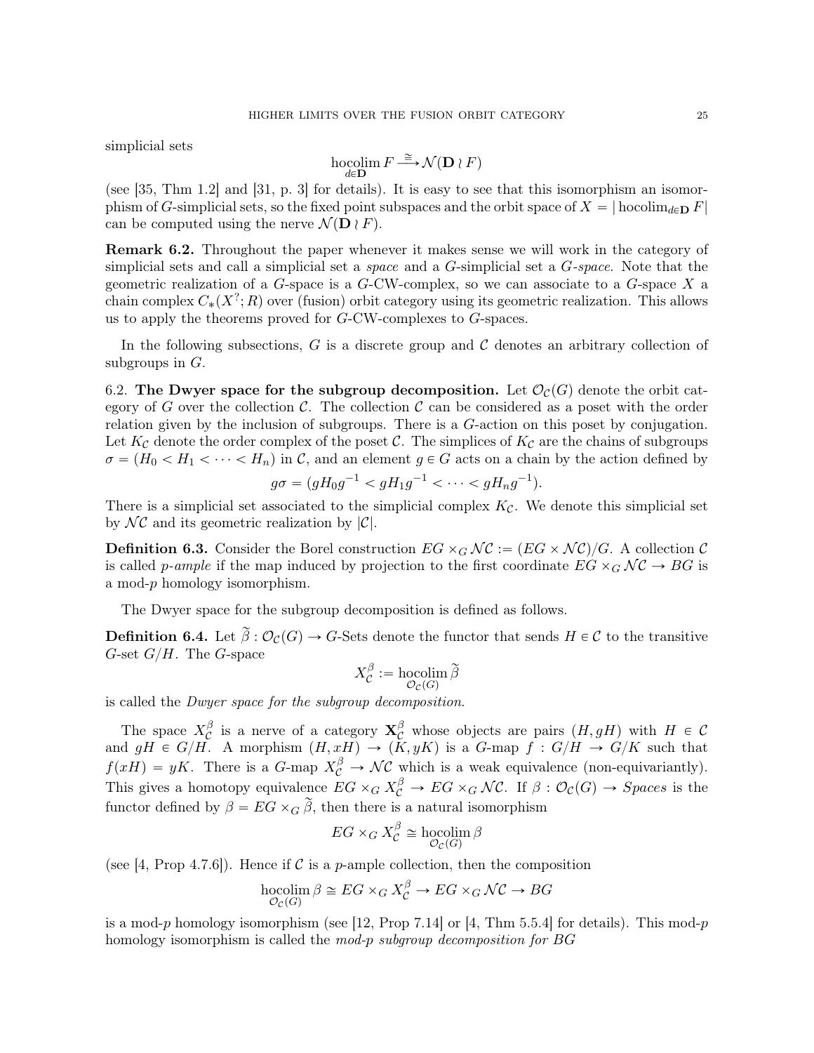simplicial sets

$$\operatorname*{hocolim}_{d\in \mathbf{D}} F \xrightarrow{\cong} \mathcal{N}(\mathbf{D} \wr F)$$

(see [35, Thm 1.2] and [31, p. 3] for details). It is easy to see that this isomorphism an isomorphism of $G$-simplicial sets, so the fixed point subspaces and the orbit space of $X = |\operatorname{hocolim}_{d\in \mathbf{D}} F|$ can be computed using the nerve $\mathcal{N}(\mathbf{D} \wr F)$.

**Remark 6.2.** Throughout the paper whenever it makes sense we will work in the category of simplicial sets and call a simplicial set a *space* and a $G$-simplicial set a *$G$-space*. Note that the geometric realization of a $G$-space is a $G$-CW-complex, so we can associate to a $G$-space $X$ a chain complex $C_*(X^?; R)$ over (fusion) orbit category using its geometric realization. This allows us to apply the theorems proved for $G$-CW-complexes to $G$-spaces.

In the following subsections, $G$ is a discrete group and $\mathcal{C}$ denotes an arbitrary collection of subgroups in $G$.

6.2. **The Dwyer space for the subgroup decomposition.** Let $\mathcal{O}_{\mathcal{C}}(G)$ denote the orbit category of $G$ over the collection $\mathcal{C}$. The collection $\mathcal{C}$ can be considered as a poset with the order relation given by the inclusion of subgroups. There is a $G$-action on this poset by conjugation. Let $K_{\mathcal{C}}$ denote the order complex of the poset $\mathcal{C}$. The simplices of $K_{\mathcal{C}}$ are the chains of subgroups $\sigma = (H_0 < H_1 < \cdots < H_n)$ in $\mathcal{C}$, and an element $g \in G$ acts on a chain by the action defined by

$$g\sigma = (gH_0g^{-1} < gH_1g^{-1} < \cdots < gH_ng^{-1}).$$

There is a simplicial set associated to the simplicial complex $K_{\mathcal{C}}$. We denote this simplicial set by $\mathcal{N}\mathcal{C}$ and its geometric realization by $|\mathcal{C}|$.

**Definition 6.3.** Consider the Borel construction $EG \times_G \mathcal{N}\mathcal{C} := (EG \times \mathcal{N}\mathcal{C})/G$. A collection $\mathcal{C}$ is called *$p$-ample* if the map induced by projection to the first coordinate $EG \times_G \mathcal{N}\mathcal{C} \to BG$ is a mod-$p$ homology isomorphism.

The Dwyer space for the subgroup decomposition is defined as follows.

**Definition 6.4.** Let $\widetilde{\beta} : \mathcal{O}_{\mathcal{C}}(G) \to G\text{-Sets}$ denote the functor that sends $H \in \mathcal{C}$ to the transitive $G$-set $G/H$. The $G$-space

$$X^{\beta}_{\mathcal{C}} := \operatorname*{hocolim}_{\mathcal{O}_{\mathcal{C}}(G)} \widetilde{\beta}$$

is called the *Dwyer space for the subgroup decomposition*.

The space $X^{\beta}_{\mathcal{C}}$ is a nerve of a category $\mathbf{X}^{\beta}_{\mathcal{C}}$ whose objects are pairs $(H, gH)$ with $H \in \mathcal{C}$ and $gH \in G/H$. A morphism $(H, xH) \to (K, yK)$ is a $G$-map $f : G/H \to G/K$ such that $f(xH) = yK$. There is a $G$-map $X^{\beta}_{\mathcal{C}} \to \mathcal{N}\mathcal{C}$ which is a weak equivalence (non-equivariantly). This gives a homotopy equivalence $EG \times_G X^{\beta}_{\mathcal{C}} \to EG \times_G \mathcal{N}\mathcal{C}$. If $\beta : \mathcal{O}_{\mathcal{C}}(G) \to \mathit{Spaces}$ is the functor defined by $\beta = EG \times_G \widetilde{\beta}$, then there is a natural isomorphism

$$EG \times_G X^{\beta}_{\mathcal{C}} \cong \operatorname*{hocolim}_{\mathcal{O}_{\mathcal{C}}(G)} \beta$$

(see [4, Prop 4.7.6]). Hence if $\mathcal{C}$ is a $p$-ample collection, then the composition

$$\operatorname*{hocolim}_{\mathcal{O}_{\mathcal{C}}(G)} \beta \cong EG \times_G X^{\beta}_{\mathcal{C}} \to EG \times_G \mathcal{N}\mathcal{C} \to BG$$

is a mod-$p$ homology isomorphism (see [12, Prop 7.14] or [4, Thm 5.5.4] for details). This mod-$p$ homology isomorphism is called the *mod-$p$ subgroup decomposition for $BG$*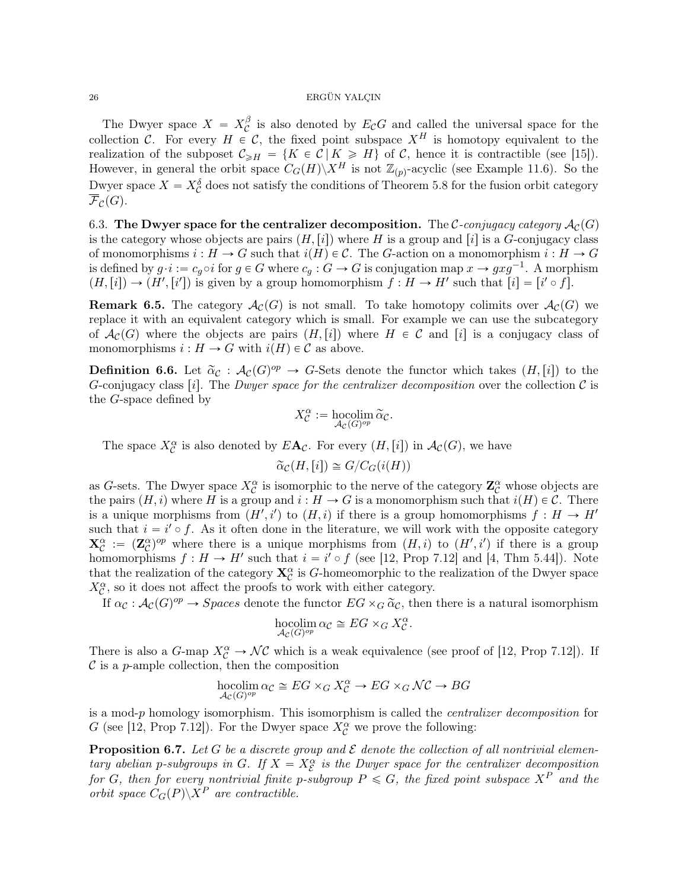The Dwyer space $X = X_{\mathcal{C}}^{\beta}$ is also denoted by $E_{\mathcal{C}}G$ and called the universal space for the collection $\mathcal{C}$. For every $H \in \mathcal{C}$, the fixed point subspace $X^H$ is homotopy equivalent to the realization of the subposet $\mathcal{C}_{\geqslant H} = \{K \in \mathcal{C} \mid K \geqslant H\}$ of $\mathcal{C}$, hence it is contractible (see [15]). However, in general the orbit space $C_G(H)\backslash X^H$ is not $\mathbb{Z}_{(p)}$-acyclic (see Example 11.6). So the Dwyer space $X = X_{\mathcal{C}}^{\delta}$ does not satisfy the conditions of Theorem 5.8 for the fusion orbit category $\overline{\mathcal{F}}_{\mathcal{C}}(G)$.

6.3. **The Dwyer space for the centralizer decomposition.** The $\mathcal{C}$*-conjugacy category* $\mathcal{A}_{\mathcal{C}}(G)$ is the category whose objects are pairs $(H, [i])$ where $H$ is a group and $[i]$ is a $G$-conjugacy class of monomorphisms $i : H \to G$ such that $i(H) \in \mathcal{C}$. The $G$-action on a monomorphism $i : H \to G$ is defined by $g \cdot i := c_g \circ i$ for $g \in G$ where $c_g : G \to G$ is conjugation map $x \to gxg^{-1}$. A morphism $(H, [i]) \to (H', [i'])$ is given by a group homomorphism $f : H \to H'$ such that $[i] = [i' \circ f]$.

**Remark 6.5.** The category $\mathcal{A}_{\mathcal{C}}(G)$ is not small. To take homotopy colimits over $\mathcal{A}_{\mathcal{C}}(G)$ we replace it with an equivalent category which is small. For example we can use the subcategory of $\mathcal{A}_{\mathcal{C}}(G)$ where the objects are pairs $(H, [i])$ where $H \in \mathcal{C}$ and $[i]$ is a conjugacy class of monomorphisms $i : H \to G$ with $i(H) \in \mathcal{C}$ as above.

**Definition 6.6.** Let $\widetilde{\alpha}_{\mathcal{C}} : \mathcal{A}_{\mathcal{C}}(G)^{op} \to G$-Sets denote the functor which takes $(H, [i])$ to the $G$-conjugacy class $[i]$. The *Dwyer space for the centralizer decomposition* over the collection $\mathcal{C}$ is the $G$-space defined by

$$X_{\mathcal{C}}^{\alpha} := \operatorname*{hocolim}_{\mathcal{A}_{\mathcal{C}}(G)^{op}} \widetilde{\alpha}_{\mathcal{C}}.$$

The space $X_{\mathcal{C}}^{\alpha}$ is also denoted by $E\mathbf{A}_{\mathcal{C}}$. For every $(H, [i])$ in $\mathcal{A}_{\mathcal{C}}(G)$, we have

$$\widetilde{\alpha}_{\mathcal{C}}(H, [i]) \cong G/C_G(i(H))$$

as $G$-sets. The Dwyer space $X_{\mathcal{C}}^{\alpha}$ is isomorphic to the nerve of the category $\mathbf{Z}_{\mathcal{C}}^{\alpha}$ whose objects are the pairs $(H, i)$ where $H$ is a group and $i : H \to G$ is a monomorphism such that $i(H) \in \mathcal{C}$. There is a unique morphisms from $(H', i')$ to $(H, i)$ if there is a group homomorphisms $f : H \to H'$ such that $i = i' \circ f$. As it often done in the literature, we will work with the opposite category $\mathbf{X}_{\mathcal{C}}^{\alpha} := (\mathbf{Z}_{\mathcal{C}}^{\alpha})^{op}$ where there is a unique morphisms from $(H, i)$ to $(H', i')$ if there is a group homomorphisms $f : H \to H'$ such that $i = i' \circ f$ (see [12, Prop 7.12] and [4, Thm 5.44]). Note that the realization of the category $\mathbf{X}_{\mathcal{C}}^{\alpha}$ is $G$-homeomorphic to the realization of the Dwyer space $X_{\mathcal{C}}^{\alpha}$, so it does not affect the proofs to work with either category.

If $\alpha_{\mathcal{C}} : \mathcal{A}_{\mathcal{C}}(G)^{op} \to Spaces$ denote the functor $EG \times_G \widetilde{\alpha}_{\mathcal{C}}$, then there is a natural isomorphism

$$\operatorname*{hocolim}_{\mathcal{A}_{\mathcal{C}}(G)^{op}} \alpha_{\mathcal{C}} \cong EG \times_G X_{\mathcal{C}}^{\alpha}.$$

There is also a $G$-map $X_{\mathcal{C}}^{\alpha} \to \mathcal{N}\mathcal{C}$ which is a weak equivalence (see proof of [12, Prop 7.12]). If $\mathcal{C}$ is a $p$-ample collection, then the composition

$$\operatorname*{hocolim}_{\mathcal{A}_{\mathcal{C}}(G)^{op}} \alpha_{\mathcal{C}} \cong EG \times_G X_{\mathcal{C}}^{\alpha} \to EG \times_G \mathcal{N}\mathcal{C} \to BG$$

is a mod-$p$ homology isomorphism. This isomorphism is called the *centralizer decomposition* for $G$ (see [12, Prop 7.12]). For the Dwyer space $X_{\mathcal{C}}^{\alpha}$ we prove the following:

**Proposition 6.7.** *Let $G$ be a discrete group and $\mathcal{E}$ denote the collection of all nontrivial elementary abelian $p$-subgroups in $G$. If $X = X_{\mathcal{E}}^{\alpha}$ is the Dwyer space for the centralizer decomposition for $G$, then for every nontrivial finite $p$-subgroup $P \leqslant G$, the fixed point subspace $X^P$ and the orbit space $C_G(P)\backslash X^P$ are contractible.*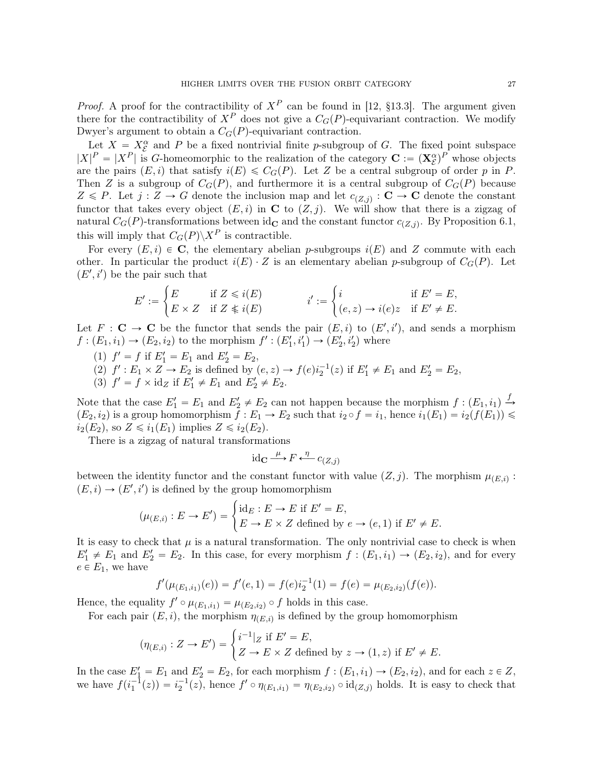*Proof.* A proof for the contractibility of $X^P$ can be found in [12, §13.3]. The argument given there for the contractibility of $X^P$ does not give a $C_G(P)$-equivariant contraction. We modify Dwyer's argument to obtain a $C_G(P)$-equivariant contraction.

Let $X = X^\alpha_\mathcal{E}$ and $P$ be a fixed nontrivial finite $p$-subgroup of $G$. The fixed point subspace $|X|^P = |X^P|$ is $G$-homeomorphic to the realization of the category $\mathbf{C} := (\mathbf{X}^\alpha_\mathcal{E})^P$ whose objects are the pairs $(E, i)$ that satisfy $i(E) \leqslant C_G(P)$. Let $Z$ be a central subgroup of order $p$ in $P$. Then $Z$ is a subgroup of $C_G(P)$, and furthermore it is a central subgroup of $C_G(P)$ because $Z \leqslant P$. Let $j : Z \to G$ denote the inclusion map and let $c_{(Z,j)} : \mathbf{C} \to \mathbf{C}$ denote the constant functor that takes every object $(E, i)$ in $\mathbf{C}$ to $(Z, j)$. We will show that there is a zigzag of natural $C_G(P)$-transformations between $\mathrm{id}_\mathbf{C}$ and the constant functor $c_{(Z,j)}$. By Proposition 6.1, this will imply that $C_G(P)\backslash X^P$ is contractible.

For every $(E, i) \in \mathbf{C}$, the elementary abelian $p$-subgroups $i(E)$ and $Z$ commute with each other. In particular the product $i(E) \cdot Z$ is an elementary abelian $p$-subgroup of $C_G(P)$. Let $(E', i')$ be the pair such that

$$E' := \begin{cases} E & \text{if } Z \leqslant i(E) \\ E \times Z & \text{if } Z \nleqslant i(E) \end{cases} \qquad\qquad i' := \begin{cases} i & \text{if } E' = E, \\ (e, z) \to i(e)z & \text{if } E' \neq E. \end{cases}$$

Let $F : \mathbf{C} \to \mathbf{C}$ be the functor that sends the pair $(E, i)$ to $(E', i')$, and sends a morphism $f : (E_1, i_1) \to (E_2, i_2)$ to the morphism $f' : (E_1', i_1') \to (E_2', i_2')$ where

1. $f' = f$ if $E_1' = E_1$ and $E_2' = E_2$,
2. $f' : E_1 \times Z \to E_2$ is defined by $(e, z) \to f(e)i_2^{-1}(z)$ if $E_1' \neq E_1$ and $E_2' = E_2$,
3. $f' = f \times \mathrm{id}_Z$ if $E_1' \neq E_1$ and $E_2' \neq E_2$.

Note that the case $E_1' = E_1$ and $E_2' \neq E_2$ can not happen because the morphism $f : (E_1, i_1) \xrightarrow{f} (E_2, i_2)$ is a group homomorphism $f : E_1 \to E_2$ such that $i_2 \circ f = i_1$, hence $i_1(E_1) = i_2(f(E_1)) \leqslant i_2(E_2)$, so $Z \leqslant i_1(E_1)$ implies $Z \leqslant i_2(E_2)$.

There is a zigzag of natural transformations

$$\mathrm{id}_\mathbf{C} \xrightarrow{\ \mu\ } F \xleftarrow{\ \eta\ } c_{(Z,j)}$$

between the identity functor and the constant functor with value $(Z, j)$. The morphism $\mu_{(E,i)} : (E, i) \to (E', i')$ is defined by the group homomorphism

$$(\mu_{(E,i)} : E \to E') = \begin{cases} \mathrm{id}_E : E \to E \text{ if } E' = E, \\ E \to E \times Z \text{ defined by } e \to (e, 1) \text{ if } E' \neq E. \end{cases}$$

It is easy to check that $\mu$ is a natural transformation. The only nontrivial case to check is when $E_1' \neq E_1$ and $E_2' = E_2$. In this case, for every morphism $f : (E_1, i_1) \to (E_2, i_2)$, and for every $e \in E_1$, we have

$$f'(\mu_{(E_1,i_1)}(e)) = f'(e, 1) = f(e)i_2^{-1}(1) = f(e) = \mu_{(E_2,i_2)}(f(e)).$$

Hence, the equality $f' \circ \mu_{(E_1,i_1)} = \mu_{(E_2,i_2)} \circ f$ holds in this case.

For each pair $(E, i)$, the morphism $\eta_{(E,i)}$ is defined by the group homomorphism

$$(\eta_{(E,i)} : Z \to E') = \begin{cases} i^{-1}|_Z \text{ if } E' = E, \\ Z \to E \times Z \text{ defined by } z \to (1, z) \text{ if } E' \neq E. \end{cases}$$

In the case $E_1' = E_1$ and $E_2' = E_2$, for each morphism $f : (E_1, i_1) \to (E_2, i_2)$, and for each $z \in Z$, we have $f(i_1^{-1}(z)) = i_2^{-1}(z)$, hence $f' \circ \eta_{(E_1,i_1)} = \eta_{(E_2,i_2)} \circ \mathrm{id}_{(Z,j)}$ holds. It is easy to check that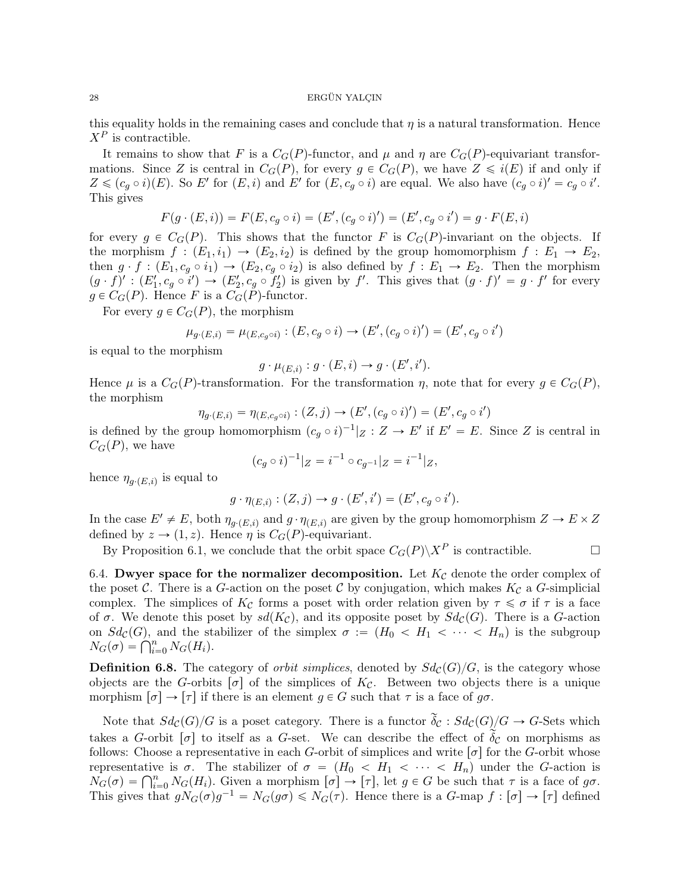this equality holds in the remaining cases and conclude that $\eta$ is a natural transformation. Hence $X^P$ is contractible.

It remains to show that $F$ is a $C_G(P)$-functor, and $\mu$ and $\eta$ are $C_G(P)$-equivariant transformations. Since $Z$ is central in $C_G(P)$, for every $g \in C_G(P)$, we have $Z \leqslant i(E)$ if and only if $Z \leqslant (c_g \circ i)(E)$. So $E'$ for $(E, i)$ and $E'$ for $(E, c_g \circ i)$ are equal. We also have $(c_g \circ i)' = c_g \circ i'$. This gives

$$F(g \cdot (E, i)) = F(E, c_g \circ i) = (E', (c_g \circ i)') = (E', c_g \circ i') = g \cdot F(E, i)$$

for every $g \in C_G(P)$. This shows that the functor $F$ is $C_G(P)$-invariant on the objects. If the morphism $f : (E_1, i_1) \to (E_2, i_2)$ is defined by the group homomorphism $f : E_1 \to E_2$, then $g \cdot f : (E_1, c_g \circ i_1) \to (E_2, c_g \circ i_2)$ is also defined by $f : E_1 \to E_2$. Then the morphism $(g \cdot f)' : (E_1', c_g \circ i') \to (E_2', c_g \circ f_2')$ is given by $f'$. This gives that $(g \cdot f)' = g \cdot f'$ for every $g \in C_G(P)$. Hence $F$ is a $C_G(P)$-functor.

For every $g \in C_G(P)$, the morphism

$$\mu_{g \cdot (E,i)} = \mu_{(E, c_g \circ i)} : (E, c_g \circ i) \to (E', (c_g \circ i)') = (E', c_g \circ i')$$

is equal to the morphism

$$g \cdot \mu_{(E,i)} : g \cdot (E, i) \to g \cdot (E', i').$$

Hence $\mu$ is a $C_G(P)$-transformation. For the transformation $\eta$, note that for every $g \in C_G(P)$, the morphism

$$\eta_{g \cdot (E,i)} = \eta_{(E, c_g \circ i)} : (Z, j) \to (E', (c_g \circ i)') = (E', c_g \circ i')$$

is defined by the group homomorphism $(c_g \circ i)^{-1}|_Z : Z \to E'$ if $E' = E$. Since $Z$ is central in $C_G(P)$, we have

$$(c_g \circ i)^{-1}|_Z = i^{-1} \circ c_{g^{-1}}|_Z = i^{-1}|_Z,$$

hence $\eta_{g \cdot (E,i)}$ is equal to

$$g \cdot \eta_{(E,i)} : (Z, j) \to g \cdot (E', i') = (E', c_g \circ i').$$

In the case $E' \neq E$, both $\eta_{g \cdot (E,i)}$ and $g \cdot \eta_{(E,i)}$ are given by the group homomorphism $Z \to E \times Z$ defined by $z \to (1, z)$. Hence $\eta$ is $C_G(P)$-equivariant.

By Proposition 6.1, we conclude that the orbit space $C_G(P) \backslash X^P$ is contractible. $\square$

6.4. **Dwyer space for the normalizer decomposition.** Let $K_{\mathcal{C}}$ denote the order complex of the poset $\mathcal{C}$. There is a $G$-action on the poset $\mathcal{C}$ by conjugation, which makes $K_{\mathcal{C}}$ a $G$-simplicial complex. The simplices of $K_{\mathcal{C}}$ forms a poset with order relation given by $\tau \leqslant \sigma$ if $\tau$ is a face of $\sigma$. We denote this poset by $sd(K_{\mathcal{C}})$, and its opposite poset by $Sd_{\mathcal{C}}(G)$. There is a $G$-action on $Sd_{\mathcal{C}}(G)$, and the stabilizer of the simplex $\sigma := (H_0 < H_1 < \cdots < H_n)$ is the subgroup $N_G(\sigma) = \bigcap_{i=0}^n N_G(H_i)$.

**Definition 6.8.** The category of *orbit simplices*, denoted by $Sd_{\mathcal{C}}(G)/G$, is the category whose objects are the $G$-orbits $[\sigma]$ of the simplices of $K_{\mathcal{C}}$. Between two objects there is a unique morphism $[\sigma] \to [\tau]$ if there is an element $g \in G$ such that $\tau$ is a face of $g\sigma$.

Note that $Sd_{\mathcal{C}}(G)/G$ is a poset category. There is a functor $\widetilde{\delta}_{\mathcal{C}} : Sd_{\mathcal{C}}(G)/G \to G$-Sets which takes a $G$-orbit $[\sigma]$ to itself as a $G$-set. We can describe the effect of $\widetilde{\delta}_{\mathcal{C}}$ on morphisms as follows: Choose a representative in each $G$-orbit of simplices and write $[\sigma]$ for the $G$-orbit whose representative is $\sigma$. The stabilizer of $\sigma = (H_0 < H_1 < \cdots < H_n)$ under the $G$-action is $N_G(\sigma) = \bigcap_{i=0}^n N_G(H_i)$. Given a morphism $[\sigma] \to [\tau]$, let $g \in G$ be such that $\tau$ is a face of $g\sigma$. This gives that $gN_G(\sigma)g^{-1} = N_G(g\sigma) \leqslant N_G(\tau)$. Hence there is a $G$-map $f : [\sigma] \to [\tau]$ defined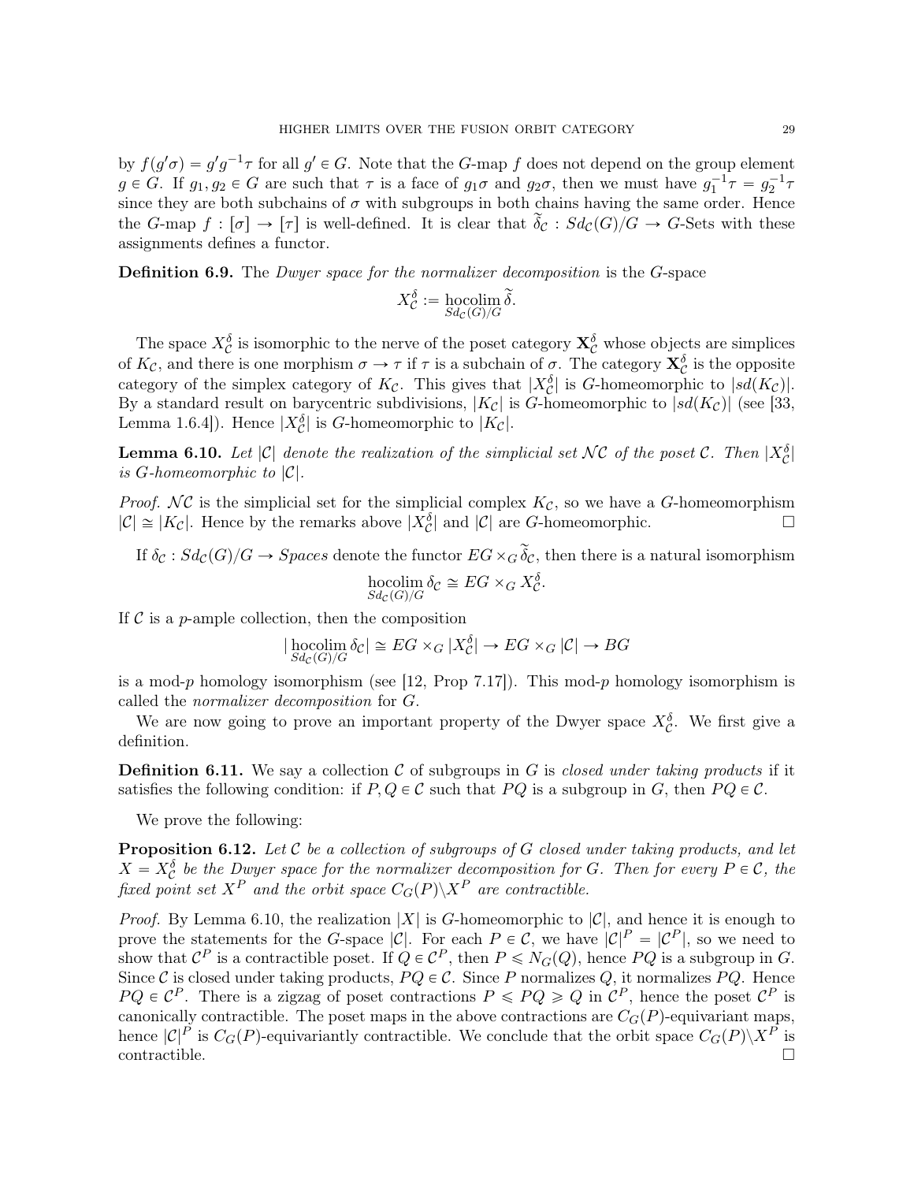by $f(g'\sigma) = g'g^{-1}\tau$ for all $g' \in G$. Note that the $G$-map $f$ does not depend on the group element $g \in G$. If $g_1, g_2 \in G$ are such that $\tau$ is a face of $g_1\sigma$ and $g_2\sigma$, then we must have $g_1^{-1}\tau = g_2^{-1}\tau$ since they are both subchains of $\sigma$ with subgroups in both chains having the same order. Hence the $G$-map $f : [\sigma] \to [\tau]$ is well-defined. It is clear that $\widetilde{\delta}_{\mathcal{C}} : Sd_{\mathcal{C}}(G)/G \to G$-Sets with these assignments defines a functor.

**Definition 6.9.** The *Dwyer space for the normalizer decomposition* is the $G$-space

$$X_{\mathcal{C}}^{\delta} := \operatorname*{hocolim}_{Sd_{\mathcal{C}}(G)/G} \widetilde{\delta}.$$

The space $X_{\mathcal{C}}^{\delta}$ is isomorphic to the nerve of the poset category $\mathbf{X}_{\mathcal{C}}^{\delta}$ whose objects are simplices of $K_{\mathcal{C}}$, and there is one morphism $\sigma \to \tau$ if $\tau$ is a subchain of $\sigma$. The category $\mathbf{X}_{\mathcal{C}}^{\delta}$ is the opposite category of the simplex category of $K_{\mathcal{C}}$. This gives that $|X_{\mathcal{C}}^{\delta}|$ is $G$-homeomorphic to $|sd(K_{\mathcal{C}})|$. By a standard result on barycentric subdivisions, $|K_{\mathcal{C}}|$ is $G$-homeomorphic to $|sd(K_{\mathcal{C}})|$ (see [33, Lemma 1.6.4]). Hence $|X_{\mathcal{C}}^{\delta}|$ is $G$-homeomorphic to $|K_{\mathcal{C}}|$.

**Lemma 6.10.** *Let $|\mathcal{C}|$ denote the realization of the simplicial set $\mathcal{N}\mathcal{C}$ of the poset $\mathcal{C}$. Then $|X_{\mathcal{C}}^{\delta}|$ is $G$-homeomorphic to $|\mathcal{C}|$.*

*Proof.* $\mathcal{N}\mathcal{C}$ is the simplicial set for the simplicial complex $K_{\mathcal{C}}$, so we have a $G$-homeomorphism $|\mathcal{C}| \cong |K_{\mathcal{C}}|$. Hence by the remarks above $|X_{\mathcal{C}}^{\delta}|$ and $|\mathcal{C}|$ are $G$-homeomorphic. □

If $\delta_{\mathcal{C}} : Sd_{\mathcal{C}}(G)/G \to Spaces$ denote the functor $EG \times_G \widetilde{\delta}_{\mathcal{C}}$, then there is a natural isomorphism

$$\operatorname*{hocolim}_{Sd_{\mathcal{C}}(G)/G} \delta_{\mathcal{C}} \cong EG \times_G X_{\mathcal{C}}^{\delta}.$$

If $\mathcal{C}$ is a $p$-ample collection, then the composition

$$|\operatorname*{hocolim}_{Sd_{\mathcal{C}}(G)/G} \delta_{\mathcal{C}}| \cong EG \times_G |X_{\mathcal{C}}^{\delta}| \to EG \times_G |\mathcal{C}| \to BG$$

is a mod-$p$ homology isomorphism (see [12, Prop 7.17]). This mod-$p$ homology isomorphism is called the *normalizer decomposition* for $G$.

We are now going to prove an important property of the Dwyer space $X_{\mathcal{C}}^{\delta}$. We first give a definition.

**Definition 6.11.** We say a collection $\mathcal{C}$ of subgroups in $G$ is *closed under taking products* if it satisfies the following condition: if $P, Q \in \mathcal{C}$ such that $PQ$ is a subgroup in $G$, then $PQ \in \mathcal{C}$.

We prove the following:

**Proposition 6.12.** *Let $\mathcal{C}$ be a collection of subgroups of $G$ closed under taking products, and let $X = X_{\mathcal{C}}^{\delta}$ be the Dwyer space for the normalizer decomposition for $G$. Then for every $P \in \mathcal{C}$, the fixed point set $X^P$ and the orbit space $C_G(P)\backslash X^P$ are contractible.*

*Proof.* By Lemma 6.10, the realization $|X|$ is $G$-homeomorphic to $|\mathcal{C}|$, and hence it is enough to prove the statements for the $G$-space $|\mathcal{C}|$. For each $P \in \mathcal{C}$, we have $|\mathcal{C}|^P = |\mathcal{C}^P|$, so we need to show that $\mathcal{C}^P$ is a contractible poset. If $Q \in \mathcal{C}^P$, then $P \leqslant N_G(Q)$, hence $PQ$ is a subgroup in $G$. Since $\mathcal{C}$ is closed under taking products, $PQ \in \mathcal{C}$. Since $P$ normalizes $Q$, it normalizes $PQ$. Hence $PQ \in \mathcal{C}^P$. There is a zigzag of poset contractions $P \leqslant PQ \geqslant Q$ in $\mathcal{C}^P$, hence the poset $\mathcal{C}^P$ is canonically contractible. The poset maps in the above contractions are $C_G(P)$-equivariant maps, hence $|\mathcal{C}|^P$ is $C_G(P)$-equivariantly contractible. We conclude that the orbit space $C_G(P)\backslash X^P$ is contractible. □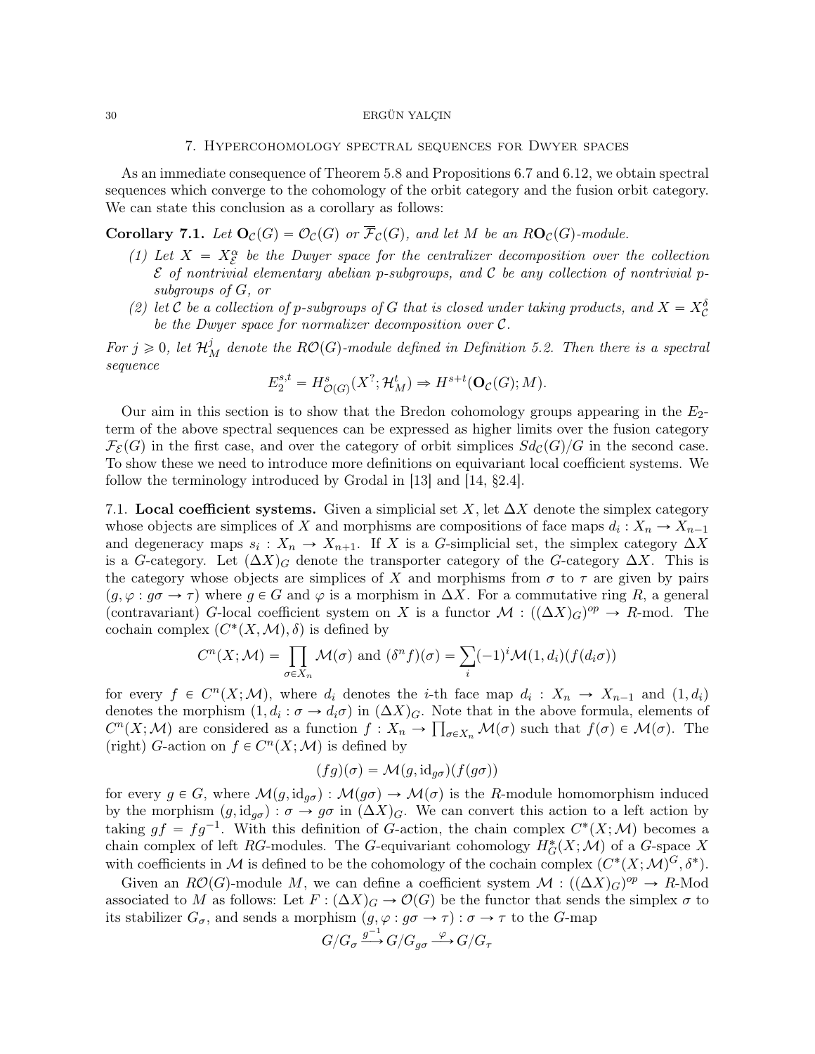## 7. Hypercohomology spectral sequences for Dwyer spaces

As an immediate consequence of Theorem 5.8 and Propositions 6.7 and 6.12, we obtain spectral sequences which converge to the cohomology of the orbit category and the fusion orbit category. We can state this conclusion as a corollary as follows:

**Corollary 7.1.** *Let $\mathbf{O}_{\mathcal{C}}(G) = \mathcal{O}_{\mathcal{C}}(G)$ or $\overline{\mathcal{F}}_{\mathcal{C}}(G)$, and let $M$ be an $R\mathbf{O}_{\mathcal{C}}(G)$-module.*

1. *Let $X = X^{\alpha}_{\mathcal{E}}$ be the Dwyer space for the centralizer decomposition over the collection $\mathcal{E}$ of nontrivial elementary abelian $p$-subgroups, and $\mathcal{C}$ be any collection of nontrivial $p$-subgroups of $G$, or*
2. *let $\mathcal{C}$ be a collection of $p$-subgroups of $G$ that is closed under taking products, and $X = X^{\delta}_{\mathcal{C}}$ be the Dwyer space for normalizer decomposition over $\mathcal{C}$.*

*For $j \geqslant 0$, let $\mathcal{H}^j_M$ denote the $R\mathcal{O}(G)$-module defined in Definition 5.2. Then there is a spectral sequence*

$$E_2^{s,t} = H^s_{\mathcal{O}(G)}(X^?; \mathcal{H}^t_M) \Rightarrow H^{s+t}(\mathbf{O}_{\mathcal{C}}(G); M).$$

Our aim in this section is to show that the Bredon cohomology groups appearing in the $E_2$-term of the above spectral sequences can be expressed as higher limits over the fusion category $\mathcal{F}_{\mathcal{E}}(G)$ in the first case, and over the category of orbit simplices $Sd_{\mathcal{C}}(G)/G$ in the second case. To show these we need to introduce more definitions on equivariant local coefficient systems. We follow the terminology introduced by Grodal in [13] and [14, §2.4].

### 7.1. Local coefficient systems.

Given a simplicial set $X$, let $\Delta X$ denote the simplex category whose objects are simplices of $X$ and morphisms are compositions of face maps $d_i : X_n \to X_{n-1}$ and degeneracy maps $s_i : X_n \to X_{n+1}$. If $X$ is a $G$-simplicial set, the simplex category $\Delta X$ is a $G$-category. Let $(\Delta X)_G$ denote the transporter category of the $G$-category $\Delta X$. This is the category whose objects are simplices of $X$ and morphisms from $\sigma$ to $\tau$ are given by pairs $(g, \varphi : g\sigma \to \tau)$ where $g \in G$ and $\varphi$ is a morphism in $\Delta X$. For a commutative ring $R$, a general (contravariant) $G$-local coefficient system on $X$ is a functor $\mathcal{M} : ((\Delta X)_G)^{op} \to R$-mod. The cochain complex $(C^*(X, \mathcal{M}), \delta)$ is defined by

$$C^n(X; \mathcal{M}) = \prod_{\sigma \in X_n} \mathcal{M}(\sigma) \text{ and } (\delta^n f)(\sigma) = \sum_i (-1)^i \mathcal{M}(1, d_i)(f(d_i \sigma))$$

for every $f \in C^n(X; \mathcal{M})$, where $d_i$ denotes the $i$-th face map $d_i : X_n \to X_{n-1}$ and $(1, d_i)$ denotes the morphism $(1, d_i : \sigma \to d_i\sigma)$ in $(\Delta X)_G$. Note that in the above formula, elements of $C^n(X; \mathcal{M})$ are considered as a function $f : X_n \to \prod_{\sigma \in X_n} \mathcal{M}(\sigma)$ such that $f(\sigma) \in \mathcal{M}(\sigma)$. The (right) $G$-action on $f \in C^n(X; \mathcal{M})$ is defined by

$$(fg)(\sigma) = \mathcal{M}(g, \mathrm{id}_{g\sigma})(f(g\sigma))$$

for every $g \in G$, where $\mathcal{M}(g, \mathrm{id}_{g\sigma}) : \mathcal{M}(g\sigma) \to \mathcal{M}(\sigma)$ is the $R$-module homomorphism induced by the morphism $(g, \mathrm{id}_{g\sigma}) : \sigma \to g\sigma$ in $(\Delta X)_G$. We can convert this action to a left action by taking $gf = fg^{-1}$. With this definition of $G$-action, the chain complex $C^*(X; \mathcal{M})$ becomes a chain complex of left $RG$-modules. The $G$-equivariant cohomology $H^*_G(X; \mathcal{M})$ of a $G$-space $X$ with coefficients in $\mathcal{M}$ is defined to be the cohomology of the cochain complex $(C^*(X; \mathcal{M})^G, \delta^*)$.

Given an $R\mathcal{O}(G)$-module $M$, we can define a coefficient system $\mathcal{M} : ((\Delta X)_G)^{op} \to R$-Mod associated to $M$ as follows: Let $F : (\Delta X)_G \to \mathcal{O}(G)$ be the functor that sends the simplex $\sigma$ to its stabilizer $G_\sigma$, and sends a morphism $(g, \varphi : g\sigma \to \tau) : \sigma \to \tau$ to the $G$-map

$$G/G_\sigma \xrightarrow{g^{-1}} G/G_{g\sigma} \xrightarrow{\varphi} G/G_\tau$$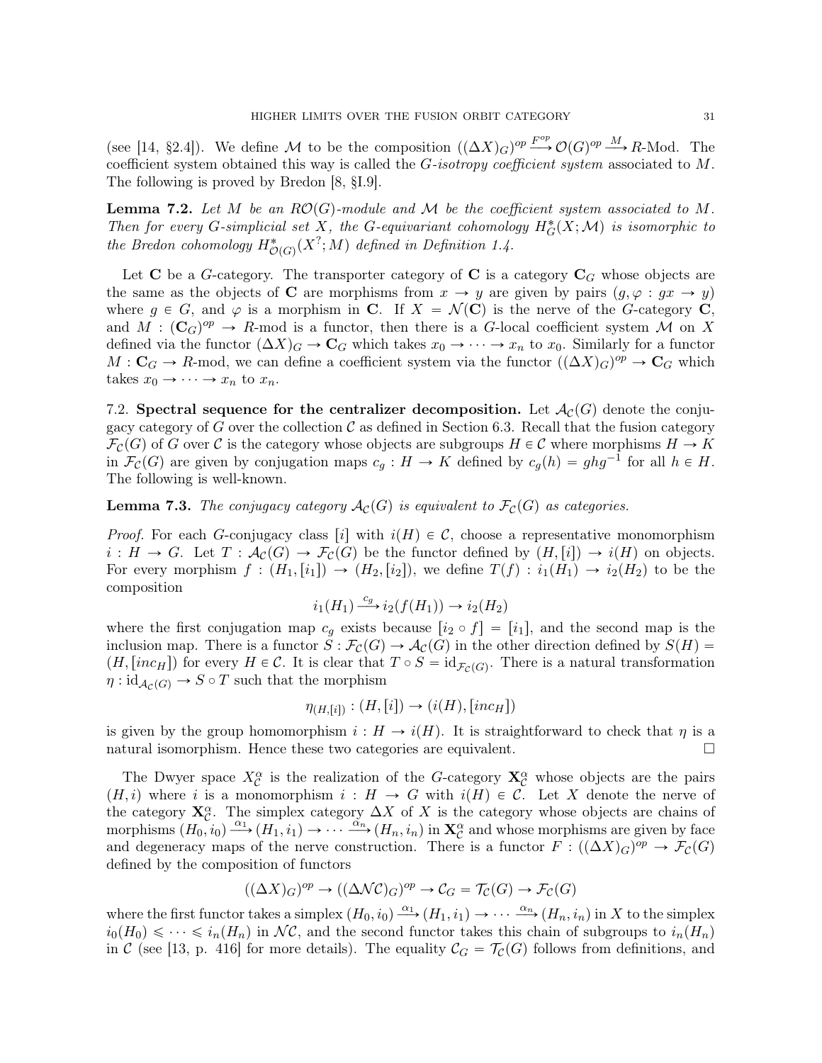(see [14, §2.4]). We define $\mathcal{M}$ to be the composition $((\Delta X)_G)^{op} \xrightarrow{F^{op}} \mathcal{O}(G)^{op} \xrightarrow{M} R$-Mod. The coefficient system obtained this way is called the *G-isotropy coefficient system* associated to $M$. The following is proved by Bredon [8, §I.9].

**Lemma 7.2.** *Let $M$ be an $R\mathcal{O}(G)$-module and $\mathcal{M}$ be the coefficient system associated to $M$. Then for every $G$-simplicial set $X$, the $G$-equivariant cohomology $H^*_G(X; \mathcal{M})$ is isomorphic to the Bredon cohomology $H^*_{\mathcal{O}(G)}(X^?; M)$ defined in Definition 1.4.*

Let $\mathbf{C}$ be a $G$-category. The transporter category of $\mathbf{C}$ is a category $\mathbf{C}_G$ whose objects are the same as the objects of $\mathbf{C}$ are morphisms from $x \to y$ are given by pairs $(g, \varphi : gx \to y)$ where $g \in G$, and $\varphi$ is a morphism in $\mathbf{C}$. If $X = \mathcal{N}(\mathbf{C})$ is the nerve of the $G$-category $\mathbf{C}$, and $M : (\mathbf{C}_G)^{op} \to R$-mod is a functor, then there is a $G$-local coefficient system $\mathcal{M}$ on $X$ defined via the functor $(\Delta X)_G \to \mathbf{C}_G$ which takes $x_0 \to \cdots \to x_n$ to $x_0$. Similarly for a functor $M : \mathbf{C}_G \to R$-mod, we can define a coefficient system via the functor $((\Delta X)_G)^{op} \to \mathbf{C}_G$ which takes $x_0 \to \cdots \to x_n$ to $x_n$.

7.2. **Spectral sequence for the centralizer decomposition.** Let $\mathcal{A}_{\mathcal{C}}(G)$ denote the conjugacy category of $G$ over the collection $\mathcal{C}$ as defined in Section 6.3. Recall that the fusion category $\mathcal{F}_{\mathcal{C}}(G)$ of $G$ over $\mathcal{C}$ is the category whose objects are subgroups $H \in \mathcal{C}$ where morphisms $H \to K$ in $\mathcal{F}_{\mathcal{C}}(G)$ are given by conjugation maps $c_g : H \to K$ defined by $c_g(h) = ghg^{-1}$ for all $h \in H$. The following is well-known.

**Lemma 7.3.** *The conjugacy category $\mathcal{A}_{\mathcal{C}}(G)$ is equivalent to $\mathcal{F}_{\mathcal{C}}(G)$ as categories.*

*Proof.* For each $G$-conjugacy class $[i]$ with $i(H) \in \mathcal{C}$, choose a representative monomorphism $i : H \to G$. Let $T : \mathcal{A}_{\mathcal{C}}(G) \to \mathcal{F}_{\mathcal{C}}(G)$ be the functor defined by $(H, [i]) \to i(H)$ on objects. For every morphism $f : (H_1, [i_1]) \to (H_2, [i_2])$, we define $T(f) : i_1(H_1) \to i_2(H_2)$ to be the composition

$$i_1(H_1) \xrightarrow{c_g} i_2(f(H_1)) \to i_2(H_2)$$

where the first conjugation map $c_g$ exists because $[i_2 \circ f] = [i_1]$, and the second map is the inclusion map. There is a functor $S : \mathcal{F}_{\mathcal{C}}(G) \to \mathcal{A}_{\mathcal{C}}(G)$ in the other direction defined by $S(H) = (H, [inc_H])$ for every $H \in \mathcal{C}$. It is clear that $T \circ S = \mathrm{id}_{\mathcal{F}_{\mathcal{C}}(G)}$. There is a natural transformation $\eta : \mathrm{id}_{\mathcal{A}_{\mathcal{C}}(G)} \to S \circ T$ such that the morphism

$$\eta_{(H,[i])} : (H, [i]) \to (i(H), [inc_H])$$

is given by the group homomorphism $i : H \to i(H)$. It is straightforward to check that $\eta$ is a natural isomorphism. Hence these two categories are equivalent. $\square$

The Dwyer space $X^{\alpha}_{\mathcal{C}}$ is the realization of the $G$-category $\mathbf{X}^{\alpha}_{\mathcal{C}}$ whose objects are the pairs $(H, i)$ where $i$ is a monomorphism $i : H \to G$ with $i(H) \in \mathcal{C}$. Let $X$ denote the nerve of the category $\mathbf{X}^{\alpha}_{\mathcal{C}}$. The simplex category $\Delta X$ of $X$ is the category whose objects are chains of morphisms $(H_0, i_0) \xrightarrow{\alpha_1} (H_1, i_1) \to \cdots \xrightarrow{\alpha_n} (H_n, i_n)$ in $\mathbf{X}^{\alpha}_{\mathcal{C}}$ and whose morphisms are given by face and degeneracy maps of the nerve construction. There is a functor $F : ((\Delta X)_G)^{op} \to \mathcal{F}_{\mathcal{C}}(G)$ defined by the composition of functors

$$((\Delta X)_G)^{op} \to ((\Delta \mathcal{N}\mathcal{C})_G)^{op} \to \mathcal{C}_G = \mathcal{T}_{\mathcal{C}}(G) \to \mathcal{F}_{\mathcal{C}}(G)$$

where the first functor takes a simplex $(H_0, i_0) \xrightarrow{\alpha_1} (H_1, i_1) \to \cdots \xrightarrow{\alpha_n} (H_n, i_n)$ in $X$ to the simplex $i_0(H_0) \leqslant \cdots \leqslant i_n(H_n)$ in $\mathcal{N}\mathcal{C}$, and the second functor takes this chain of subgroups to $i_n(H_n)$ in $\mathcal{C}$ (see [13, p. 416] for more details). The equality $\mathcal{C}_G = \mathcal{T}_{\mathcal{C}}(G)$ follows from definitions, and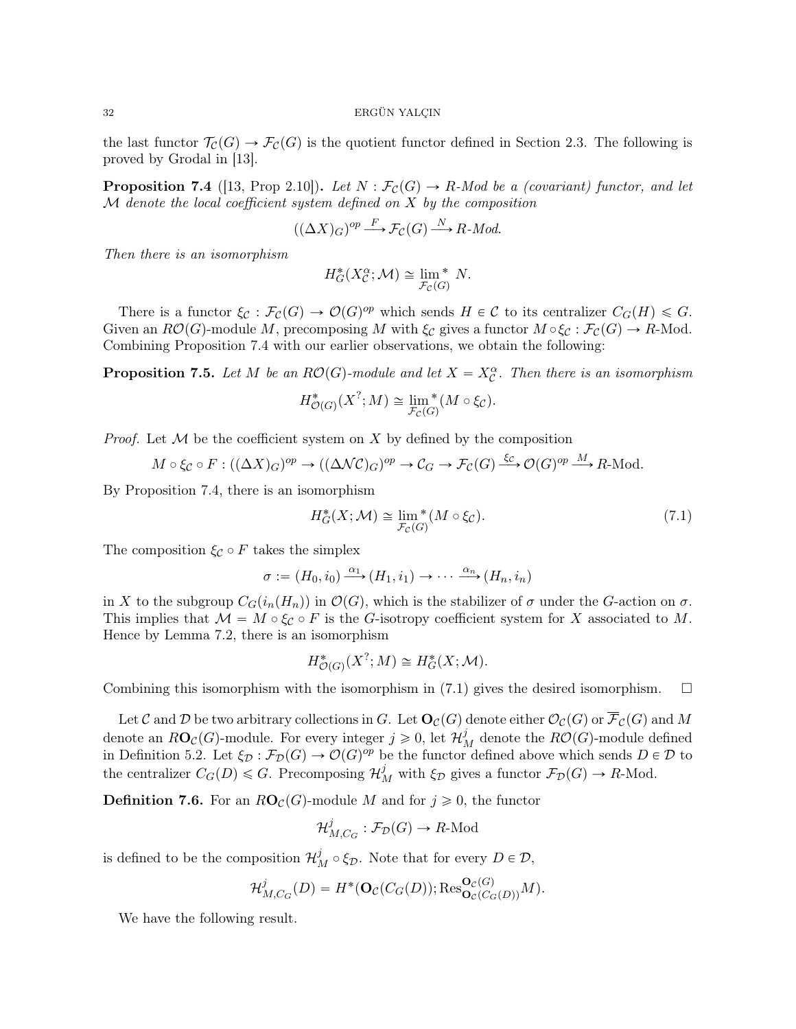the last functor $\mathcal{T}_{\mathcal{C}}(G) \to \mathcal{F}_{\mathcal{C}}(G)$ is the quotient functor defined in Section 2.3. The following is proved by Grodal in [13].

**Proposition 7.4** ([13, Prop 2.10])**.** *Let $N : \mathcal{F}_{\mathcal{C}}(G) \to R$-Mod be a (covariant) functor, and let $\mathcal{M}$ denote the local coefficient system defined on $X$ by the composition*

$$((\Delta X)_G)^{op} \xrightarrow{F} \mathcal{F}_{\mathcal{C}}(G) \xrightarrow{N} R\text{-}Mod.$$

*Then there is an isomorphism*

$$H^*_G(X^{\alpha}_{\mathcal{C}}; \mathcal{M}) \cong \lim_{\mathcal{F}_{\mathcal{C}}(G)}{}^* N.$$

There is a functor $\xi_{\mathcal{C}} : \mathcal{F}_{\mathcal{C}}(G) \to \mathcal{O}(G)^{op}$ which sends $H \in \mathcal{C}$ to its centralizer $C_G(H) \leqslant G$. Given an $R\mathcal{O}(G)$-module $M$, precomposing $M$ with $\xi_{\mathcal{C}}$ gives a functor $M \circ \xi_{\mathcal{C}} : \mathcal{F}_{\mathcal{C}}(G) \to R$-Mod. Combining Proposition 7.4 with our earlier observations, we obtain the following:

**Proposition 7.5.** *Let $M$ be an $R\mathcal{O}(G)$-module and let $X = X^{\alpha}_{\mathcal{C}}$. Then there is an isomorphism*

$$H^*_{\mathcal{O}(G)}(X^?; M) \cong \lim_{\mathcal{F}_{\mathcal{C}}(G)}{}^* (M \circ \xi_{\mathcal{C}}).$$

*Proof.* Let $\mathcal{M}$ be the coefficient system on $X$ by defined by the composition

$$M \circ \xi_{\mathcal{C}} \circ F : ((\Delta X)_G)^{op} \to ((\Delta \mathcal{N}\mathcal{C})_G)^{op} \to \mathcal{C}_G \to \mathcal{F}_{\mathcal{C}}(G) \xrightarrow{\xi_{\mathcal{C}}} \mathcal{O}(G)^{op} \xrightarrow{M} R\text{-Mod}.$$

By Proposition 7.4, there is an isomorphism

$$H^*_G(X; \mathcal{M}) \cong \lim_{\mathcal{F}_{\mathcal{C}}(G)}{}^* (M \circ \xi_{\mathcal{C}}). \tag{7.1}$$

The composition $\xi_{\mathcal{C}} \circ F$ takes the simplex

$$\sigma := (H_0, i_0) \xrightarrow{\alpha_1} (H_1, i_1) \to \cdots \xrightarrow{\alpha_n} (H_n, i_n)$$

in $X$ to the subgroup $C_G(i_n(H_n))$ in $\mathcal{O}(G)$, which is the stabilizer of $\sigma$ under the $G$-action on $\sigma$. This implies that $\mathcal{M} = M \circ \xi_{\mathcal{C}} \circ F$ is the $G$-isotropy coefficient system for $X$ associated to $M$. Hence by Lemma 7.2, there is an isomorphism

$$H^*_{\mathcal{O}(G)}(X^?; M) \cong H^*_G(X; \mathcal{M}).$$

Combining this isomorphism with the isomorphism in (7.1) gives the desired isomorphism. $\square$

Let $\mathcal{C}$ and $\mathcal{D}$ be two arbitrary collections in $G$. Let $\mathbf{O}_{\mathcal{C}}(G)$ denote either $\mathcal{O}_{\mathcal{C}}(G)$ or $\overline{\mathcal{F}}_{\mathcal{C}}(G)$ and $M$ denote an $R\mathbf{O}_{\mathcal{C}}(G)$-module. For every integer $j \geqslant 0$, let $\mathcal{H}^j_M$ denote the $R\mathcal{O}(G)$-module defined in Definition 5.2. Let $\xi_{\mathcal{D}} : \mathcal{F}_{\mathcal{D}}(G) \to \mathcal{O}(G)^{op}$ be the functor defined above which sends $D \in \mathcal{D}$ to the centralizer $C_G(D) \leqslant G$. Precomposing $\mathcal{H}^j_M$ with $\xi_{\mathcal{D}}$ gives a functor $\mathcal{F}_{\mathcal{D}}(G) \to R$-Mod.

**Definition 7.6.** For an $R\mathbf{O}_{\mathcal{C}}(G)$-module $M$ and for $j \geqslant 0$, the functor

$$\mathcal{H}^j_{M, C_G} : \mathcal{F}_{\mathcal{D}}(G) \to R\text{-Mod}$$

is defined to be the composition $\mathcal{H}^j_M \circ \xi_{\mathcal{D}}$. Note that for every $D \in \mathcal{D}$,

$$\mathcal{H}^j_{M, C_G}(D) = H^*(\mathbf{O}_{\mathcal{C}}(C_G(D)); \mathrm{Res}^{\mathbf{O}_{\mathcal{C}}(G)}_{\mathbf{O}_{\mathcal{C}}(C_G(D))} M).$$

We have the following result.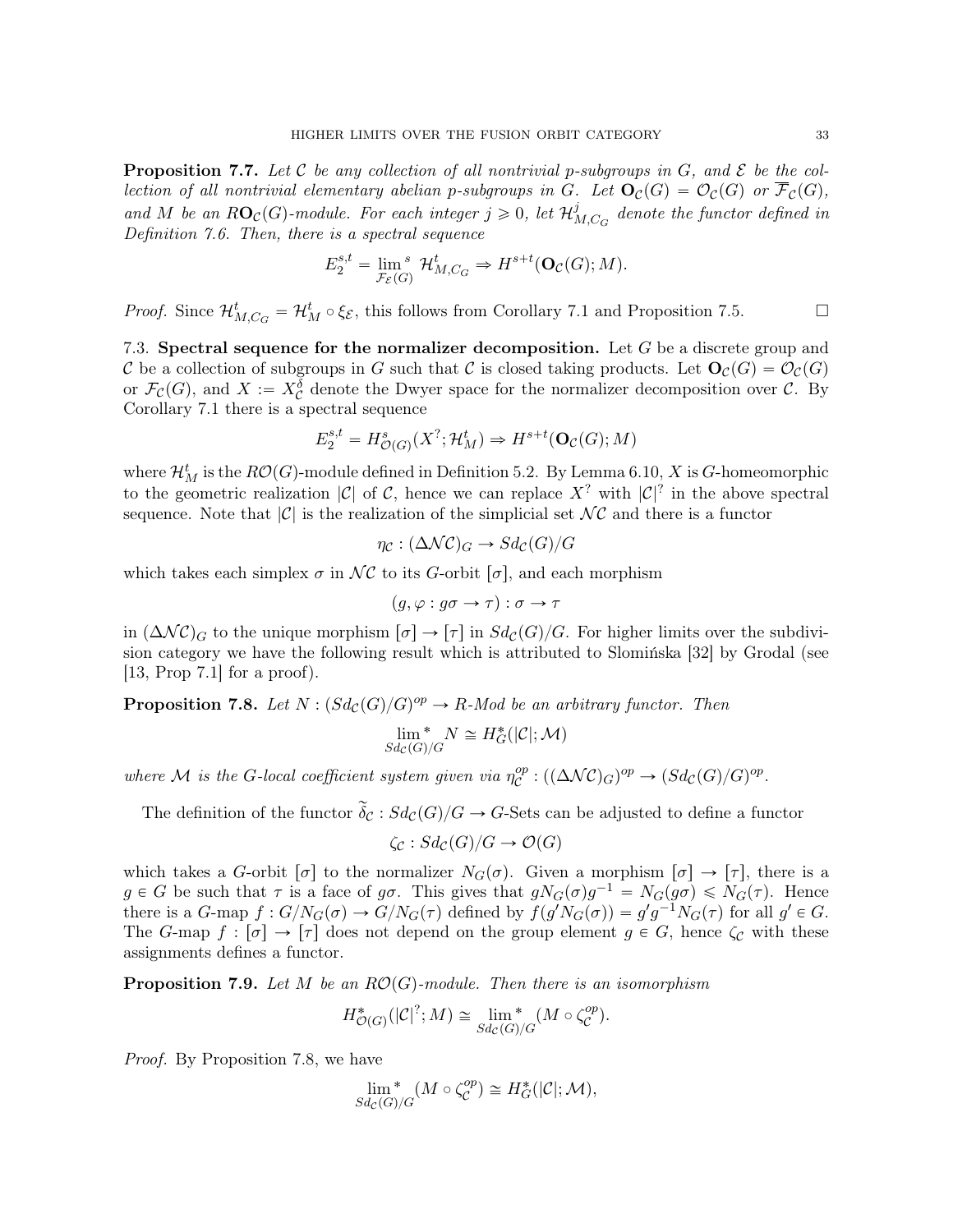**Proposition 7.7.** *Let $\mathcal{C}$ be any collection of all nontrivial $p$-subgroups in $G$, and $\mathcal{E}$ be the collection of all nontrivial elementary abelian $p$-subgroups in $G$. Let $\mathbf{O}_{\mathcal{C}}(G) = \mathcal{O}_{\mathcal{C}}(G)$ or $\overline{\mathcal{F}}_{\mathcal{C}}(G)$, and $M$ be an $R\mathbf{O}_{\mathcal{C}}(G)$-module. For each integer $j \geqslant 0$, let $\mathcal{H}^j_{M,C_G}$ denote the functor defined in Definition 7.6. Then, there is a spectral sequence*

$$E_2^{s,t} = \lim_{\mathcal{F}_{\mathcal{E}}(G)}{}^{s}\ \mathcal{H}^t_{M,C_G} \Rightarrow H^{s+t}(\mathbf{O}_{\mathcal{C}}(G); M).$$

*Proof.* Since $\mathcal{H}^t_{M,C_G} = \mathcal{H}^t_M \circ \xi_{\mathcal{E}}$, this follows from Corollary 7.1 and Proposition 7.5. □

7.3. **Spectral sequence for the normalizer decomposition.** Let $G$ be a discrete group and $\mathcal{C}$ be a collection of subgroups in $G$ such that $\mathcal{C}$ is closed taking products. Let $\mathbf{O}_{\mathcal{C}}(G) = \mathcal{O}_{\mathcal{C}}(G)$ or $\mathcal{F}_{\mathcal{C}}(G)$, and $X := X^{\delta}_{\mathcal{C}}$ denote the Dwyer space for the normalizer decomposition over $\mathcal{C}$. By Corollary 7.1 there is a spectral sequence

$$E_2^{s,t} = H^s_{\mathcal{O}(G)}(X^?; \mathcal{H}^t_M) \Rightarrow H^{s+t}(\mathbf{O}_{\mathcal{C}}(G); M)$$

where $\mathcal{H}^t_M$ is the $R\mathcal{O}(G)$-module defined in Definition 5.2. By Lemma 6.10, $X$ is $G$-homeomorphic to the geometric realization $|\mathcal{C}|$ of $\mathcal{C}$, hence we can replace $X^?$ with $|\mathcal{C}|^?$ in the above spectral sequence. Note that $|\mathcal{C}|$ is the realization of the simplicial set $\mathcal{N}\mathcal{C}$ and there is a functor

$$\eta_{\mathcal{C}} : (\Delta\mathcal{N}\mathcal{C})_G \to Sd_{\mathcal{C}}(G)/G$$

which takes each simplex $\sigma$ in $\mathcal{N}\mathcal{C}$ to its $G$-orbit $[\sigma]$, and each morphism

$$(g, \varphi : g\sigma \to \tau) : \sigma \to \tau$$

in $(\Delta\mathcal{N}\mathcal{C})_G$ to the unique morphism $[\sigma] \to [\tau]$ in $Sd_{\mathcal{C}}(G)/G$. For higher limits over the subdivision category we have the following result which is attributed to Slomińska [32] by Grodal (see [13, Prop 7.1] for a proof).

**Proposition 7.8.** *Let $N : (Sd_{\mathcal{C}}(G)/G)^{op} \to R$-Mod be an arbitrary functor. Then*

$$\lim_{Sd_{\mathcal{C}}(G)/G}{}^{*} N \cong H^*_G(|\mathcal{C}|; \mathcal{M})$$

*where $\mathcal{M}$ is the $G$-local coefficient system given via $\eta^{op}_{\mathcal{C}} : ((\Delta\mathcal{N}\mathcal{C})_G)^{op} \to (Sd_{\mathcal{C}}(G)/G)^{op}$.*

The definition of the functor $\widetilde{\delta}_{\mathcal{C}} : Sd_{\mathcal{C}}(G)/G \to G$-Sets can be adjusted to define a functor

$$\zeta_{\mathcal{C}} : Sd_{\mathcal{C}}(G)/G \to \mathcal{O}(G)$$

which takes a $G$-orbit $[\sigma]$ to the normalizer $N_G(\sigma)$. Given a morphism $[\sigma] \to [\tau]$, there is a $g \in G$ be such that $\tau$ is a face of $g\sigma$. This gives that $gN_G(\sigma)g^{-1} = N_G(g\sigma) \leqslant N_G(\tau)$. Hence there is a $G$-map $f : G/N_G(\sigma) \to G/N_G(\tau)$ defined by $f(g'N_G(\sigma)) = g'g^{-1}N_G(\tau)$ for all $g' \in G$. The $G$-map $f : [\sigma] \to [\tau]$ does not depend on the group element $g \in G$, hence $\zeta_{\mathcal{C}}$ with these assignments defines a functor.

**Proposition 7.9.** *Let $M$ be an $R\mathcal{O}(G)$-module. Then there is an isomorphism*

$$H^*_{\mathcal{O}(G)}(|\mathcal{C}|^?; M) \cong \lim_{Sd_{\mathcal{C}}(G)/G}{}^{*}(M \circ \zeta^{op}_{\mathcal{C}}).$$

*Proof.* By Proposition 7.8, we have

$$\lim_{Sd_{\mathcal{C}}(G)/G}{}^{*}(M \circ \zeta^{op}_{\mathcal{C}}) \cong H^*_G(|\mathcal{C}|; \mathcal{M}),$$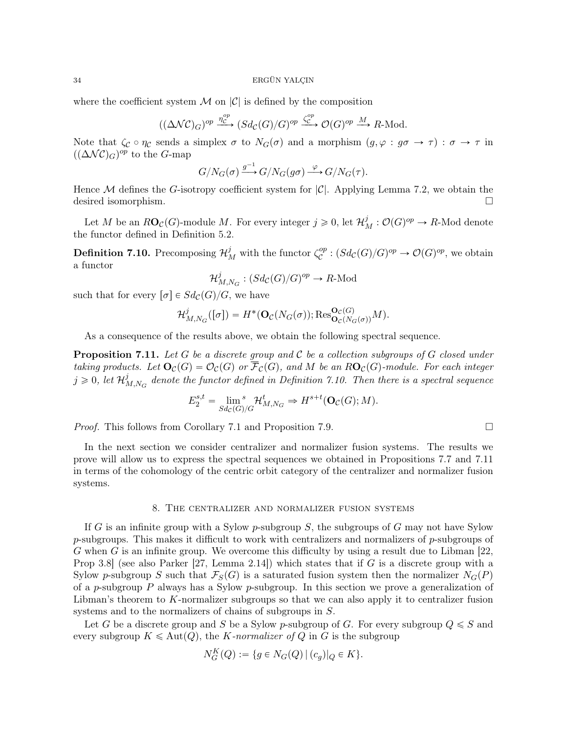where the coefficient system $\mathcal{M}$ on $|\mathcal{C}|$ is defined by the composition

$$((\Delta\mathcal{N}\mathcal{C})_G)^{op} \xrightarrow{\eta_{\mathcal{C}}^{op}} (Sd_{\mathcal{C}}(G)/G)^{op} \xrightarrow{\zeta_{\mathcal{C}}^{op}} \mathcal{O}(G)^{op} \xrightarrow{M} R\text{-Mod}.$$

Note that $\zeta_{\mathcal{C}} \circ \eta_{\mathcal{C}}$ sends a simplex $\sigma$ to $N_G(\sigma)$ and a morphism $(g, \varphi : g\sigma \to \tau) : \sigma \to \tau$ in $((\Delta\mathcal{N}\mathcal{C})_G)^{op}$ to the $G$-map

$$G/N_G(\sigma) \xrightarrow{g^{-1}} G/N_G(g\sigma) \xrightarrow{\varphi} G/N_G(\tau).$$

Hence $\mathcal{M}$ defines the $G$-isotropy coefficient system for $|\mathcal{C}|$. Applying Lemma 7.2, we obtain the desired isomorphism. $\square$

Let $M$ be an $R\mathbf{O}_{\mathcal{C}}(G)$-module $M$. For every integer $j \geqslant 0$, let $\mathcal{H}^j_M : \mathcal{O}(G)^{op} \to R$-Mod denote the functor defined in Definition 5.2.

**Definition 7.10.** Precomposing $\mathcal{H}^j_M$ with the functor $\zeta_{\mathcal{C}}^{op} : (Sd_{\mathcal{C}}(G)/G)^{op} \to \mathcal{O}(G)^{op}$, we obtain a functor

$$\mathcal{H}^j_{M,N_G} : (Sd_{\mathcal{C}}(G)/G)^{op} \to R\text{-Mod}$$

such that for every $[\sigma] \in Sd_{\mathcal{C}}(G)/G$, we have

$$\mathcal{H}^j_{M,N_G}([\sigma]) = H^*(\mathbf{O}_{\mathcal{C}}(N_G(\sigma)); \operatorname{Res}^{\mathbf{O}_{\mathcal{C}}(G)}_{\mathbf{O}_{\mathcal{C}}(N_G(\sigma))} M).$$

As a consequence of the results above, we obtain the following spectral sequence.

**Proposition 7.11.** *Let $G$ be a discrete group and $\mathcal{C}$ be a collection subgroups of $G$ closed under taking products. Let $\mathbf{O}_{\mathcal{C}}(G) = \mathcal{O}_{\mathcal{C}}(G)$ or $\overline{\mathcal{F}}_{\mathcal{C}}(G)$, and $M$ be an $R\mathbf{O}_{\mathcal{C}}(G)$-module. For each integer $j \geqslant 0$, let $\mathcal{H}^j_{M,N_G}$ denote the functor defined in Definition 7.10. Then there is a spectral sequence*

$$E_2^{s,t} = \lim_{Sd_{\mathcal{C}}(G)/G}{}^{s} \mathcal{H}^t_{M,N_G} \Rightarrow H^{s+t}(\mathbf{O}_{\mathcal{C}}(G); M).$$

*Proof.* This follows from Corollary 7.1 and Proposition 7.9. $\square$

In the next section we consider centralizer and normalizer fusion systems. The results we prove will allow us to express the spectral sequences we obtained in Propositions 7.7 and 7.11 in terms of the cohomology of the centric orbit category of the centralizer and normalizer fusion systems.

## 8. The centralizer and normalizer fusion systems

If $G$ is an infinite group with a Sylow $p$-subgroup $S$, the subgroups of $G$ may not have Sylow $p$-subgroups. This makes it difficult to work with centralizers and normalizers of $p$-subgroups of $G$ when $G$ is an infinite group. We overcome this difficulty by using a result due to Libman [22, Prop 3.8] (see also Parker [27, Lemma 2.14]) which states that if $G$ is a discrete group with a Sylow $p$-subgroup $S$ such that $\mathcal{F}_S(G)$ is a saturated fusion system then the normalizer $N_G(P)$ of a $p$-subgroup $P$ always has a Sylow $p$-subgroup. In this section we prove a generalization of Libman's theorem to $K$-normalizer subgroups so that we can also apply it to centralizer fusion systems and to the normalizers of chains of subgroups in $S$.

Let $G$ be a discrete group and $S$ be a Sylow $p$-subgroup of $G$. For every subgroup $Q \leqslant S$ and every subgroup $K \leqslant \operatorname{Aut}(Q)$, the *$K$-normalizer of $Q$* in $G$ is the subgroup

$$N^K_G(Q) := \{g \in N_G(Q) \mid (c_g)|_Q \in K\}.$$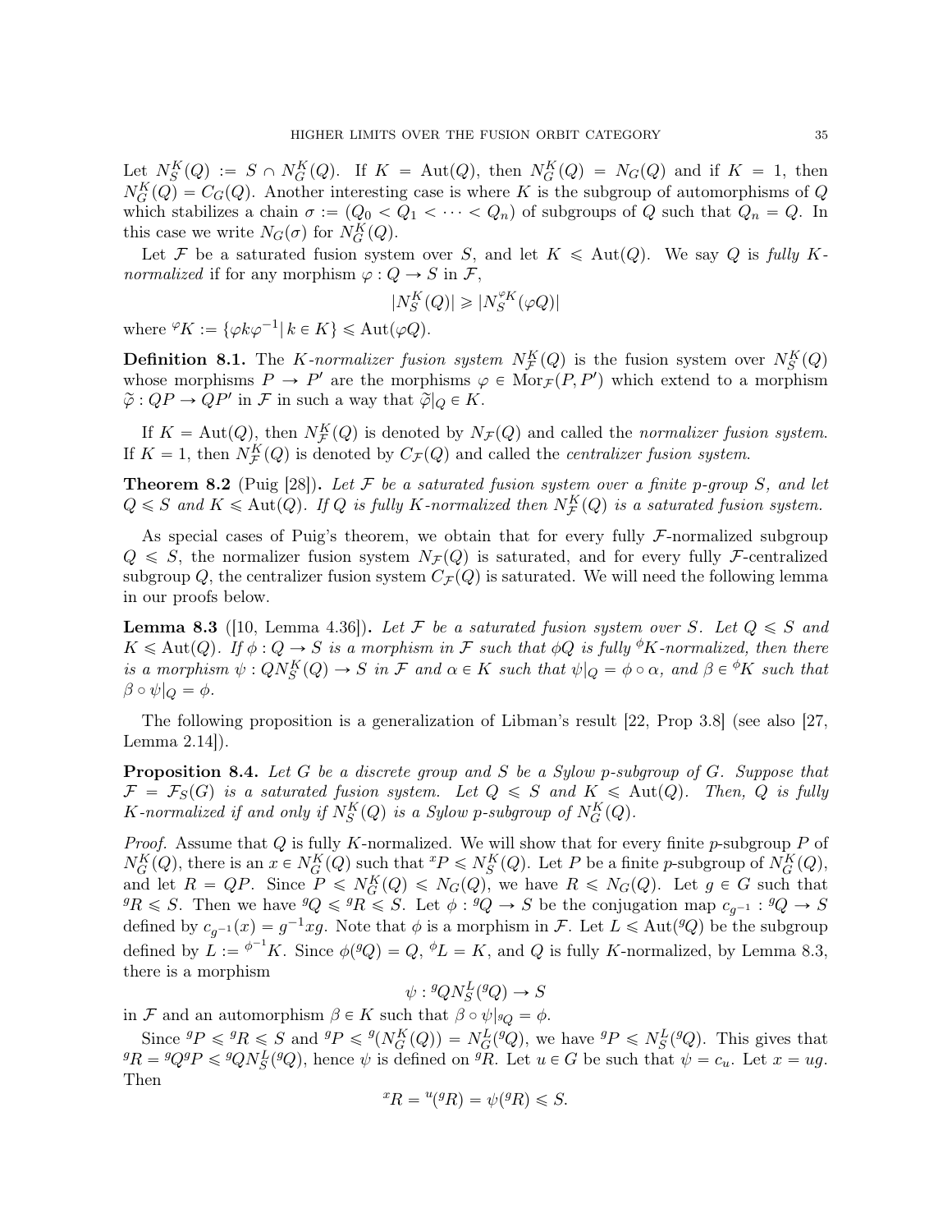Let $N_S^K(Q) := S \cap N_G^K(Q)$. If $K = \mathrm{Aut}(Q)$, then $N_G^K(Q) = N_G(Q)$ and if $K = 1$, then $N_G^K(Q) = C_G(Q)$. Another interesting case is where $K$ is the subgroup of automorphisms of $Q$ which stabilizes a chain $\sigma := (Q_0 < Q_1 < \cdots < Q_n)$ of subgroups of $Q$ such that $Q_n = Q$. In this case we write $N_G(\sigma)$ for $N_G^K(Q)$.

Let $\mathcal{F}$ be a saturated fusion system over $S$, and let $K \leqslant \mathrm{Aut}(Q)$. We say $Q$ is *fully $K$-normalized* if for any morphism $\varphi : Q \to S$ in $\mathcal{F}$,

$$|N_S^K(Q)| \geqslant |N_S^{\varphi K}(\varphi Q)|$$

where ${}^{\varphi}K := \{\varphi k \varphi^{-1} \,|\, k \in K\} \leqslant \mathrm{Aut}(\varphi Q)$.

**Definition 8.1.** The *$K$-normalizer fusion system* $N_{\mathcal{F}}^K(Q)$ is the fusion system over $N_S^K(Q)$ whose morphisms $P \to P'$ are the morphisms $\varphi \in \mathrm{Mor}_{\mathcal{F}}(P, P')$ which extend to a morphism $\widetilde{\varphi} : QP \to QP'$ in $\mathcal{F}$ in such a way that $\widetilde{\varphi}|_Q \in K$.

If $K = \mathrm{Aut}(Q)$, then $N_{\mathcal{F}}^K(Q)$ is denoted by $N_{\mathcal{F}}(Q)$ and called the *normalizer fusion system*. If $K = 1$, then $N_{\mathcal{F}}^K(Q)$ is denoted by $C_{\mathcal{F}}(Q)$ and called the *centralizer fusion system*.

**Theorem 8.2** (Puig [28])**.** *Let $\mathcal{F}$ be a saturated fusion system over a finite $p$-group $S$, and let $Q \leqslant S$ and $K \leqslant \mathrm{Aut}(Q)$. If $Q$ is fully $K$-normalized then $N_{\mathcal{F}}^K(Q)$ is a saturated fusion system.*

As special cases of Puig's theorem, we obtain that for every fully $\mathcal{F}$-normalized subgroup $Q \leqslant S$, the normalizer fusion system $N_{\mathcal{F}}(Q)$ is saturated, and for every fully $\mathcal{F}$-centralized subgroup $Q$, the centralizer fusion system $C_{\mathcal{F}}(Q)$ is saturated. We will need the following lemma in our proofs below.

**Lemma 8.3** ([10, Lemma 4.36])**.** *Let $\mathcal{F}$ be a saturated fusion system over $S$. Let $Q \leqslant S$ and $K \leqslant \mathrm{Aut}(Q)$. If $\phi : Q \to S$ is a morphism in $\mathcal{F}$ such that $\phi Q$ is fully ${}^{\phi}K$-normalized, then there is a morphism $\psi : QN_S^K(Q) \to S$ in $\mathcal{F}$ and $\alpha \in K$ such that $\psi|_Q = \phi \circ \alpha$, and $\beta \in {}^{\phi}K$ such that $\beta \circ \psi|_Q = \phi$.*

The following proposition is a generalization of Libman's result [22, Prop 3.8] (see also [27, Lemma 2.14]).

**Proposition 8.4.** *Let $G$ be a discrete group and $S$ be a Sylow $p$-subgroup of $G$. Suppose that $\mathcal{F} = \mathcal{F}_S(G)$ is a saturated fusion system. Let $Q \leqslant S$ and $K \leqslant \mathrm{Aut}(Q)$. Then, $Q$ is fully $K$-normalized if and only if $N_S^K(Q)$ is a Sylow $p$-subgroup of $N_G^K(Q)$.*

*Proof.* Assume that $Q$ is fully $K$-normalized. We will show that for every finite $p$-subgroup $P$ of $N_G^K(Q)$, there is an $x \in N_G^K(Q)$ such that ${}^xP \leqslant N_S^K(Q)$. Let $P$ be a finite $p$-subgroup of $N_G^K(Q)$, and let $R = QP$. Since $P \leqslant N_G^K(Q) \leqslant N_G(Q)$, we have $R \leqslant N_G(Q)$. Let $g \in G$ such that ${}^gR \leqslant S$. Then we have ${}^gQ \leqslant {}^gR \leqslant S$. Let $\phi : {}^gQ \to S$ be the conjugation map $c_{g^{-1}} : {}^gQ \to S$ defined by $c_{g^{-1}}(x) = g^{-1}xg$. Note that $\phi$ is a morphism in $\mathcal{F}$. Let $L \leqslant \mathrm{Aut}({}^gQ)$ be the subgroup defined by $L := {}^{\phi^{-1}}K$. Since $\phi({}^gQ) = Q$, ${}^{\phi}L = K$, and $Q$ is fully $K$-normalized, by Lemma 8.3, there is a morphism

$$\psi : {}^gQN_S^L({}^gQ) \to S$$

in $\mathcal{F}$ and an automorphism $\beta \in K$ such that $\beta \circ \psi|_{{}^gQ} = \phi$.

Since ${}^gP \leqslant {}^gR \leqslant S$ and ${}^gP \leqslant {}^g(N_G^K(Q)) = N_G^L({}^gQ)$, we have ${}^gP \leqslant N_S^L({}^gQ)$. This gives that ${}^gR = {}^gQ{}^gP \leqslant {}^gQN_S^L({}^gQ)$, hence $\psi$ is defined on ${}^gR$. Let $u \in G$ be such that $\psi = c_u$. Let $x = ug$. Then

$${}^xR = {}^u({}^gR) = \psi({}^gR) \leqslant S.$$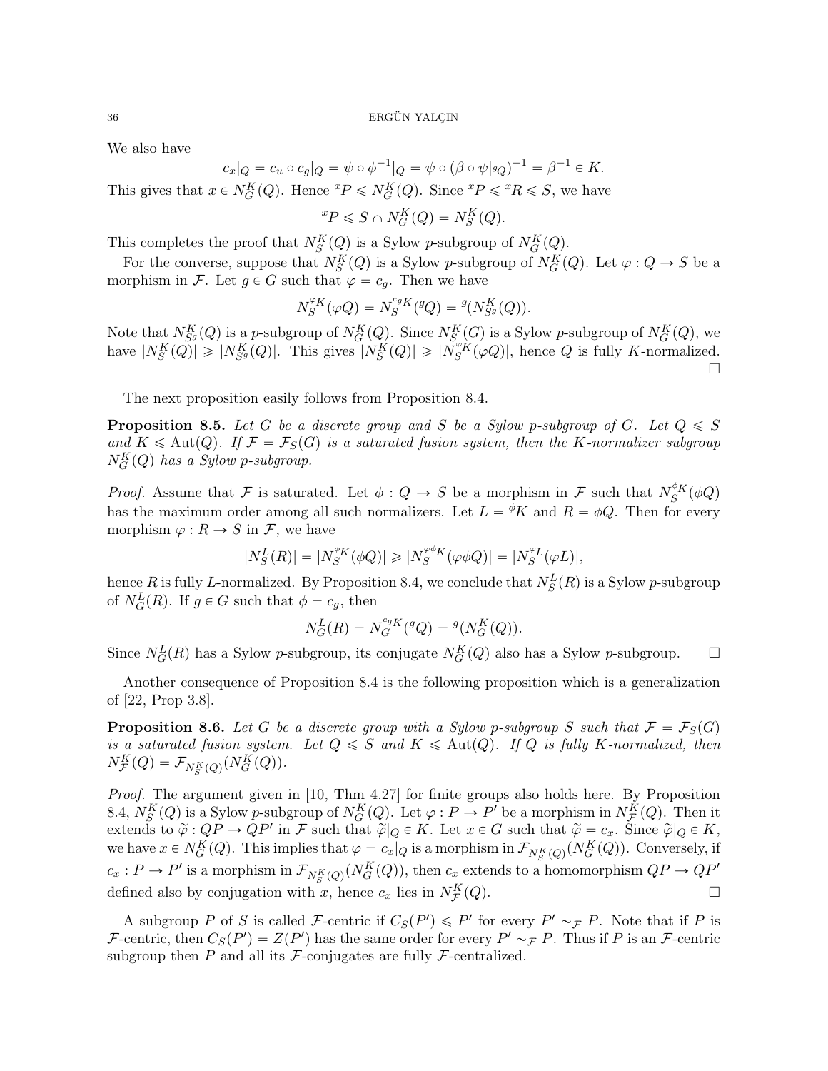We also have

$$c_x|_Q = c_u \circ c_g|_Q = \psi \circ \phi^{-1}|_Q = \psi \circ (\beta \circ \psi|_{{}^gQ})^{-1} = \beta^{-1} \in K.$$

This gives that $x \in N_G^K(Q)$. Hence ${}^xP \leqslant N_G^K(Q)$. Since ${}^xP \leqslant {}^xR \leqslant S$, we have

$${}^xP \leqslant S \cap N_G^K(Q) = N_S^K(Q).$$

This completes the proof that $N_S^K(Q)$ is a Sylow $p$-subgroup of $N_G^K(Q)$.

For the converse, suppose that $N_S^K(Q)$ is a Sylow $p$-subgroup of $N_G^K(Q)$. Let $\varphi : Q \to S$ be a morphism in $\mathcal{F}$. Let $g \in G$ such that $\varphi = c_g$. Then we have

$$N_S^{\varphi K}(\varphi Q) = N_S^{c_g K}({}^gQ) = {}^g(N_{S^g}^K(Q)).$$

Note that $N_{S^g}^K(Q)$ is a $p$-subgroup of $N_G^K(Q)$. Since $N_S^K(G)$ is a Sylow $p$-subgroup of $N_G^K(Q)$, we have $|N_S^K(Q)| \geqslant |N_{S^g}^K(Q)|$. This gives $|N_S^K(Q)| \geqslant |N_S^{\varphi K}(\varphi Q)|$, hence $Q$ is fully $K$-normalized. □

The next proposition easily follows from Proposition 8.4.

**Proposition 8.5.** *Let $G$ be a discrete group and $S$ be a Sylow $p$-subgroup of $G$. Let $Q \leqslant S$ and $K \leqslant \mathrm{Aut}(Q)$. If $\mathcal{F} = \mathcal{F}_S(G)$ is a saturated fusion system, then the $K$-normalizer subgroup $N_G^K(Q)$ has a Sylow $p$-subgroup.*

*Proof.* Assume that $\mathcal{F}$ is saturated. Let $\phi : Q \to S$ be a morphism in $\mathcal{F}$ such that $N_S^{\phi K}(\phi Q)$ has the maximum order among all such normalizers. Let $L = {}^\phi K$ and $R = \phi Q$. Then for every morphism $\varphi : R \to S$ in $\mathcal{F}$, we have

$$|N_S^L(R)| = |N_S^{\phi K}(\phi Q)| \geqslant |N_S^{\varphi\phi K}(\varphi\phi Q)| = |N_S^{\varphi L}(\varphi L)|,$$

hence $R$ is fully $L$-normalized. By Proposition 8.4, we conclude that $N_S^L(R)$ is a Sylow $p$-subgroup of $N_G^L(R)$. If $g \in G$ such that $\phi = c_g$, then

$$N_G^L(R) = N_G^{c_g K}({}^gQ) = {}^g(N_G^K(Q)).$$

Since $N_G^L(R)$ has a Sylow $p$-subgroup, its conjugate $N_G^K(Q)$ also has a Sylow $p$-subgroup. □

Another consequence of Proposition 8.4 is the following proposition which is a generalization of [22, Prop 3.8].

**Proposition 8.6.** *Let $G$ be a discrete group with a Sylow $p$-subgroup $S$ such that $\mathcal{F} = \mathcal{F}_S(G)$ is a saturated fusion system. Let $Q \leqslant S$ and $K \leqslant \mathrm{Aut}(Q)$. If $Q$ is fully $K$-normalized, then $N_{\mathcal{F}}^K(Q) = \mathcal{F}_{N_S^K(Q)}(N_G^K(Q))$.*

*Proof.* The argument given in [10, Thm 4.27] for finite groups also holds here. By Proposition 8.4, $N_S^K(Q)$ is a Sylow $p$-subgroup of $N_G^K(Q)$. Let $\varphi : P \to P'$ be a morphism in $N_{\mathcal{F}}^K(Q)$. Then it extends to $\widetilde{\varphi} : QP \to QP'$ in $\mathcal{F}$ such that $\widetilde{\varphi}|_Q \in K$. Let $x \in G$ such that $\widetilde{\varphi} = c_x$. Since $\widetilde{\varphi}|_Q \in K$, we have $x \in N_G^K(Q)$. This implies that $\varphi = c_x|_Q$ is a morphism in $\mathcal{F}_{N_S^K(Q)}(N_G^K(Q))$. Conversely, if $c_x : P \to P'$ is a morphism in $\mathcal{F}_{N_S^K(Q)}(N_G^K(Q))$, then $c_x$ extends to a homomorphism $QP \to QP'$ defined also by conjugation with $x$, hence $c_x$ lies in $N_{\mathcal{F}}^K(Q)$. □

A subgroup $P$ of $S$ is called $\mathcal{F}$-centric if $C_S(P') \leqslant P'$ for every $P' \sim_{\mathcal{F}} P$. Note that if $P$ is $\mathcal{F}$-centric, then $C_S(P') = Z(P')$ has the same order for every $P' \sim_{\mathcal{F}} P$. Thus if $P$ is an $\mathcal{F}$-centric subgroup then $P$ and all its $\mathcal{F}$-conjugates are fully $\mathcal{F}$-centralized.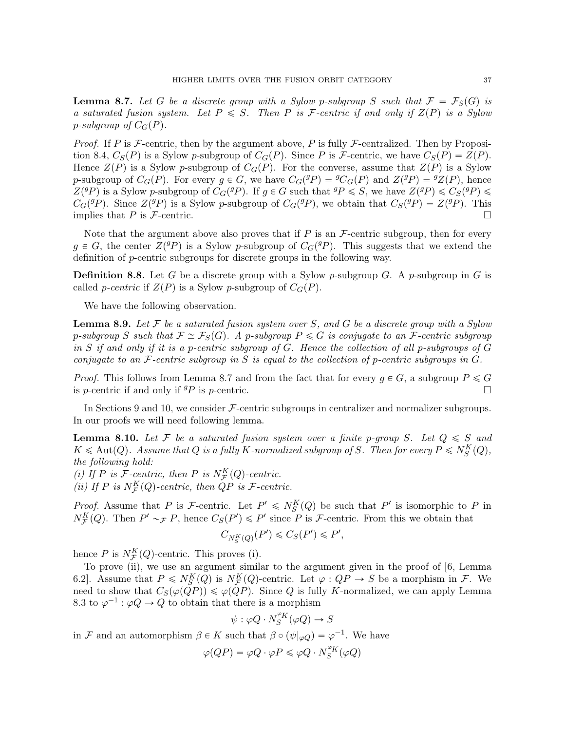**Lemma 8.7.** *Let $G$ be a discrete group with a Sylow $p$-subgroup $S$ such that $\mathcal{F} = \mathcal{F}_S(G)$ is a saturated fusion system. Let $P \leqslant S$. Then $P$ is $\mathcal{F}$-centric if and only if $Z(P)$ is a Sylow $p$-subgroup of $C_G(P)$.*

*Proof.* If $P$ is $\mathcal{F}$-centric, then by the argument above, $P$ is fully $\mathcal{F}$-centralized. Then by Proposition 8.4, $C_S(P)$ is a Sylow $p$-subgroup of $C_G(P)$. Since $P$ is $\mathcal{F}$-centric, we have $C_S(P) = Z(P)$. Hence $Z(P)$ is a Sylow $p$-subgroup of $C_G(P)$. For the converse, assume that $Z(P)$ is a Sylow $p$-subgroup of $C_G(P)$. For every $g \in G$, we have $C_G({}^gP) = {}^gC_G(P)$ and $Z({}^gP) = {}^gZ(P)$, hence $Z({}^gP)$ is a Sylow $p$-subgroup of $C_G({}^gP)$. If $g \in G$ such that ${}^gP \leqslant S$, we have $Z({}^gP) \leqslant C_S({}^gP) \leqslant C_G({}^gP)$. Since $Z({}^gP)$ is a Sylow $p$-subgroup of $C_G({}^gP)$, we obtain that $C_S({}^gP) = Z({}^gP)$. This implies that $P$ is $\mathcal{F}$-centric. □

Note that the argument above also proves that if $P$ is an $\mathcal{F}$-centric subgroup, then for every $g \in G$, the center $Z({}^gP)$ is a Sylow $p$-subgroup of $C_G({}^gP)$. This suggests that we extend the definition of $p$-centric subgroups for discrete groups in the following way.

**Definition 8.8.** Let $G$ be a discrete group with a Sylow $p$-subgroup $G$. A $p$-subgroup in $G$ is called *$p$-centric* if $Z(P)$ is a Sylow $p$-subgroup of $C_G(P)$.

We have the following observation.

**Lemma 8.9.** *Let $\mathcal{F}$ be a saturated fusion system over $S$, and $G$ be a discrete group with a Sylow $p$-subgroup $S$ such that $\mathcal{F} \cong \mathcal{F}_S(G)$. A $p$-subgroup $P \leqslant G$ is conjugate to an $\mathcal{F}$-centric subgroup in $S$ if and only if it is a $p$-centric subgroup of $G$. Hence the collection of all $p$-subgroups of $G$ conjugate to an $\mathcal{F}$-centric subgroup in $S$ is equal to the collection of $p$-centric subgroups in $G$.*

*Proof.* This follows from Lemma 8.7 and from the fact that for every $g \in G$, a subgroup $P \leqslant G$ is $p$-centric if and only if ${}^gP$ is $p$-centric. □

In Sections 9 and 10, we consider $\mathcal{F}$-centric subgroups in centralizer and normalizer subgroups. In our proofs we will need following lemma.

**Lemma 8.10.** *Let $\mathcal{F}$ be a saturated fusion system over a finite $p$-group $S$. Let $Q \leqslant S$ and $K \leqslant \mathrm{Aut}(Q)$. Assume that $Q$ is a fully $K$-normalized subgroup of $S$. Then for every $P \leqslant N_S^K(Q)$, the following hold:*
*(i) If $P$ is $\mathcal{F}$-centric, then $P$ is $N_{\mathcal{F}}^K(Q)$-centric.*
*(ii) If $P$ is $N_{\mathcal{F}}^K(Q)$-centric, then $QP$ is $\mathcal{F}$-centric.*

*Proof.* Assume that $P$ is $\mathcal{F}$-centric. Let $P' \leqslant N_S^K(Q)$ be such that $P'$ is isomorphic to $P$ in $N_{\mathcal{F}}^K(Q)$. Then $P' \sim_{\mathcal{F}} P$, hence $C_S(P') \leqslant P'$ since $P$ is $\mathcal{F}$-centric. From this we obtain that

$$C_{N_S^K(Q)}(P') \leqslant C_S(P') \leqslant P',$$

hence $P$ is $N_{\mathcal{F}}^K(Q)$-centric. This proves (i).

To prove (ii), we use an argument similar to the argument given in the proof of [6, Lemma 6.2]. Assume that $P \leqslant N_S^K(Q)$ is $N_{\mathcal{F}}^K(Q)$-centric. Let $\varphi : QP \to S$ be a morphism in $\mathcal{F}$. We need to show that $C_S(\varphi(QP)) \leqslant \varphi(QP)$. Since $Q$ is fully $K$-normalized, we can apply Lemma 8.3 to $\varphi^{-1} : \varphi Q \to Q$ to obtain that there is a morphism

$$\psi : \varphi Q \cdot N_S^{\varphi K}(\varphi Q) \to S$$

in $\mathcal{F}$ and an automorphism $\beta \in K$ such that $\beta \circ (\psi|_{\varphi Q}) = \varphi^{-1}$. We have

$$\varphi(QP) = \varphi Q \cdot \varphi P \leqslant \varphi Q \cdot N_S^{\varphi K}(\varphi Q)$$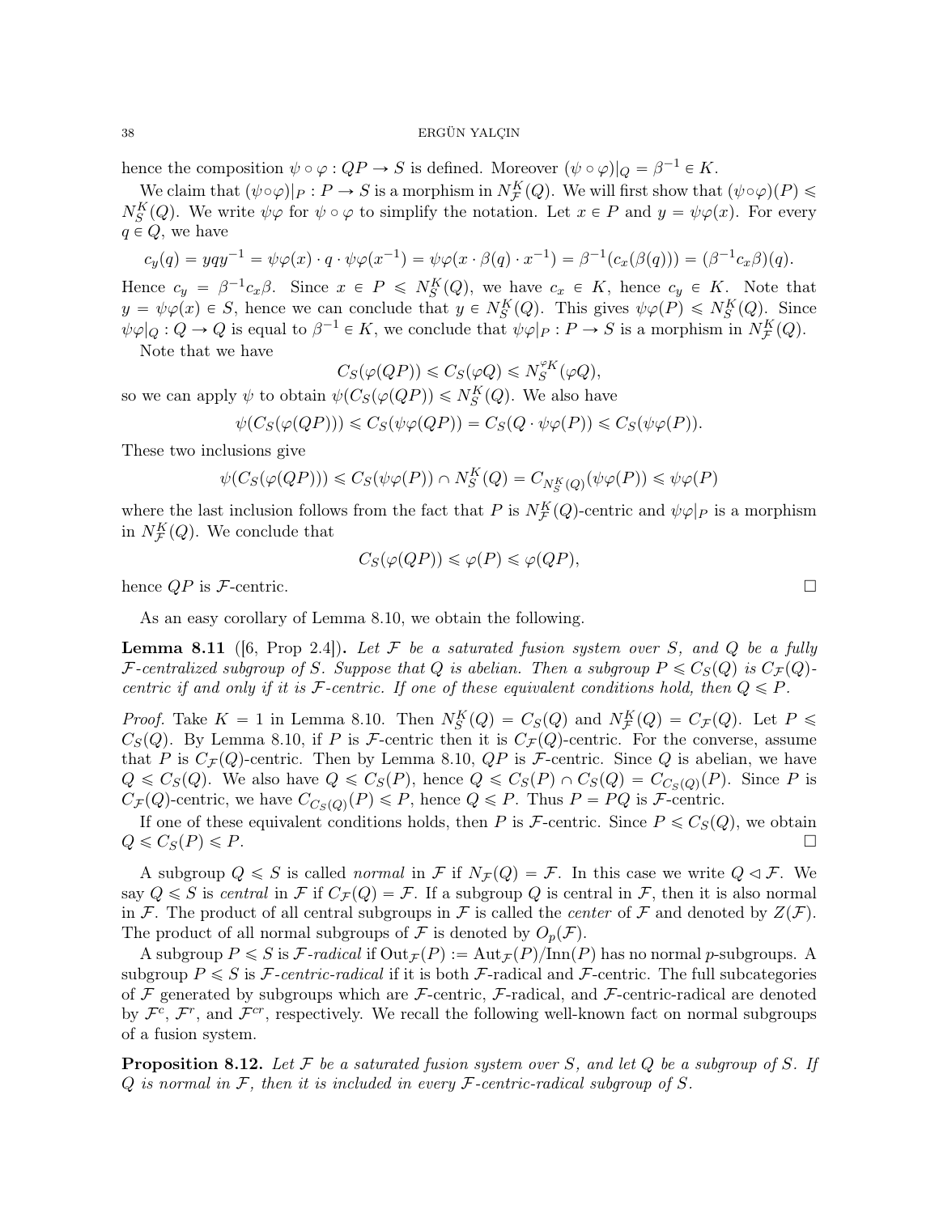hence the composition $\psi \circ \varphi : QP \to S$ is defined. Moreover $(\psi \circ \varphi)|_Q = \beta^{-1} \in K$.

We claim that $(\psi\circ\varphi)|_P : P \to S$ is a morphism in $N_{\mathcal{F}}^K(Q)$. We will first show that $(\psi\circ\varphi)(P) \leqslant N_S^K(Q)$. We write $\psi\varphi$ for $\psi \circ \varphi$ to simplify the notation. Let $x \in P$ and $y = \psi\varphi(x)$. For every $q \in Q$, we have

$$c_y(q) = yqy^{-1} = \psi\varphi(x) \cdot q \cdot \psi\varphi(x^{-1}) = \psi\varphi(x \cdot \beta(q) \cdot x^{-1}) = \beta^{-1}(c_x(\beta(q))) = (\beta^{-1}c_x\beta)(q).$$

Hence $c_y = \beta^{-1}c_x\beta$. Since $x \in P \leqslant N_S^K(Q)$, we have $c_x \in K$, hence $c_y \in K$. Note that $y = \psi\varphi(x) \in S$, hence we can conclude that $y \in N_S^K(Q)$. This gives $\psi\varphi(P) \leqslant N_S^K(Q)$. Since $\psi\varphi|_Q : Q \to Q$ is equal to $\beta^{-1} \in K$, we conclude that $\psi\varphi|_P : P \to S$ is a morphism in $N_{\mathcal{F}}^K(Q)$.

Note that we have

$$C_S(\varphi(QP)) \leqslant C_S(\varphi Q) \leqslant N_S^{\varphi K}(\varphi Q),$$

so we can apply $\psi$ to obtain $\psi(C_S(\varphi(QP)) \leqslant N_S^K(Q)$. We also have

$$\psi(C_S(\varphi(QP))) \leqslant C_S(\psi\varphi(QP)) = C_S(Q \cdot \psi\varphi(P)) \leqslant C_S(\psi\varphi(P)).$$

These two inclusions give

$$\psi(C_S(\varphi(QP))) \leqslant C_S(\psi\varphi(P)) \cap N_S^K(Q) = C_{N_S^K(Q)}(\psi\varphi(P)) \leqslant \psi\varphi(P)$$

where the last inclusion follows from the fact that $P$ is $N_{\mathcal{F}}^K(Q)$-centric and $\psi\varphi|_P$ is a morphism in $N_{\mathcal{F}}^K(Q)$. We conclude that

$$C_S(\varphi(QP)) \leqslant \varphi(P) \leqslant \varphi(QP),$$

hence $QP$ is $\mathcal{F}$-centric. □

As an easy corollary of Lemma 8.10, we obtain the following.

**Lemma 8.11** ([6, Prop 2.4]). *Let $\mathcal{F}$ be a saturated fusion system over $S$, and $Q$ be a fully $\mathcal{F}$-centralized subgroup of $S$. Suppose that $Q$ is abelian. Then a subgroup $P \leqslant C_S(Q)$ is $C_{\mathcal{F}}(Q)$-centric if and only if it is $\mathcal{F}$-centric. If one of these equivalent conditions hold, then $Q \leqslant P$.*

*Proof.* Take $K = 1$ in Lemma 8.10. Then $N_S^K(Q) = C_S(Q)$ and $N_{\mathcal{F}}^K(Q) = C_{\mathcal{F}}(Q)$. Let $P \leqslant C_S(Q)$. By Lemma 8.10, if $P$ is $\mathcal{F}$-centric then it is $C_{\mathcal{F}}(Q)$-centric. For the converse, assume that $P$ is $C_{\mathcal{F}}(Q)$-centric. Then by Lemma 8.10, $QP$ is $\mathcal{F}$-centric. Since $Q$ is abelian, we have $Q \leqslant C_S(Q)$. We also have $Q \leqslant C_S(P)$, hence $Q \leqslant C_S(P) \cap C_S(Q) = C_{C_S(Q)}(P)$. Since $P$ is $C_{\mathcal{F}}(Q)$-centric, we have $C_{C_S(Q)}(P) \leqslant P$, hence $Q \leqslant P$. Thus $P = PQ$ is $\mathcal{F}$-centric.

If one of these equivalent conditions holds, then $P$ is $\mathcal{F}$-centric. Since $P \leqslant C_S(Q)$, we obtain $Q \leqslant C_S(P) \leqslant P$. □

A subgroup $Q \leqslant S$ is called *normal* in $\mathcal{F}$ if $N_{\mathcal{F}}(Q) = \mathcal{F}$. In this case we write $Q \lhd \mathcal{F}$. We say $Q \leqslant S$ is *central* in $\mathcal{F}$ if $C_{\mathcal{F}}(Q) = \mathcal{F}$. If a subgroup $Q$ is central in $\mathcal{F}$, then it is also normal in $\mathcal{F}$. The product of all central subgroups in $\mathcal{F}$ is called the *center* of $\mathcal{F}$ and denoted by $Z(\mathcal{F})$. The product of all normal subgroups of $\mathcal{F}$ is denoted by $O_p(\mathcal{F})$.

A subgroup $P \leqslant S$ is *$\mathcal{F}$-radical* if $\mathrm{Out}_{\mathcal{F}}(P) := \mathrm{Aut}_{\mathcal{F}}(P)/\mathrm{Inn}(P)$ has no normal $p$-subgroups. A subgroup $P \leqslant S$ is *$\mathcal{F}$-centric-radical* if it is both $\mathcal{F}$-radical and $\mathcal{F}$-centric. The full subcategories of $\mathcal{F}$ generated by subgroups which are $\mathcal{F}$-centric, $\mathcal{F}$-radical, and $\mathcal{F}$-centric-radical are denoted by $\mathcal{F}^c$, $\mathcal{F}^r$, and $\mathcal{F}^{cr}$, respectively. We recall the following well-known fact on normal subgroups of a fusion system.

**Proposition 8.12.** *Let $\mathcal{F}$ be a saturated fusion system over $S$, and let $Q$ be a subgroup of $S$. If $Q$ is normal in $\mathcal{F}$, then it is included in every $\mathcal{F}$-centric-radical subgroup of $S$.*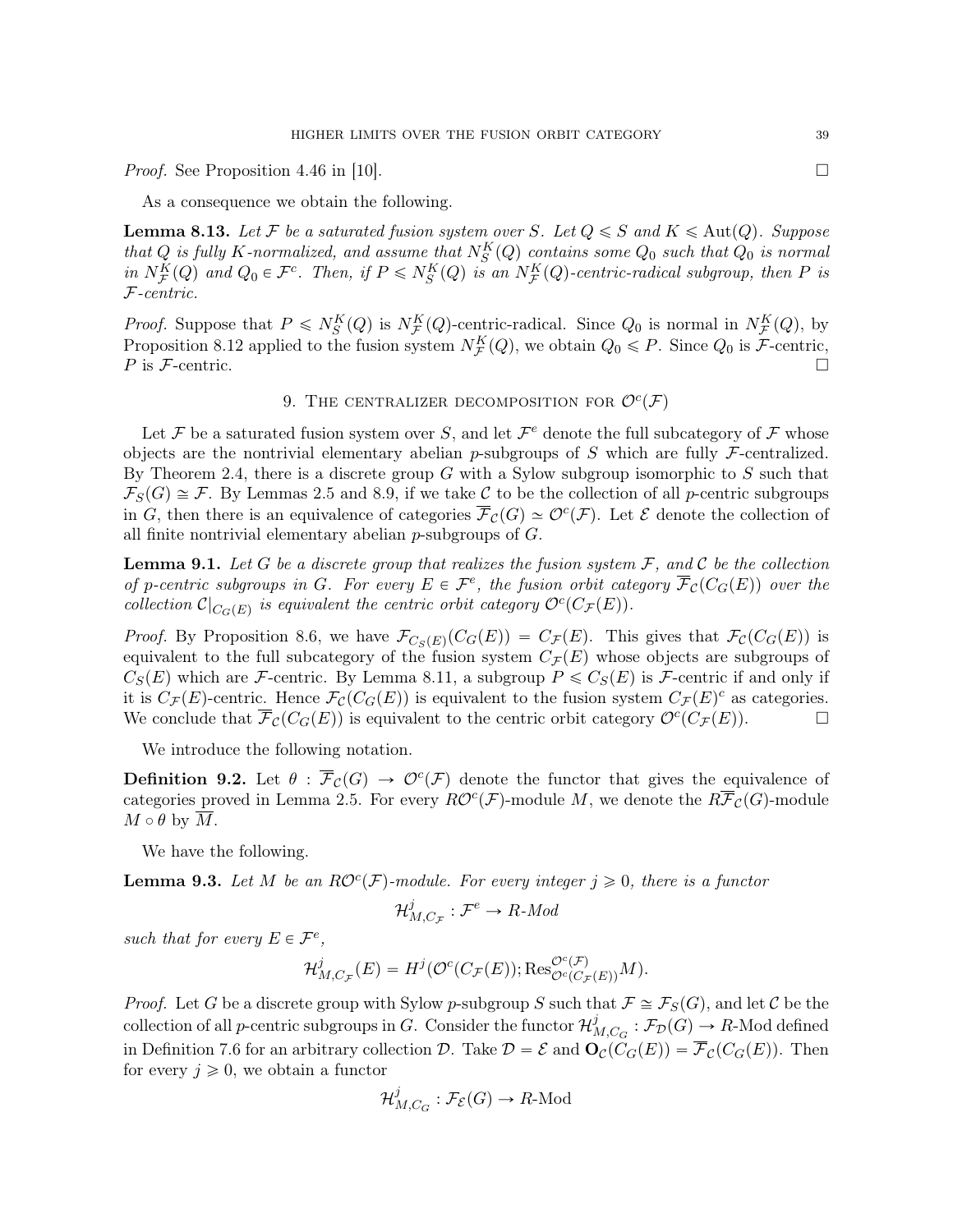*Proof.* See Proposition 4.46 in [10]. ☐

As a consequence we obtain the following.

**Lemma 8.13.** *Let $\mathcal{F}$ be a saturated fusion system over $S$. Let $Q \leqslant S$ and $K \leqslant \mathrm{Aut}(Q)$. Suppose that $Q$ is fully $K$-normalized, and assume that $N_S^K(Q)$ contains some $Q_0$ such that $Q_0$ is normal in $N_{\mathcal{F}}^K(Q)$ and $Q_0 \in \mathcal{F}^c$. Then, if $P \leqslant N_S^K(Q)$ is an $N_{\mathcal{F}}^K(Q)$-centric-radical subgroup, then $P$ is $\mathcal{F}$-centric.*

*Proof.* Suppose that $P \leqslant N_S^K(Q)$ is $N_{\mathcal{F}}^K(Q)$-centric-radical. Since $Q_0$ is normal in $N_{\mathcal{F}}^K(Q)$, by Proposition 8.12 applied to the fusion system $N_{\mathcal{F}}^K(Q)$, we obtain $Q_0 \leqslant P$. Since $Q_0$ is $\mathcal{F}$-centric, $P$ is $\mathcal{F}$-centric. ☐

## 9. The centralizer decomposition for $\mathcal{O}^c(\mathcal{F})$

Let $\mathcal{F}$ be a saturated fusion system over $S$, and let $\mathcal{F}^e$ denote the full subcategory of $\mathcal{F}$ whose objects are the nontrivial elementary abelian $p$-subgroups of $S$ which are fully $\mathcal{F}$-centralized. By Theorem 2.4, there is a discrete group $G$ with a Sylow subgroup isomorphic to $S$ such that $\mathcal{F}_S(G) \cong \mathcal{F}$. By Lemmas 2.5 and 8.9, if we take $\mathcal{C}$ to be the collection of all $p$-centric subgroups in $G$, then there is an equivalence of categories $\overline{\mathcal{F}}_{\mathcal{C}}(G) \simeq \mathcal{O}^c(\mathcal{F})$. Let $\mathcal{E}$ denote the collection of all finite nontrivial elementary abelian $p$-subgroups of $G$.

**Lemma 9.1.** *Let $G$ be a discrete group that realizes the fusion system $\mathcal{F}$, and $\mathcal{C}$ be the collection of $p$-centric subgroups in $G$. For every $E \in \mathcal{F}^e$, the fusion orbit category $\overline{\mathcal{F}}_{\mathcal{C}}(C_G(E))$ over the collection $\mathcal{C}|_{C_G(E)}$ is equivalent the centric orbit category $\mathcal{O}^c(C_{\mathcal{F}}(E))$.*

*Proof.* By Proposition 8.6, we have $\mathcal{F}_{C_S(E)}(C_G(E)) = C_{\mathcal{F}}(E)$. This gives that $\mathcal{F}_{\mathcal{C}}(C_G(E))$ is equivalent to the full subcategory of the fusion system $C_{\mathcal{F}}(E)$ whose objects are subgroups of $C_S(E)$ which are $\mathcal{F}$-centric. By Lemma 8.11, a subgroup $P \leqslant C_S(E)$ is $\mathcal{F}$-centric if and only if it is $C_{\mathcal{F}}(E)$-centric. Hence $\mathcal{F}_{\mathcal{C}}(C_G(E))$ is equivalent to the fusion system $C_{\mathcal{F}}(E)^c$ as categories. We conclude that $\overline{\mathcal{F}}_{\mathcal{C}}(C_G(E))$ is equivalent to the centric orbit category $\mathcal{O}^c(C_{\mathcal{F}}(E))$. ☐

We introduce the following notation.

**Definition 9.2.** Let $\theta : \overline{\mathcal{F}}_{\mathcal{C}}(G) \to \mathcal{O}^c(\mathcal{F})$ denote the functor that gives the equivalence of categories proved in Lemma 2.5. For every $R\mathcal{O}^c(\mathcal{F})$-module $M$, we denote the $R\overline{\mathcal{F}}_{\mathcal{C}}(G)$-module $M \circ \theta$ by $\overline{M}$.

We have the following.

**Lemma 9.3.** *Let $M$ be an $R\mathcal{O}^c(\mathcal{F})$-module. For every integer $j \geqslant 0$, there is a functor*

$$\mathcal{H}^j_{M, C_{\mathcal{F}}} : \mathcal{F}^e \to R\text{-}Mod$$

*such that for every $E \in \mathcal{F}^e$,*

$$\mathcal{H}^j_{M, C_{\mathcal{F}}}(E) = H^j(\mathcal{O}^c(C_{\mathcal{F}}(E)); \mathrm{Res}^{\mathcal{O}^c(\mathcal{F})}_{\mathcal{O}^c(C_{\mathcal{F}}(E))} M).$$

*Proof.* Let $G$ be a discrete group with Sylow $p$-subgroup $S$ such that $\mathcal{F} \cong \mathcal{F}_S(G)$, and let $\mathcal{C}$ be the collection of all $p$-centric subgroups in $G$. Consider the functor $\mathcal{H}^j_{M, C_G} : \mathcal{F}_{\mathcal{D}}(G) \to R\text{-Mod}$ defined in Definition 7.6 for an arbitrary collection $\mathcal{D}$. Take $\mathcal{D} = \mathcal{E}$ and $\mathbf{O}_{\mathcal{C}}(C_G(E)) = \overline{\mathcal{F}}_{\mathcal{C}}(C_G(E))$. Then for every $j \geqslant 0$, we obtain a functor

$$\mathcal{H}^j_{M, C_G} : \mathcal{F}_{\mathcal{E}}(G) \to R\text{-Mod}$$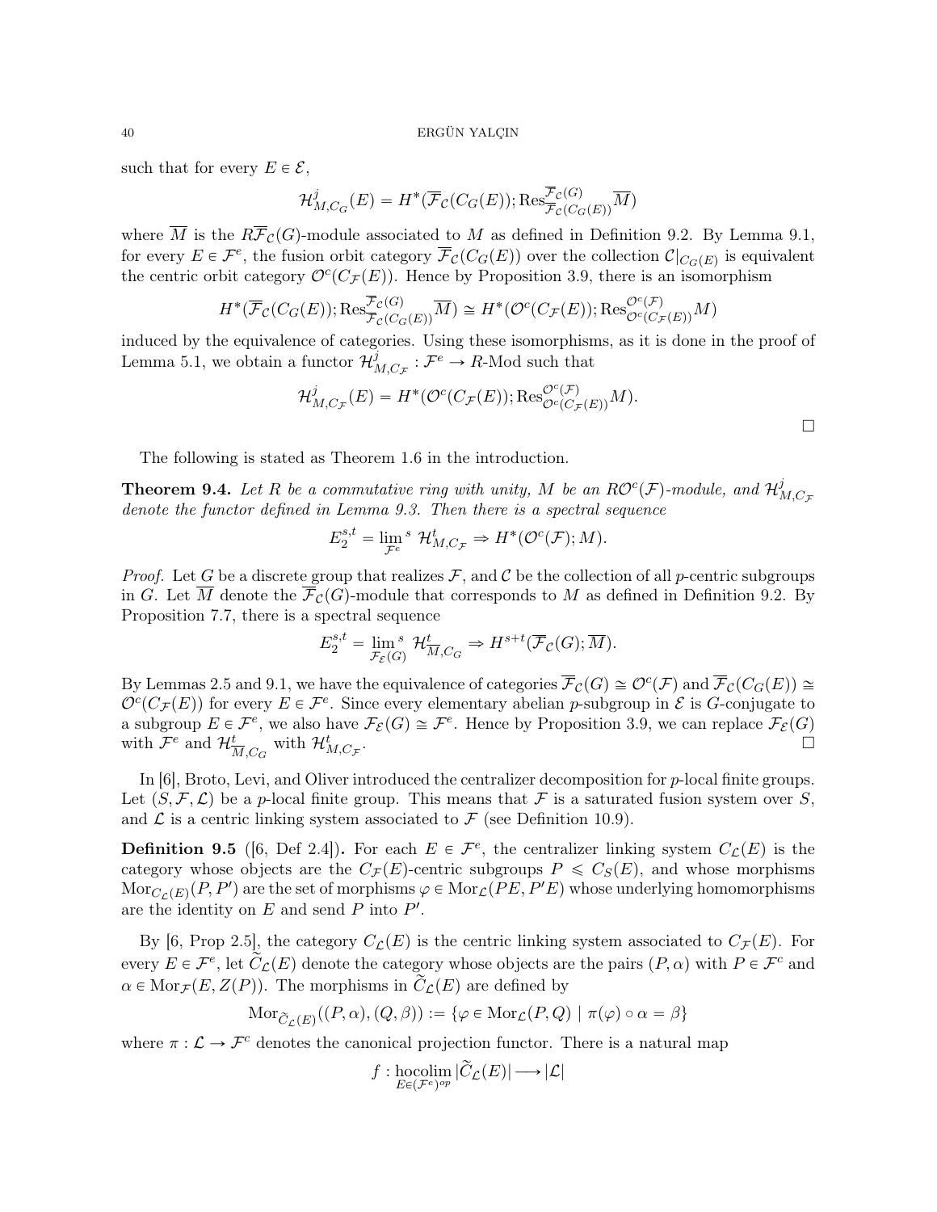such that for every $E \in \mathcal{E}$,

$$\mathcal{H}^j_{M,C_G}(E) = H^*(\overline{\mathcal{F}}_{\mathcal{C}}(C_G(E)); \mathrm{Res}^{\overline{\mathcal{F}}_{\mathcal{C}}(G)}_{\overline{\mathcal{F}}_{\mathcal{C}}(C_G(E))} \overline{M})$$

where $\overline{M}$ is the $R\overline{\mathcal{F}}_{\mathcal{C}}(G)$-module associated to $M$ as defined in Definition 9.2. By Lemma 9.1, for every $E \in \mathcal{F}^e$, the fusion orbit category $\overline{\mathcal{F}}_{\mathcal{C}}(C_G(E))$ over the collection $\mathcal{C}|_{C_G(E)}$ is equivalent the centric orbit category $\mathcal{O}^c(C_{\mathcal{F}}(E))$. Hence by Proposition 3.9, there is an isomorphism

$$H^*(\overline{\mathcal{F}}_{\mathcal{C}}(C_G(E)); \mathrm{Res}^{\overline{\mathcal{F}}_{\mathcal{C}}(G)}_{\overline{\mathcal{F}}_{\mathcal{C}}(C_G(E))} \overline{M}) \cong H^*(\mathcal{O}^c(C_{\mathcal{F}}(E)); \mathrm{Res}^{\mathcal{O}^c(\mathcal{F})}_{\mathcal{O}^c(C_{\mathcal{F}}(E))} M)$$

induced by the equivalence of categories. Using these isomorphisms, as it is done in the proof of Lemma 5.1, we obtain a functor $\mathcal{H}^j_{M,C_{\mathcal{F}}} : \mathcal{F}^e \to R\text{-Mod}$ such that

$$\mathcal{H}^j_{M,C_{\mathcal{F}}}(E) = H^*(\mathcal{O}^c(C_{\mathcal{F}}(E)); \mathrm{Res}^{\mathcal{O}^c(\mathcal{F})}_{\mathcal{O}^c(C_{\mathcal{F}}(E))} M).$$

□

The following is stated as Theorem 1.6 in the introduction.

**Theorem 9.4.** *Let $R$ be a commutative ring with unity, $M$ be an $R\mathcal{O}^c(\mathcal{F})$-module, and $\mathcal{H}^j_{M,C_{\mathcal{F}}}$ denote the functor defined in Lemma 9.3. Then there is a spectral sequence*

$$E_2^{s,t} = \lim_{\mathcal{F}^e}{}^s \ \mathcal{H}^t_{M,C_{\mathcal{F}}} \Rightarrow H^*(\mathcal{O}^c(\mathcal{F}); M).$$

*Proof.* Let $G$ be a discrete group that realizes $\mathcal{F}$, and $\mathcal{C}$ be the collection of all $p$-centric subgroups in $G$. Let $\overline{M}$ denote the $\overline{\mathcal{F}}_{\mathcal{C}}(G)$-module that corresponds to $M$ as defined in Definition 9.2. By Proposition 7.7, there is a spectral sequence

$$E_2^{s,t} = \lim_{\mathcal{F}_{\mathcal{E}}(G)}{}^s \ \mathcal{H}^t_{\overline{M},C_G} \Rightarrow H^{s+t}(\overline{\mathcal{F}}_{\mathcal{C}}(G); \overline{M}).$$

By Lemmas 2.5 and 9.1, we have the equivalence of categories $\overline{\mathcal{F}}_{\mathcal{C}}(G) \cong \mathcal{O}^c(\mathcal{F})$ and $\overline{\mathcal{F}}_{\mathcal{C}}(C_G(E)) \cong \mathcal{O}^c(C_{\mathcal{F}}(E))$ for every $E \in \mathcal{F}^e$. Since every elementary abelian $p$-subgroup in $\mathcal{E}$ is $G$-conjugate to a subgroup $E \in \mathcal{F}^e$, we also have $\mathcal{F}_{\mathcal{E}}(G) \cong \mathcal{F}^e$. Hence by Proposition 3.9, we can replace $\mathcal{F}_{\mathcal{E}}(G)$ with $\mathcal{F}^e$ and $\mathcal{H}^t_{\overline{M},C_G}$ with $\mathcal{H}^t_{M,C_{\mathcal{F}}}$. □

In [6], Broto, Levi, and Oliver introduced the centralizer decomposition for $p$-local finite groups. Let $(S, \mathcal{F}, \mathcal{L})$ be a $p$-local finite group. This means that $\mathcal{F}$ is a saturated fusion system over $S$, and $\mathcal{L}$ is a centric linking system associated to $\mathcal{F}$ (see Definition 10.9).

**Definition 9.5** ([6, Def 2.4])**.** For each $E \in \mathcal{F}^e$, the centralizer linking system $C_{\mathcal{L}}(E)$ is the category whose objects are the $C_{\mathcal{F}}(E)$-centric subgroups $P \leqslant C_S(E)$, and whose morphisms $\mathrm{Mor}_{C_{\mathcal{L}}(E)}(P, P')$ are the set of morphisms $\varphi \in \mathrm{Mor}_{\mathcal{L}}(PE, P'E)$ whose underlying homomorphisms are the identity on $E$ and send $P$ into $P'$.

By [6, Prop 2.5], the category $C_{\mathcal{L}}(E)$ is the centric linking system associated to $C_{\mathcal{F}}(E)$. For every $E \in \mathcal{F}^e$, let $\widetilde{C}_{\mathcal{L}}(E)$ denote the category whose objects are the pairs $(P, \alpha)$ with $P \in \mathcal{F}^c$ and $\alpha \in \mathrm{Mor}_{\mathcal{F}}(E, Z(P))$. The morphisms in $\widetilde{C}_{\mathcal{L}}(E)$ are defined by

$$\mathrm{Mor}_{\widetilde{C}_{\mathcal{L}}(E)}((P, \alpha), (Q, \beta)) := \{\varphi \in \mathrm{Mor}_{\mathcal{L}}(P, Q) \mid \pi(\varphi) \circ \alpha = \beta\}$$

where $\pi : \mathcal{L} \to \mathcal{F}^c$ denotes the canonical projection functor. There is a natural map

$$f : \operatorname*{hocolim}_{E \in (\mathcal{F}^e)^{op}} |\widetilde{C}_{\mathcal{L}}(E)| \longrightarrow |\mathcal{L}|$$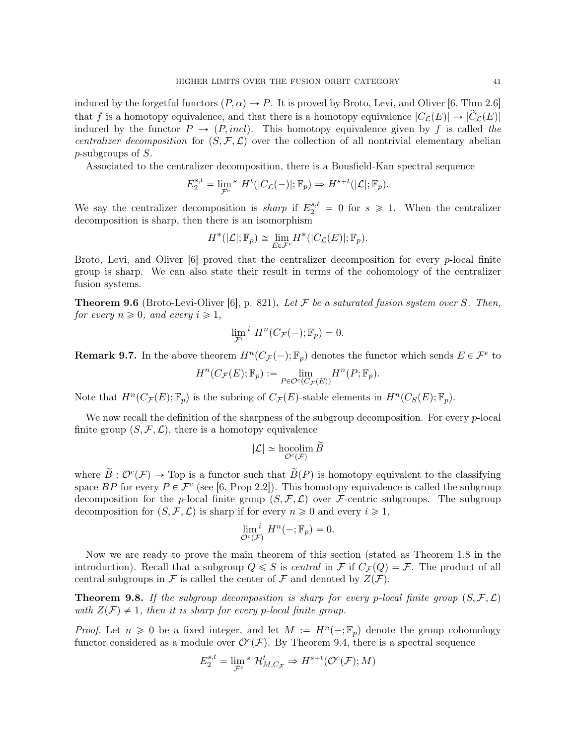induced by the forgetful functors $(P, \alpha) \to P$. It is proved by Broto, Levi, and Oliver [6, Thm 2.6] that $f$ is a homotopy equivalence, and that there is a homotopy equivalence $|C_{\mathcal{L}}(E)| \to |\widetilde{C}_{\mathcal{L}}(E)|$ induced by the functor $P \to (P, incl)$. This homotopy equivalence given by $f$ is called *the centralizer decomposition* for $(S, \mathcal{F}, \mathcal{L})$ over the collection of all nontrivial elementary abelian $p$-subgroups of $S$.

Associated to the centralizer decomposition, there is a Bousfield-Kan spectral sequence

$$E_2^{s,t} = \lim_{\mathcal{F}^e}{}^s \, H^t(|C_{\mathcal{L}}(-)|; \mathbb{F}_p) \Rightarrow H^{s+t}(|\mathcal{L}|; \mathbb{F}_p).$$

We say the centralizer decomposition is *sharp* if $E_2^{s,t} = 0$ for $s \geqslant 1$. When the centralizer decomposition is sharp, then there is an isomorphism

$$H^*(|\mathcal{L}|; \mathbb{F}_p) \cong \lim_{E \in \mathcal{F}^e} H^*(|C_{\mathcal{L}}(E)|; \mathbb{F}_p).$$

Broto, Levi, and Oliver [6] proved that the centralizer decomposition for every $p$-local finite group is sharp. We can also state their result in terms of the cohomology of the centralizer fusion systems.

**Theorem 9.6** (Broto-Levi-Oliver [6], p. 821)**.** *Let $\mathcal{F}$ be a saturated fusion system over $S$. Then, for every $n \geqslant 0$, and every $i \geqslant 1$,*

$$\lim_{\mathcal{F}^e}{}^i \, H^n(C_{\mathcal{F}}(-); \mathbb{F}_p) = 0.$$

**Remark 9.7.** In the above theorem $H^n(C_{\mathcal{F}}(-); \mathbb{F}_p)$ denotes the functor which sends $E \in \mathcal{F}^e$ to

$$H^n(C_{\mathcal{F}}(E); \mathbb{F}_p) := \lim_{P \in \mathcal{O}^c(C_{\mathcal{F}}(E))} H^n(P; \mathbb{F}_p).$$

Note that $H^n(C_{\mathcal{F}}(E); \mathbb{F}_p)$ is the subring of $C_{\mathcal{F}}(E)$-stable elements in $H^n(C_S(E); \mathbb{F}_p)$.

We now recall the definition of the sharpness of the subgroup decomposition. For every $p$-local finite group $(S, \mathcal{F}, \mathcal{L})$, there is a homotopy equivalence

$$|\mathcal{L}| \simeq \operatorname*{hocolim}_{\mathcal{O}^c(\mathcal{F})} \widetilde{B}$$

where $\widetilde{B} : \mathcal{O}^c(\mathcal{F}) \to \text{Top}$ is a functor such that $\widetilde{B}(P)$ is homotopy equivalent to the classifying space $BP$ for every $P \in \mathcal{F}^c$ (see [6, Prop 2.2]). This homotopy equivalence is called the subgroup decomposition for the $p$-local finite group $(S, \mathcal{F}, \mathcal{L})$ over $\mathcal{F}$-centric subgroups. The subgroup decomposition for $(S, \mathcal{F}, \mathcal{L})$ is sharp if for every $n \geqslant 0$ and every $i \geqslant 1$,

$$\lim_{\mathcal{O}^c(\mathcal{F})}{}^i \, H^n(-; \mathbb{F}_p) = 0.$$

Now we are ready to prove the main theorem of this section (stated as Theorem 1.8 in the introduction). Recall that a subgroup $Q \leqslant S$ is *central* in $\mathcal{F}$ if $C_{\mathcal{F}}(Q) = \mathcal{F}$. The product of all central subgroups in $\mathcal{F}$ is called the center of $\mathcal{F}$ and denoted by $Z(\mathcal{F})$.

**Theorem 9.8.** *If the subgroup decomposition is sharp for every $p$-local finite group $(S, \mathcal{F}, \mathcal{L})$ with $Z(\mathcal{F}) \neq 1$, then it is sharp for every $p$-local finite group.*

*Proof.* Let $n \geqslant 0$ be a fixed integer, and let $M := H^n(-; \mathbb{F}_p)$ denote the group cohomology functor considered as a module over $\mathcal{O}^c(\mathcal{F})$. By Theorem 9.4, there is a spectral sequence

$$E_2^{s,t} = \lim_{\mathcal{F}^e}{}^s \, \mathcal{H}^t_{M, C_{\mathcal{F}}} \Rightarrow H^{s+t}(\mathcal{O}^c(\mathcal{F}); M)$$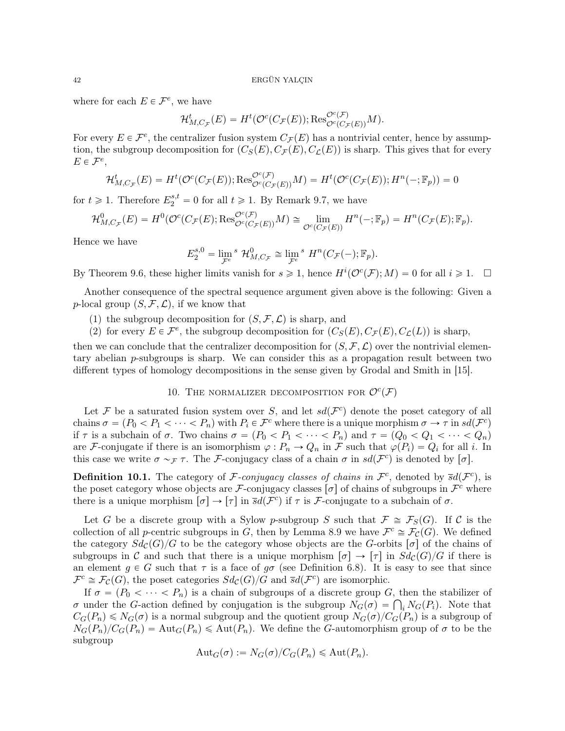where for each $E \in \mathcal{F}^e$, we have

$$\mathcal{H}^t_{M,C_\mathcal{F}}(E) = H^t(\mathcal{O}^c(C_\mathcal{F}(E)); \operatorname{Res}^{\mathcal{O}^c(\mathcal{F})}_{\mathcal{O}^c(C_\mathcal{F}(E))} M).$$

For every $E \in \mathcal{F}^e$, the centralizer fusion system $C_\mathcal{F}(E)$ has a nontrivial center, hence by assumption, the subgroup decomposition for $(C_S(E), C_\mathcal{F}(E), C_\mathcal{L}(E))$ is sharp. This gives that for every $E \in \mathcal{F}^e$,

$$\mathcal{H}^t_{M,C_\mathcal{F}}(E) = H^t(\mathcal{O}^c(C_\mathcal{F}(E)); \operatorname{Res}^{\mathcal{O}^c(\mathcal{F})}_{\mathcal{O}^c(C_\mathcal{F}(E))} M) = H^t(\mathcal{O}^c(C_\mathcal{F}(E)); H^n(-; \mathbb{F}_p)) = 0$$

for $t \geqslant 1$. Therefore $E_2^{s,t} = 0$ for all $t \geqslant 1$. By Remark 9.7, we have

$$\mathcal{H}^0_{M,C_\mathcal{F}}(E) = H^0(\mathcal{O}^c(C_\mathcal{F}(E); \operatorname{Res}^{\mathcal{O}^c(\mathcal{F})}_{\mathcal{O}^c(C_\mathcal{F}(E))} M) \cong \lim_{\mathcal{O}^c(C_\mathcal{F}(E))} H^n(-; \mathbb{F}_p) = H^n(C_\mathcal{F}(E); \mathbb{F}_p).$$

Hence we have

$$E_2^{s,0} = \lim_{\mathcal{F}^e}{}^s \, \mathcal{H}^0_{M,C_\mathcal{F}} \cong \lim_{\mathcal{F}^e}{}^s \, H^n(C_\mathcal{F}(-); \mathbb{F}_p).$$

By Theorem 9.6, these higher limits vanish for $s \geqslant 1$, hence $H^i(\mathcal{O}^c(\mathcal{F}); M) = 0$ for all $i \geqslant 1$. $\square$

Another consequence of the spectral sequence argument given above is the following: Given a $p$-local group $(S, \mathcal{F}, \mathcal{L})$, if we know that

(1) the subgroup decomposition for $(S, \mathcal{F}, \mathcal{L})$ is sharp, and

(2) for every $E \in \mathcal{F}^e$, the subgroup decomposition for $(C_S(E), C_\mathcal{F}(E), C_\mathcal{L}(L))$ is sharp,

then we can conclude that the centralizer decomposition for $(S, \mathcal{F}, \mathcal{L})$ over the nontrivial elementary abelian $p$-subgroups is sharp. We can consider this as a propagation result between two different types of homology decompositions in the sense given by Grodal and Smith in [15].

## 10. The normalizer decomposition for $\mathcal{O}^c(\mathcal{F})$

Let $\mathcal{F}$ be a saturated fusion system over $S$, and let $sd(\mathcal{F}^c)$ denote the poset category of all chains $\sigma = (P_0 < P_1 < \cdots < P_n)$ with $P_i \in \mathcal{F}^c$ where there is a unique morphism $\sigma \to \tau$ in $sd(\mathcal{F}^c)$ if $\tau$ is a subchain of $\sigma$. Two chains $\sigma = (P_0 < P_1 < \cdots < P_n)$ and $\tau = (Q_0 < Q_1 < \cdots < Q_n)$ are $\mathcal{F}$-conjugate if there is an isomorphism $\varphi : P_n \to Q_n$ in $\mathcal{F}$ such that $\varphi(P_i) = Q_i$ for all $i$. In this case we write $\sigma \sim_\mathcal{F} \tau$. The $\mathcal{F}$-conjugacy class of a chain $\sigma$ in $sd(\mathcal{F}^c)$ is denoted by $[\sigma]$.

**Definition 10.1.** The category of *$\mathcal{F}$-conjugacy classes of chains in $\mathcal{F}^c$*, denoted by $\overline{s}d(\mathcal{F}^c)$, is the poset category whose objects are $\mathcal{F}$-conjugacy classes $[\sigma]$ of chains of subgroups in $\mathcal{F}^c$ where there is a unique morphism $[\sigma] \to [\tau]$ in $\overline{s}d(\mathcal{F}^c)$ if $\tau$ is $\mathcal{F}$-conjugate to a subchain of $\sigma$.

Let $G$ be a discrete group with a Sylow $p$-subgroup $S$ such that $\mathcal{F} \cong \mathcal{F}_S(G)$. If $\mathcal{C}$ is the collection of all $p$-centric subgroups in $G$, then by Lemma 8.9 we have $\mathcal{F}^c \cong \mathcal{F}_\mathcal{C}(G)$. We defined the category $Sd_\mathcal{C}(G)/G$ to be the category whose objects are the $G$-orbits $[\sigma]$ of the chains of subgroups in $\mathcal{C}$ and such that there is a unique morphism $[\sigma] \to [\tau]$ in $Sd_\mathcal{C}(G)/G$ if there is an element $g \in G$ such that $\tau$ is a face of $g\sigma$ (see Definition 6.8). It is easy to see that since $\mathcal{F}^c \cong \mathcal{F}_\mathcal{C}(G)$, the poset categories $Sd_\mathcal{C}(G)/G$ and $\overline{s}d(\mathcal{F}^c)$ are isomorphic.

If $\sigma = (P_0 < \cdots < P_n)$ is a chain of subgroups of a discrete group $G$, then the stabilizer of $\sigma$ under the $G$-action defined by conjugation is the subgroup $N_G(\sigma) = \bigcap_i N_G(P_i)$. Note that $C_G(P_n) \leqslant N_G(\sigma)$ is a normal subgroup and the quotient group $N_G(\sigma)/C_G(P_n)$ is a subgroup of $N_G(P_n)/C_G(P_n) = \operatorname{Aut}_G(P_n) \leqslant \operatorname{Aut}(P_n)$. We define the $G$-automorphism group of $\sigma$ to be the subgroup

$$\operatorname{Aut}_G(\sigma) := N_G(\sigma)/C_G(P_n) \leqslant \operatorname{Aut}(P_n).$$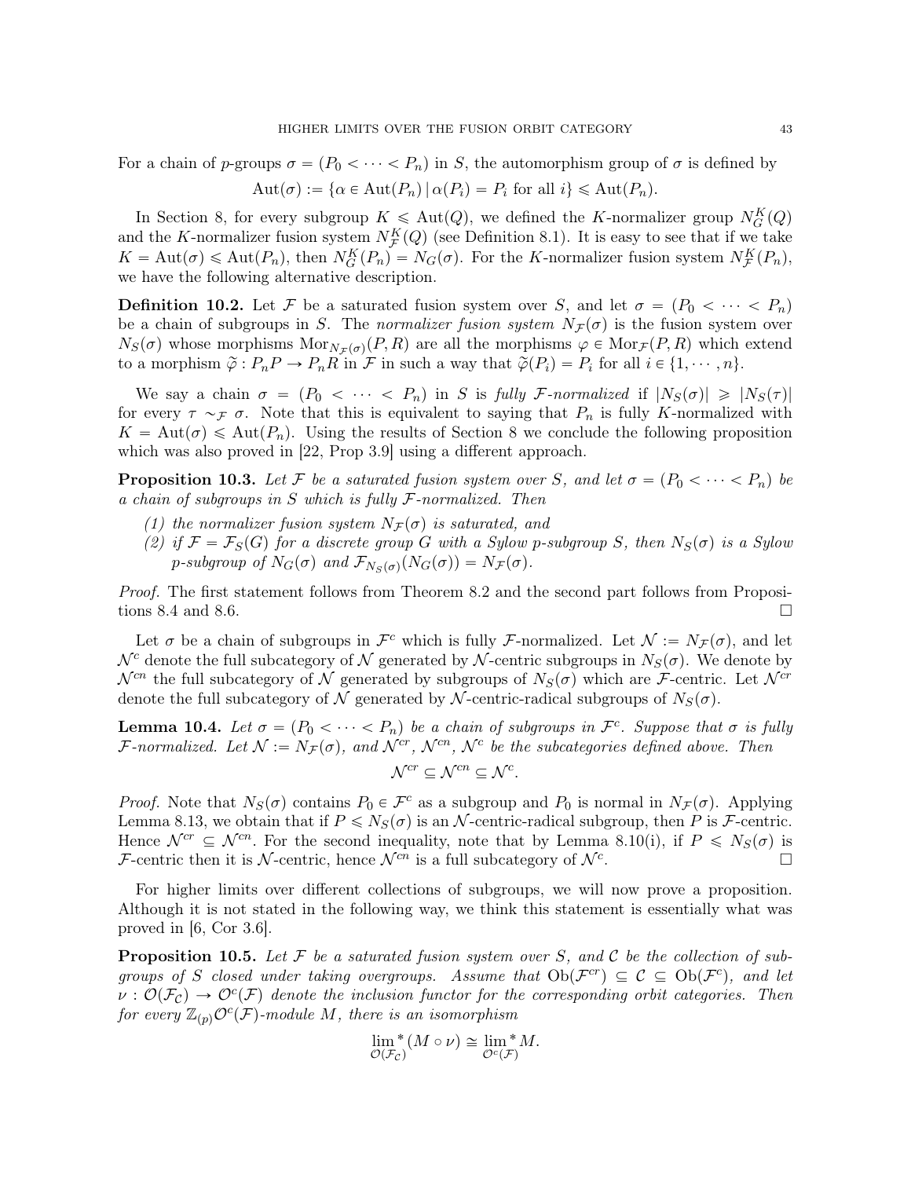For a chain of $p$-groups $\sigma = (P_0 < \cdots < P_n)$ in $S$, the automorphism group of $\sigma$ is defined by

$$\mathrm{Aut}(\sigma) := \{\alpha \in \mathrm{Aut}(P_n) \mid \alpha(P_i) = P_i \text{ for all } i\} \leqslant \mathrm{Aut}(P_n).$$

In Section 8, for every subgroup $K \leqslant \mathrm{Aut}(Q)$, we defined the $K$-normalizer group $N_G^K(Q)$ and the $K$-normalizer fusion system $N_{\mathcal{F}}^K(Q)$ (see Definition 8.1). It is easy to see that if we take $K = \mathrm{Aut}(\sigma) \leqslant \mathrm{Aut}(P_n)$, then $N_G^K(P_n) = N_G(\sigma)$. For the $K$-normalizer fusion system $N_{\mathcal{F}}^K(P_n)$, we have the following alternative description.

**Definition 10.2.** Let $\mathcal{F}$ be a saturated fusion system over $S$, and let $\sigma = (P_0 < \cdots < P_n)$ be a chain of subgroups in $S$. The *normalizer fusion system* $N_{\mathcal{F}}(\sigma)$ is the fusion system over $N_S(\sigma)$ whose morphisms $\mathrm{Mor}_{N_{\mathcal{F}}(\sigma)}(P, R)$ are all the morphisms $\varphi \in \mathrm{Mor}_{\mathcal{F}}(P, R)$ which extend to a morphism $\widetilde{\varphi} : P_n P \to P_n R$ in $\mathcal{F}$ in such a way that $\widetilde{\varphi}(P_i) = P_i$ for all $i \in \{1, \cdots, n\}$.

We say a chain $\sigma = (P_0 < \cdots < P_n)$ in $S$ is *fully $\mathcal{F}$-normalized* if $|N_S(\sigma)| \geqslant |N_S(\tau)|$ for every $\tau \sim_{\mathcal{F}} \sigma$. Note that this is equivalent to saying that $P_n$ is fully $K$-normalized with $K = \mathrm{Aut}(\sigma) \leqslant \mathrm{Aut}(P_n)$. Using the results of Section 8 we conclude the following proposition which was also proved in [22, Prop 3.9] using a different approach.

**Proposition 10.3.** *Let $\mathcal{F}$ be a saturated fusion system over $S$, and let $\sigma = (P_0 < \cdots < P_n)$ be a chain of subgroups in $S$ which is fully $\mathcal{F}$-normalized. Then*

*(1) the normalizer fusion system $N_{\mathcal{F}}(\sigma)$ is saturated, and*

*(2) if $\mathcal{F} = \mathcal{F}_S(G)$ for a discrete group $G$ with a Sylow $p$-subgroup $S$, then $N_S(\sigma)$ is a Sylow $p$-subgroup of $N_G(\sigma)$ and $\mathcal{F}_{N_S(\sigma)}(N_G(\sigma)) = N_{\mathcal{F}}(\sigma)$.*

*Proof.* The first statement follows from Theorem 8.2 and the second part follows from Propositions 8.4 and 8.6. □

Let $\sigma$ be a chain of subgroups in $\mathcal{F}^c$ which is fully $\mathcal{F}$-normalized. Let $\mathcal{N} := N_{\mathcal{F}}(\sigma)$, and let $\mathcal{N}^c$ denote the full subcategory of $\mathcal{N}$ generated by $\mathcal{N}$-centric subgroups in $N_S(\sigma)$. We denote by $\mathcal{N}^{cn}$ the full subcategory of $\mathcal{N}$ generated by subgroups of $N_S(\sigma)$ which are $\mathcal{F}$-centric. Let $\mathcal{N}^{cr}$ denote the full subcategory of $\mathcal{N}$ generated by $\mathcal{N}$-centric-radical subgroups of $N_S(\sigma)$.

**Lemma 10.4.** *Let $\sigma = (P_0 < \cdots < P_n)$ be a chain of subgroups in $\mathcal{F}^c$. Suppose that $\sigma$ is fully $\mathcal{F}$-normalized. Let $\mathcal{N} := N_{\mathcal{F}}(\sigma)$, and $\mathcal{N}^{cr}$, $\mathcal{N}^{cn}$, $\mathcal{N}^c$ be the subcategories defined above. Then*

$$\mathcal{N}^{cr} \subseteq \mathcal{N}^{cn} \subseteq \mathcal{N}^c.$$

*Proof.* Note that $N_S(\sigma)$ contains $P_0 \in \mathcal{F}^c$ as a subgroup and $P_0$ is normal in $N_{\mathcal{F}}(\sigma)$. Applying Lemma 8.13, we obtain that if $P \leqslant N_S(\sigma)$ is an $\mathcal{N}$-centric-radical subgroup, then $P$ is $\mathcal{F}$-centric. Hence $\mathcal{N}^{cr} \subseteq \mathcal{N}^{cn}$. For the second inequality, note that by Lemma 8.10(i), if $P \leqslant N_S(\sigma)$ is $\mathcal{F}$-centric then it is $\mathcal{N}$-centric, hence $\mathcal{N}^{cn}$ is a full subcategory of $\mathcal{N}^c$. □

For higher limits over different collections of subgroups, we will now prove a proposition. Although it is not stated in the following way, we think this statement is essentially what was proved in [6, Cor 3.6].

**Proposition 10.5.** *Let $\mathcal{F}$ be a saturated fusion system over $S$, and $\mathcal{C}$ be the collection of subgroups of $S$ closed under taking overgroups. Assume that $\mathrm{Ob}(\mathcal{F}^{cr}) \subseteq \mathcal{C} \subseteq \mathrm{Ob}(\mathcal{F}^c)$, and let $\nu : \mathcal{O}(\mathcal{F}_{\mathcal{C}}) \to \mathcal{O}^c(\mathcal{F})$ denote the inclusion functor for the corresponding orbit categories. Then for every $\mathbb{Z}_{(p)}\mathcal{O}^c(\mathcal{F})$-module $M$, there is an isomorphism*

$$\lim_{\mathcal{O}(\mathcal{F}_{\mathcal{C}})}{}^{*} (M \circ \nu) \cong \lim_{\mathcal{O}^c(\mathcal{F})}{}^{*} M.$$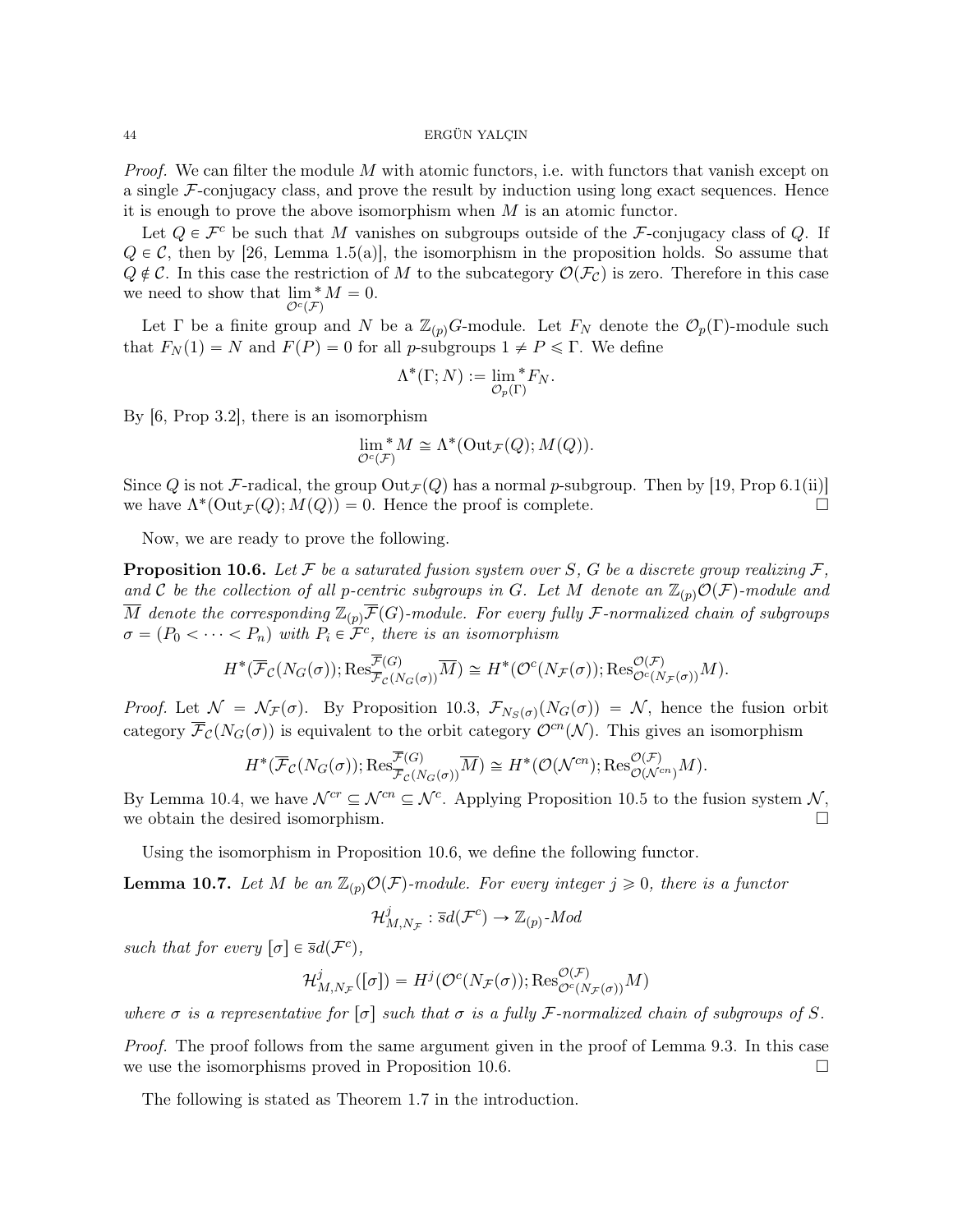*Proof.* We can filter the module $M$ with atomic functors, i.e. with functors that vanish except on a single $\mathcal{F}$-conjugacy class, and prove the result by induction using long exact sequences. Hence it is enough to prove the above isomorphism when $M$ is an atomic functor.

Let $Q \in \mathcal{F}^c$ be such that $M$ vanishes on subgroups outside of the $\mathcal{F}$-conjugacy class of $Q$. If $Q \in \mathcal{C}$, then by [26, Lemma 1.5(a)], the isomorphism in the proposition holds. So assume that $Q \notin \mathcal{C}$. In this case the restriction of $M$ to the subcategory $\mathcal{O}(\mathcal{F}_{\mathcal{C}})$ is zero. Therefore in this case we need to show that $\lim\limits_{\mathcal{O}^c(\mathcal{F})}{}^* M = 0$.

Let $\Gamma$ be a finite group and $N$ be a $\mathbb{Z}_{(p)}G$-module. Let $F_N$ denote the $\mathcal{O}_p(\Gamma)$-module such that $F_N(1) = N$ and $F(P) = 0$ for all $p$-subgroups $1 \neq P \leqslant \Gamma$. We define

$$\Lambda^*(\Gamma; N) := \lim_{\mathcal{O}_p(\Gamma)}{}^* F_N.$$

By [6, Prop 3.2], there is an isomorphism

$$\lim_{\mathcal{O}^c(\mathcal{F})}{}^* M \cong \Lambda^*(\mathrm{Out}_{\mathcal{F}}(Q); M(Q)).$$

Since $Q$ is not $\mathcal{F}$-radical, the group $\mathrm{Out}_{\mathcal{F}}(Q)$ has a normal $p$-subgroup. Then by [19, Prop 6.1(ii)] we have $\Lambda^*(\mathrm{Out}_{\mathcal{F}}(Q); M(Q)) = 0$. Hence the proof is complete. $\square$

Now, we are ready to prove the following.

**Proposition 10.6.** *Let $\mathcal{F}$ be a saturated fusion system over $S$, $G$ be a discrete group realizing $\mathcal{F}$, and $\mathcal{C}$ be the collection of all $p$-centric subgroups in $G$. Let $M$ denote an $\mathbb{Z}_{(p)}\mathcal{O}(\mathcal{F})$-module and $\overline{M}$ denote the corresponding $\mathbb{Z}_{(p)}\overline{\mathcal{F}}(G)$-module. For every fully $\mathcal{F}$-normalized chain of subgroups $\sigma = (P_0 < \cdots < P_n)$ with $P_i \in \mathcal{F}^c$, there is an isomorphism*

$$H^*(\overline{\mathcal{F}}_{\mathcal{C}}(N_G(\sigma)); \mathrm{Res}^{\overline{\mathcal{F}}(G)}_{\overline{\mathcal{F}}_{\mathcal{C}}(N_G(\sigma))} \overline{M}) \cong H^*(\mathcal{O}^c(N_{\mathcal{F}}(\sigma)); \mathrm{Res}^{\mathcal{O}(\mathcal{F})}_{\mathcal{O}^c(N_{\mathcal{F}}(\sigma))} M).$$

*Proof.* Let $\mathcal{N} = \mathcal{N}_{\mathcal{F}}(\sigma)$. By Proposition 10.3, $\mathcal{F}_{N_S(\sigma)}(N_G(\sigma)) = \mathcal{N}$, hence the fusion orbit category $\overline{\mathcal{F}}_{\mathcal{C}}(N_G(\sigma))$ is equivalent to the orbit category $\mathcal{O}^{cn}(\mathcal{N})$. This gives an isomorphism

$$H^*(\overline{\mathcal{F}}_{\mathcal{C}}(N_G(\sigma)); \mathrm{Res}^{\overline{\mathcal{F}}(G)}_{\overline{\mathcal{F}}_{\mathcal{C}}(N_G(\sigma))} \overline{M}) \cong H^*(\mathcal{O}(\mathcal{N}^{cn}); \mathrm{Res}^{\mathcal{O}(\mathcal{F})}_{\mathcal{O}(\mathcal{N}^{cn})} M).$$

By Lemma 10.4, we have $\mathcal{N}^{cr} \subseteq \mathcal{N}^{cn} \subseteq \mathcal{N}^c$. Applying Proposition 10.5 to the fusion system $\mathcal{N}$, we obtain the desired isomorphism. $\square$

Using the isomorphism in Proposition 10.6, we define the following functor.

**Lemma 10.7.** *Let $M$ be an $\mathbb{Z}_{(p)}\mathcal{O}(\mathcal{F})$-module. For every integer $j \geqslant 0$, there is a functor*

$$\mathcal{H}^j_{M, N_{\mathcal{F}}} : \overline{s}d(\mathcal{F}^c) \to \mathbb{Z}_{(p)}\text{-}Mod$$

*such that for every $[\sigma] \in \overline{s}d(\mathcal{F}^c)$,*

$$\mathcal{H}^j_{M, N_{\mathcal{F}}}([\sigma]) = H^j(\mathcal{O}^c(N_{\mathcal{F}}(\sigma)); \mathrm{Res}^{\mathcal{O}(\mathcal{F})}_{\mathcal{O}^c(N_{\mathcal{F}}(\sigma))} M)$$

*where $\sigma$ is a representative for $[\sigma]$ such that $\sigma$ is a fully $\mathcal{F}$-normalized chain of subgroups of $S$.*

*Proof.* The proof follows from the same argument given in the proof of Lemma 9.3. In this case we use the isomorphisms proved in Proposition 10.6. $\square$

The following is stated as Theorem 1.7 in the introduction.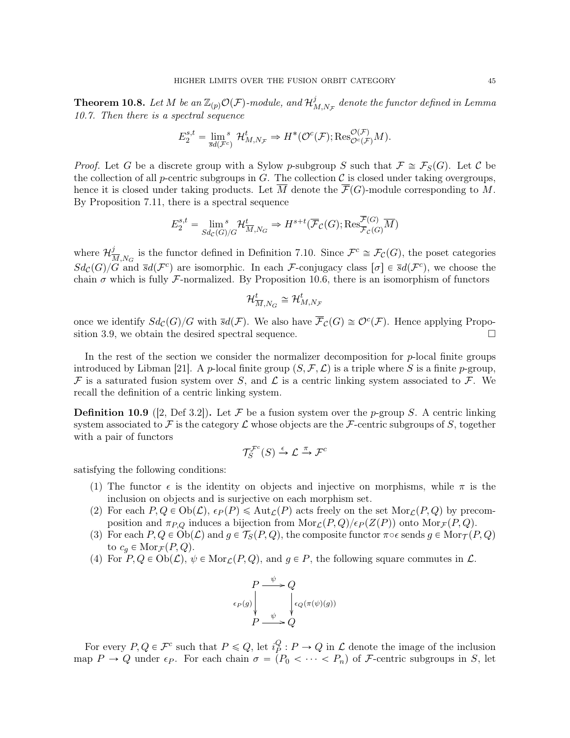**Theorem 10.8.** *Let $M$ be an $\mathbb{Z}_{(p)}\mathcal{O}(\mathcal{F})$-module, and $\mathcal{H}^j_{M,N_{\mathcal{F}}}$ denote the functor defined in Lemma 10.7. Then there is a spectral sequence*

$$E_2^{s,t} = \lim_{\overline{s}d(\mathcal{F}^c)}{}^s \ \mathcal{H}^t_{M,N_{\mathcal{F}}} \Rightarrow H^*(\mathcal{O}^c(\mathcal{F}); \mathrm{Res}^{\mathcal{O}(\mathcal{F})}_{\mathcal{O}^c(\mathcal{F})} M).$$

*Proof.* Let $G$ be a discrete group with a Sylow $p$-subgroup $S$ such that $\mathcal{F} \cong \mathcal{F}_S(G)$. Let $\mathcal{C}$ be the collection of all $p$-centric subgroups in $G$. The collection $\mathcal{C}$ is closed under taking overgroups, hence it is closed under taking products. Let $\overline{M}$ denote the $\overline{\mathcal{F}}(G)$-module corresponding to $M$. By Proposition 7.11, there is a spectral sequence

$$E_2^{s,t} = \lim_{Sd_{\mathcal{C}}(G)/G}{}^s \mathcal{H}^t_{\overline{M},N_G} \Rightarrow H^{s+t}(\overline{\mathcal{F}}_{\mathcal{C}}(G); \mathrm{Res}^{\overline{\mathcal{F}}(G)}_{\overline{\mathcal{F}}_{\mathcal{C}}(G)} \overline{M})$$

where $\mathcal{H}^j_{\overline{M},N_G}$ is the functor defined in Definition 7.10. Since $\mathcal{F}^c \cong \mathcal{F}_{\mathcal{C}}(G)$, the poset categories $Sd_{\mathcal{C}}(G)/G$ and $\overline{s}d(\mathcal{F}^c)$ are isomorphic. In each $\mathcal{F}$-conjugacy class $[\sigma] \in \overline{s}d(\mathcal{F}^c)$, we choose the chain $\sigma$ which is fully $\mathcal{F}$-normalized. By Proposition 10.6, there is an isomorphism of functors

$$\mathcal{H}^t_{\overline{M},N_G} \cong \mathcal{H}^t_{M,N_{\mathcal{F}}}$$

once we identify $Sd_{\mathcal{C}}(G)/G$ with $\overline{s}d(\mathcal{F})$. We also have $\overline{\mathcal{F}}_{\mathcal{C}}(G) \cong \mathcal{O}^c(\mathcal{F})$. Hence applying Proposition 3.9, we obtain the desired spectral sequence. $\square$

In the rest of the section we consider the normalizer decomposition for $p$-local finite groups introduced by Libman [21]. A $p$-local finite group $(S, \mathcal{F}, \mathcal{L})$ is a triple where $S$ is a finite $p$-group, $\mathcal{F}$ is a saturated fusion system over $S$, and $\mathcal{L}$ is a centric linking system associated to $\mathcal{F}$. We recall the definition of a centric linking system.

**Definition 10.9** ([2, Def 3.2])**.** Let $\mathcal{F}$ be a fusion system over the $p$-group $S$. A centric linking system associated to $\mathcal{F}$ is the category $\mathcal{L}$ whose objects are the $\mathcal{F}$-centric subgroups of $S$, together with a pair of functors

$$\mathcal{T}_S^{\mathcal{F}^c}(S) \xrightarrow{\epsilon} \mathcal{L} \xrightarrow{\pi} \mathcal{F}^c$$

satisfying the following conditions:

1. The functor $\epsilon$ is the identity on objects and injective on morphisms, while $\pi$ is the inclusion on objects and is surjective on each morphism set.
2. For each $P, Q \in \mathrm{Ob}(\mathcal{L})$, $\epsilon_P(P) \leqslant \mathrm{Aut}_{\mathcal{L}}(P)$ acts freely on the set $\mathrm{Mor}_{\mathcal{L}}(P, Q)$ by precomposition and $\pi_{P,Q}$ induces a bijection from $\mathrm{Mor}_{\mathcal{L}}(P, Q)/\epsilon_P(Z(P))$ onto $\mathrm{Mor}_{\mathcal{F}}(P, Q)$.
3. For each $P, Q \in \mathrm{Ob}(\mathcal{L})$ and $g \in \mathcal{T}_S(P, Q)$, the composite functor $\pi \circ \epsilon$ sends $g \in \mathrm{Mor}_{\mathcal{T}}(P, Q)$ to $c_g \in \mathrm{Mor}_{\mathcal{F}}(P, Q)$.
4. For $P, Q \in \mathrm{Ob}(\mathcal{L})$, $\psi \in \mathrm{Mor}_{\mathcal{L}}(P, Q)$, and $g \in P$, the following square commutes in $\mathcal{L}$.

$$\begin{array}{ccc} P & \xrightarrow{\psi} & Q \\ {\scriptstyle \epsilon_P(g)} \downarrow & & \downarrow {\scriptstyle \epsilon_Q(\pi(\psi)(g))} \\ P & \xrightarrow{\psi} & Q \end{array}$$

For every $P, Q \in \mathcal{F}^c$ such that $P \leqslant Q$, let $i_P^Q : P \to Q$ in $\mathcal{L}$ denote the image of the inclusion map $P \to Q$ under $\epsilon_P$. For each chain $\sigma = (P_0 < \cdots < P_n)$ of $\mathcal{F}$-centric subgroups in $S$, let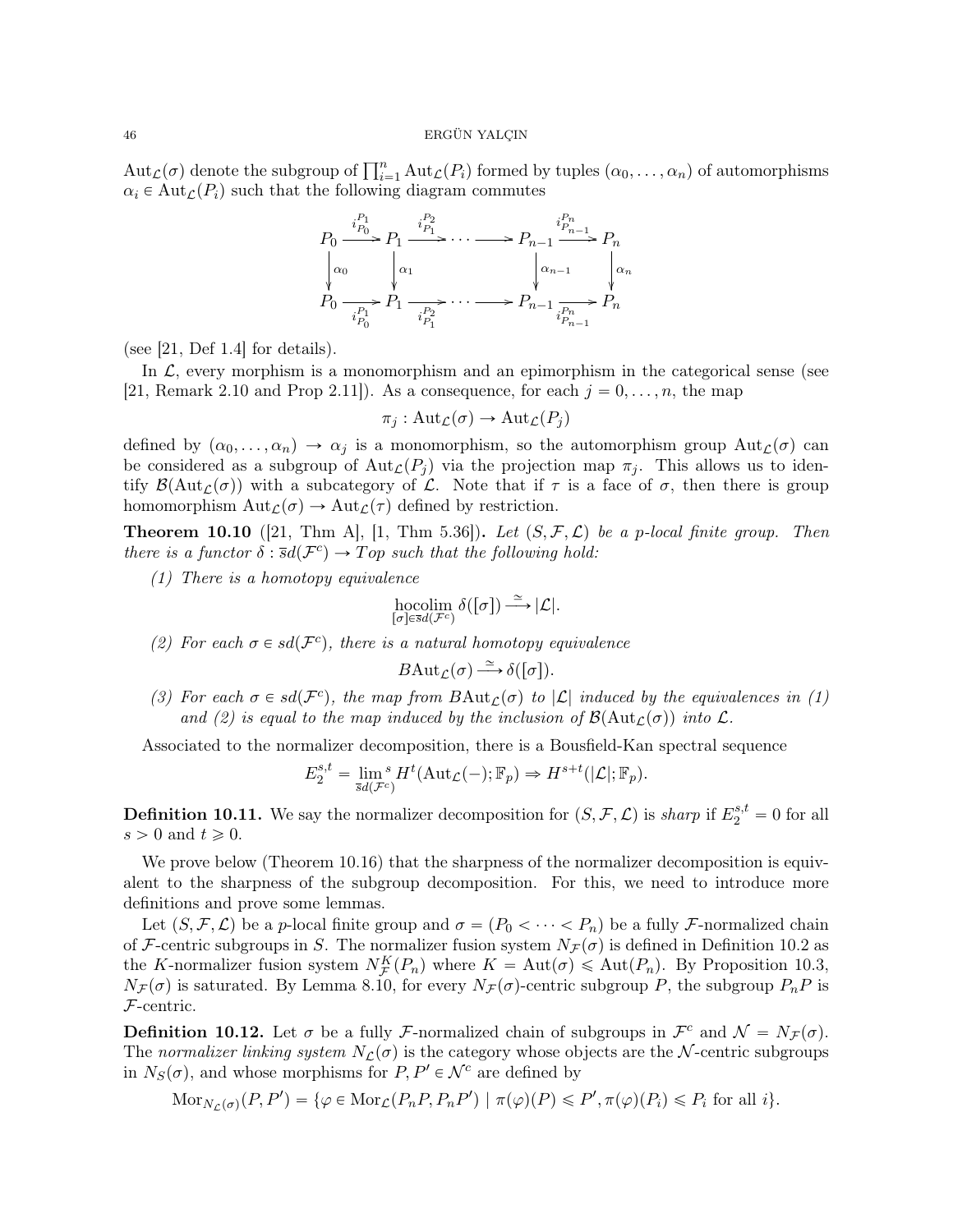$\mathrm{Aut}_{\mathcal{L}}(\sigma)$ denote the subgroup of $\prod_{i=1}^n \mathrm{Aut}_{\mathcal{L}}(P_i)$ formed by tuples $(\alpha_0, \dots, \alpha_n)$ of automorphisms $\alpha_i \in \mathrm{Aut}_{\mathcal{L}}(P_i)$ such that the following diagram commutes

$$\begin{array}{ccccccccc}
P_0 & \xrightarrow{i_{P_0}^{P_1}} & P_1 & \xrightarrow{i_{P_1}^{P_2}} & \cdots & \longrightarrow & P_{n-1} & \xrightarrow{i_{P_{n-1}}^{P_n}} & P_n \\
\downarrow{\scriptstyle \alpha_0} & & \downarrow{\scriptstyle \alpha_1} & & & & \downarrow{\scriptstyle \alpha_{n-1}} & & \downarrow{\scriptstyle \alpha_n} \\
P_0 & \xrightarrow[i_{P_0}^{P_1}]{} & P_1 & \xrightarrow[i_{P_1}^{P_2}]{} & \cdots & \longrightarrow & P_{n-1} & \xrightarrow[i_{P_{n-1}}^{P_n}]{} & P_n
\end{array}$$

(see [21, Def 1.4] for details).

In $\mathcal{L}$, every morphism is a monomorphism and an epimorphism in the categorical sense (see [21, Remark 2.10 and Prop 2.11]). As a consequence, for each $j = 0, \dots, n$, the map

$$\pi_j : \mathrm{Aut}_{\mathcal{L}}(\sigma) \to \mathrm{Aut}_{\mathcal{L}}(P_j)$$

defined by $(\alpha_0, \dots, \alpha_n) \to \alpha_j$ is a monomorphism, so the automorphism group $\mathrm{Aut}_{\mathcal{L}}(\sigma)$ can be considered as a subgroup of $\mathrm{Aut}_{\mathcal{L}}(P_j)$ via the projection map $\pi_j$. This allows us to identify $\mathcal{B}(\mathrm{Aut}_{\mathcal{L}}(\sigma))$ with a subcategory of $\mathcal{L}$. Note that if $\tau$ is a face of $\sigma$, then there is group homomorphism $\mathrm{Aut}_{\mathcal{L}}(\sigma) \to \mathrm{Aut}_{\mathcal{L}}(\tau)$ defined by restriction.

**Theorem 10.10** ([21, Thm A], [1, Thm 5.36])**.** *Let $(S, \mathcal{F}, \mathcal{L})$ be a $p$-local finite group. Then there is a functor $\delta : \overline{s}d(\mathcal{F}^c) \to Top$ such that the following hold:*

*(1) There is a homotopy equivalence*

$$\operatorname*{hocolim}_{[\sigma] \in \overline{s}d(\mathcal{F}^c)} \delta([\sigma]) \xrightarrow{\simeq} |\mathcal{L}|.$$

*(2) For each $\sigma \in sd(\mathcal{F}^c)$, there is a natural homotopy equivalence*

$$B\mathrm{Aut}_{\mathcal{L}}(\sigma) \xrightarrow{\simeq} \delta([\sigma]).$$

*(3) For each $\sigma \in sd(\mathcal{F}^c)$, the map from $B\mathrm{Aut}_{\mathcal{L}}(\sigma)$ to $|\mathcal{L}|$ induced by the equivalences in (1) and (2) is equal to the map induced by the inclusion of $\mathcal{B}(\mathrm{Aut}_{\mathcal{L}}(\sigma))$ into $\mathcal{L}$.*

Associated to the normalizer decomposition, there is a Bousfield-Kan spectral sequence

$$E_2^{s,t} = \lim_{\overline{s}d(\mathcal{F}^c)}{}^s H^t(\mathrm{Aut}_{\mathcal{L}}(-); \mathbb{F}_p) \Rightarrow H^{s+t}(|\mathcal{L}|; \mathbb{F}_p).$$

**Definition 10.11.** We say the normalizer decomposition for $(S, \mathcal{F}, \mathcal{L})$ is *sharp* if $E_2^{s,t} = 0$ for all $s > 0$ and $t \geqslant 0$.

We prove below (Theorem 10.16) that the sharpness of the normalizer decomposition is equivalent to the sharpness of the subgroup decomposition. For this, we need to introduce more definitions and prove some lemmas.

Let $(S, \mathcal{F}, \mathcal{L})$ be a $p$-local finite group and $\sigma = (P_0 < \dots < P_n)$ be a fully $\mathcal{F}$-normalized chain of $\mathcal{F}$-centric subgroups in $S$. The normalizer fusion system $N_{\mathcal{F}}(\sigma)$ is defined in Definition 10.2 as the $K$-normalizer fusion system $N_{\mathcal{F}}^K(P_n)$ where $K = \mathrm{Aut}(\sigma) \leqslant \mathrm{Aut}(P_n)$. By Proposition 10.3, $N_{\mathcal{F}}(\sigma)$ is saturated. By Lemma 8.10, for every $N_{\mathcal{F}}(\sigma)$-centric subgroup $P$, the subgroup $P_nP$ is $\mathcal{F}$-centric.

**Definition 10.12.** Let $\sigma$ be a fully $\mathcal{F}$-normalized chain of subgroups in $\mathcal{F}^c$ and $\mathcal{N} = N_{\mathcal{F}}(\sigma)$. The *normalizer linking system* $N_{\mathcal{L}}(\sigma)$ is the category whose objects are the $\mathcal{N}$-centric subgroups in $N_S(\sigma)$, and whose morphisms for $P, P' \in \mathcal{N}^c$ are defined by

$$\mathrm{Mor}_{N_{\mathcal{L}}(\sigma)}(P, P') = \{\varphi \in \mathrm{Mor}_{\mathcal{L}}(P_nP, P_nP') \mid \pi(\varphi)(P) \leqslant P', \pi(\varphi)(P_i) \leqslant P_i \text{ for all } i\}.$$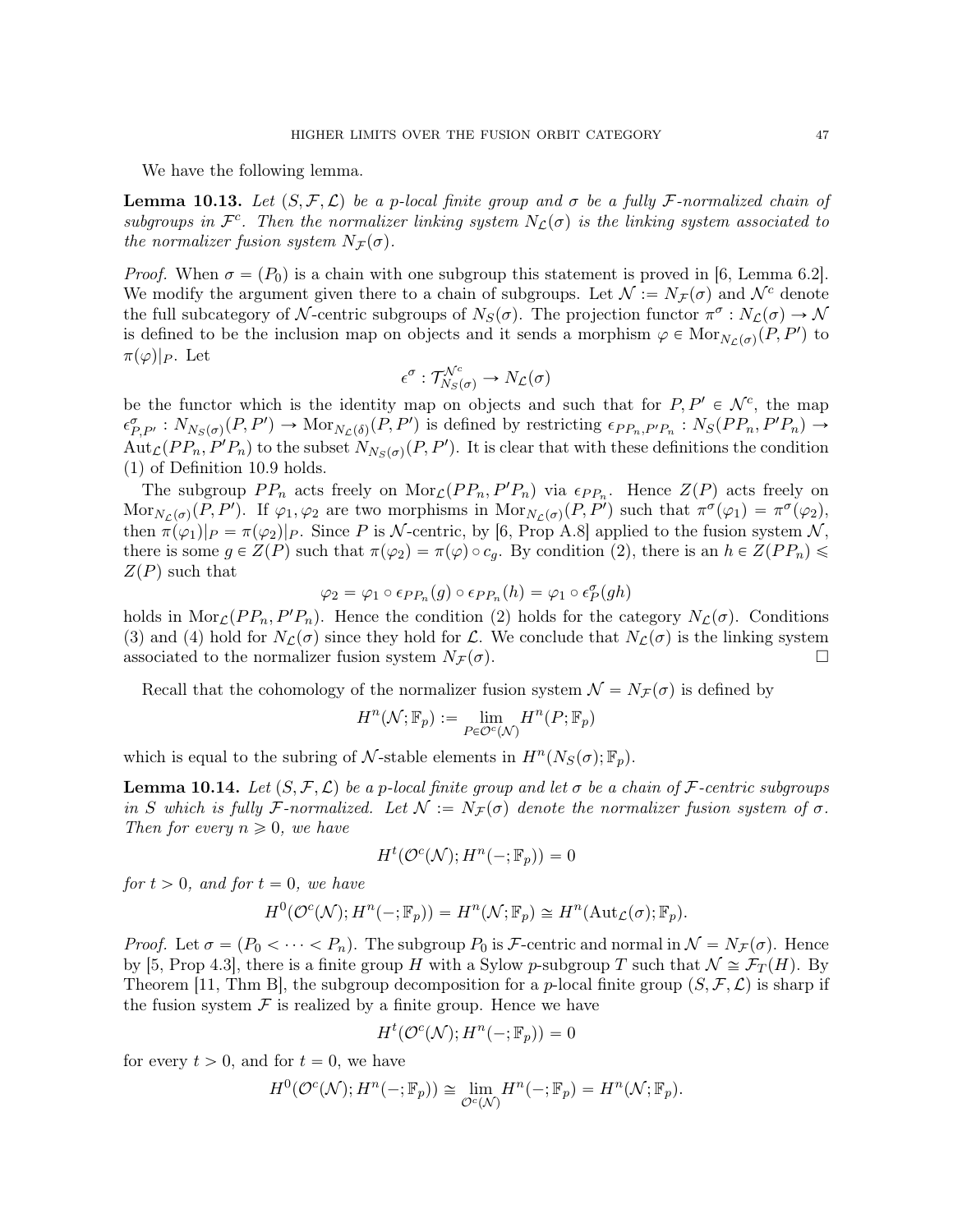We have the following lemma.

**Lemma 10.13.** *Let $(S, \mathcal{F}, \mathcal{L})$ be a $p$-local finite group and $\sigma$ be a fully $\mathcal{F}$-normalized chain of subgroups in $\mathcal{F}^c$. Then the normalizer linking system $N_{\mathcal{L}}(\sigma)$ is the linking system associated to the normalizer fusion system $N_{\mathcal{F}}(\sigma)$.*

*Proof.* When $\sigma = (P_0)$ is a chain with one subgroup this statement is proved in [6, Lemma 6.2]. We modify the argument given there to a chain of subgroups. Let $\mathcal{N} := N_{\mathcal{F}}(\sigma)$ and $\mathcal{N}^c$ denote the full subcategory of $\mathcal{N}$-centric subgroups of $N_S(\sigma)$. The projection functor $\pi^\sigma : N_{\mathcal{L}}(\sigma) \to \mathcal{N}$ is defined to be the inclusion map on objects and it sends a morphism $\varphi \in \mathrm{Mor}_{N_{\mathcal{L}}(\sigma)}(P, P')$ to $\pi(\varphi)|_P$. Let

$$\epsilon^\sigma : \mathcal{T}_{N_S(\sigma)}^{\mathcal{N}^c} \to N_{\mathcal{L}}(\sigma)$$

be the functor which is the identity map on objects and such that for $P, P' \in \mathcal{N}^c$, the map $\epsilon^\sigma_{P,P'} : N_{N_S(\sigma)}(P, P') \to \mathrm{Mor}_{N_{\mathcal{L}}(\delta)}(P, P')$ is defined by restricting $\epsilon_{PP_n, P'P_n} : N_S(PP_n, P'P_n) \to \mathrm{Aut}_{\mathcal{L}}(PP_n, P'P_n)$ to the subset $N_{N_S(\sigma)}(P, P')$. It is clear that with these definitions the condition (1) of Definition 10.9 holds.

The subgroup $PP_n$ acts freely on $\mathrm{Mor}_{\mathcal{L}}(PP_n, P'P_n)$ via $\epsilon_{PP_n}$. Hence $Z(P)$ acts freely on $\mathrm{Mor}_{N_{\mathcal{L}}(\sigma)}(P, P')$. If $\varphi_1, \varphi_2$ are two morphisms in $\mathrm{Mor}_{N_{\mathcal{L}}(\sigma)}(P, P')$ such that $\pi^\sigma(\varphi_1) = \pi^\sigma(\varphi_2)$, then $\pi(\varphi_1)|_P = \pi(\varphi_2)|_P$. Since $P$ is $\mathcal{N}$-centric, by [6, Prop A.8] applied to the fusion system $\mathcal{N}$, there is some $g \in Z(P)$ such that $\pi(\varphi_2) = \pi(\varphi) \circ c_g$. By condition (2), there is an $h \in Z(PP_n) \leqslant Z(P)$ such that

$$\varphi_2 = \varphi_1 \circ \epsilon_{PP_n}(g) \circ \epsilon_{PP_n}(h) = \varphi_1 \circ \epsilon^\sigma_P(gh)$$

holds in $\mathrm{Mor}_{\mathcal{L}}(PP_n, P'P_n)$. Hence the condition (2) holds for the category $N_{\mathcal{L}}(\sigma)$. Conditions (3) and (4) hold for $N_{\mathcal{L}}(\sigma)$ since they hold for $\mathcal{L}$. We conclude that $N_{\mathcal{L}}(\sigma)$ is the linking system associated to the normalizer fusion system $N_{\mathcal{F}}(\sigma)$. $\square$

Recall that the cohomology of the normalizer fusion system $\mathcal{N} = N_{\mathcal{F}}(\sigma)$ is defined by

$$H^n(\mathcal{N}; \mathbb{F}_p) := \lim_{P \in \mathcal{O}^c(\mathcal{N})} H^n(P; \mathbb{F}_p)$$

which is equal to the subring of $\mathcal{N}$-stable elements in $H^n(N_S(\sigma); \mathbb{F}_p)$.

**Lemma 10.14.** *Let $(S, \mathcal{F}, \mathcal{L})$ be a $p$-local finite group and let $\sigma$ be a chain of $\mathcal{F}$-centric subgroups in $S$ which is fully $\mathcal{F}$-normalized. Let $\mathcal{N} := N_{\mathcal{F}}(\sigma)$ denote the normalizer fusion system of $\sigma$. Then for every $n \geqslant 0$, we have*

$$H^t(\mathcal{O}^c(\mathcal{N}); H^n(-; \mathbb{F}_p)) = 0$$

*for $t > 0$, and for $t = 0$, we have*

$$H^0(\mathcal{O}^c(\mathcal{N}); H^n(-; \mathbb{F}_p)) = H^n(\mathcal{N}; \mathbb{F}_p) \cong H^n(\mathrm{Aut}_{\mathcal{L}}(\sigma); \mathbb{F}_p).$$

*Proof.* Let $\sigma = (P_0 < \cdots < P_n)$. The subgroup $P_0$ is $\mathcal{F}$-centric and normal in $\mathcal{N} = N_{\mathcal{F}}(\sigma)$. Hence by [5, Prop 4.3], there is a finite group $H$ with a Sylow $p$-subgroup $T$ such that $\mathcal{N} \cong \mathcal{F}_T(H)$. By Theorem [11, Thm B], the subgroup decomposition for a $p$-local finite group $(S, \mathcal{F}, \mathcal{L})$ is sharp if the fusion system $\mathcal{F}$ is realized by a finite group. Hence we have

$$H^t(\mathcal{O}^c(\mathcal{N}); H^n(-; \mathbb{F}_p)) = 0$$

for every $t > 0$, and for $t = 0$, we have

$$H^0(\mathcal{O}^c(\mathcal{N}); H^n(-; \mathbb{F}_p)) \cong \lim_{\mathcal{O}^c(\mathcal{N})} H^n(-; \mathbb{F}_p) = H^n(\mathcal{N}; \mathbb{F}_p).$$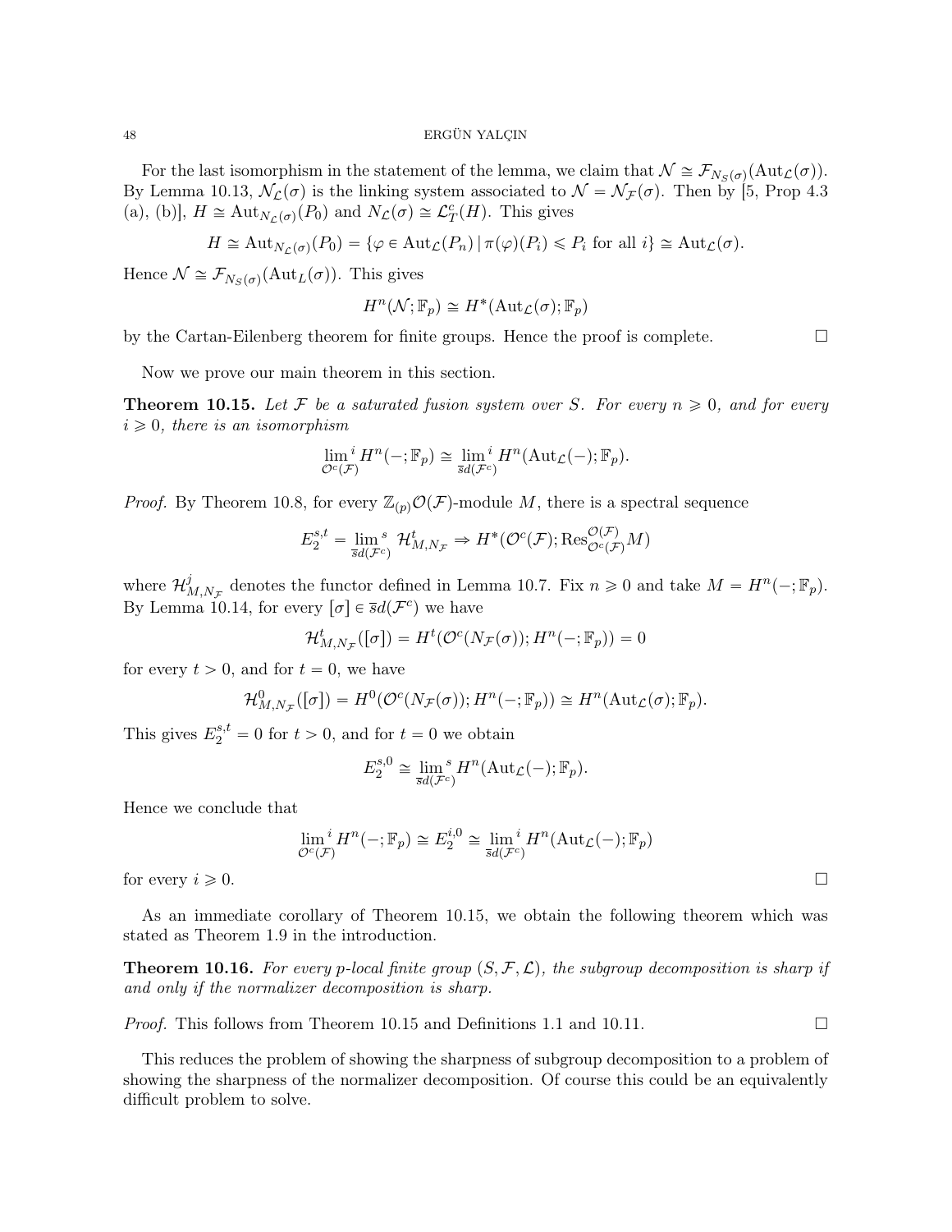For the last isomorphism in the statement of the lemma, we claim that $\mathcal{N} \cong \mathcal{F}_{N_S(\sigma)}(\mathrm{Aut}_{\mathcal{L}}(\sigma))$. By Lemma 10.13, $\mathcal{N}_{\mathcal{L}}(\sigma)$ is the linking system associated to $\mathcal{N} = \mathcal{N}_{\mathcal{F}}(\sigma)$. Then by [5, Prop 4.3 (a), (b)], $H \cong \mathrm{Aut}_{N_{\mathcal{L}}(\sigma)}(P_0)$ and $N_{\mathcal{L}}(\sigma) \cong \mathcal{L}^c_T(H)$. This gives

$$H \cong \mathrm{Aut}_{N_{\mathcal{L}}(\sigma)}(P_0) = \{\varphi \in \mathrm{Aut}_{\mathcal{L}}(P_n) \mid \pi(\varphi)(P_i) \leqslant P_i \text{ for all } i\} \cong \mathrm{Aut}_{\mathcal{L}}(\sigma).$$

Hence $\mathcal{N} \cong \mathcal{F}_{N_S(\sigma)}(\mathrm{Aut}_L(\sigma))$. This gives

$$H^n(\mathcal{N}; \mathbb{F}_p) \cong H^*(\mathrm{Aut}_{\mathcal{L}}(\sigma); \mathbb{F}_p)$$

by the Cartan-Eilenberg theorem for finite groups. Hence the proof is complete. □

Now we prove our main theorem in this section.

**Theorem 10.15.** *Let $\mathcal{F}$ be a saturated fusion system over $S$. For every $n \geqslant 0$, and for every $i \geqslant 0$, there is an isomorphism*

$$\lim_{\mathcal{O}^c(\mathcal{F})}{}^i H^n(-; \mathbb{F}_p) \cong \lim_{\overline{s}d(\mathcal{F}^c)}{}^i H^n(\mathrm{Aut}_{\mathcal{L}}(-); \mathbb{F}_p).$$

*Proof.* By Theorem 10.8, for every $\mathbb{Z}_{(p)}\mathcal{O}(\mathcal{F})$-module $M$, there is a spectral sequence

$$E_2^{s,t} = \lim_{\overline{s}d(\mathcal{F}^c)}{}^s \mathcal{H}^t_{M, N_{\mathcal{F}}} \Rightarrow H^*(\mathcal{O}^c(\mathcal{F}); \mathrm{Res}^{\mathcal{O}(\mathcal{F})}_{\mathcal{O}^c(\mathcal{F})} M)$$

where $\mathcal{H}^j_{M,N_{\mathcal{F}}}$ denotes the functor defined in Lemma 10.7. Fix $n \geqslant 0$ and take $M = H^n(-; \mathbb{F}_p)$. By Lemma 10.14, for every $[\sigma] \in \overline{s}d(\mathcal{F}^c)$ we have

$$\mathcal{H}^t_{M,N_{\mathcal{F}}}([\sigma]) = H^t(\mathcal{O}^c(N_{\mathcal{F}}(\sigma)); H^n(-; \mathbb{F}_p)) = 0$$

for every $t > 0$, and for $t = 0$, we have

$$\mathcal{H}^0_{M,N_{\mathcal{F}}}([\sigma]) = H^0(\mathcal{O}^c(N_{\mathcal{F}}(\sigma)); H^n(-; \mathbb{F}_p)) \cong H^n(\mathrm{Aut}_{\mathcal{L}}(\sigma); \mathbb{F}_p).$$

This gives $E_2^{s,t} = 0$ for $t > 0$, and for $t = 0$ we obtain

$$E_2^{s,0} \cong \lim_{\overline{s}d(\mathcal{F}^c)}{}^s H^n(\mathrm{Aut}_{\mathcal{L}}(-); \mathbb{F}_p).$$

Hence we conclude that

$$\lim_{\mathcal{O}^c(\mathcal{F})}{}^i H^n(-; \mathbb{F}_p) \cong E_2^{i,0} \cong \lim_{\overline{s}d(\mathcal{F}^c)}{}^i H^n(\mathrm{Aut}_{\mathcal{L}}(-); \mathbb{F}_p)$$

for every $i \geqslant 0$. □

As an immediate corollary of Theorem 10.15, we obtain the following theorem which was stated as Theorem 1.9 in the introduction.

**Theorem 10.16.** *For every $p$-local finite group $(S, \mathcal{F}, \mathcal{L})$, the subgroup decomposition is sharp if and only if the normalizer decomposition is sharp.*

*Proof.* This follows from Theorem 10.15 and Definitions 1.1 and 10.11. □

This reduces the problem of showing the sharpness of subgroup decomposition to a problem of showing the sharpness of the normalizer decomposition. Of course this could be an equivalently difficult problem to solve.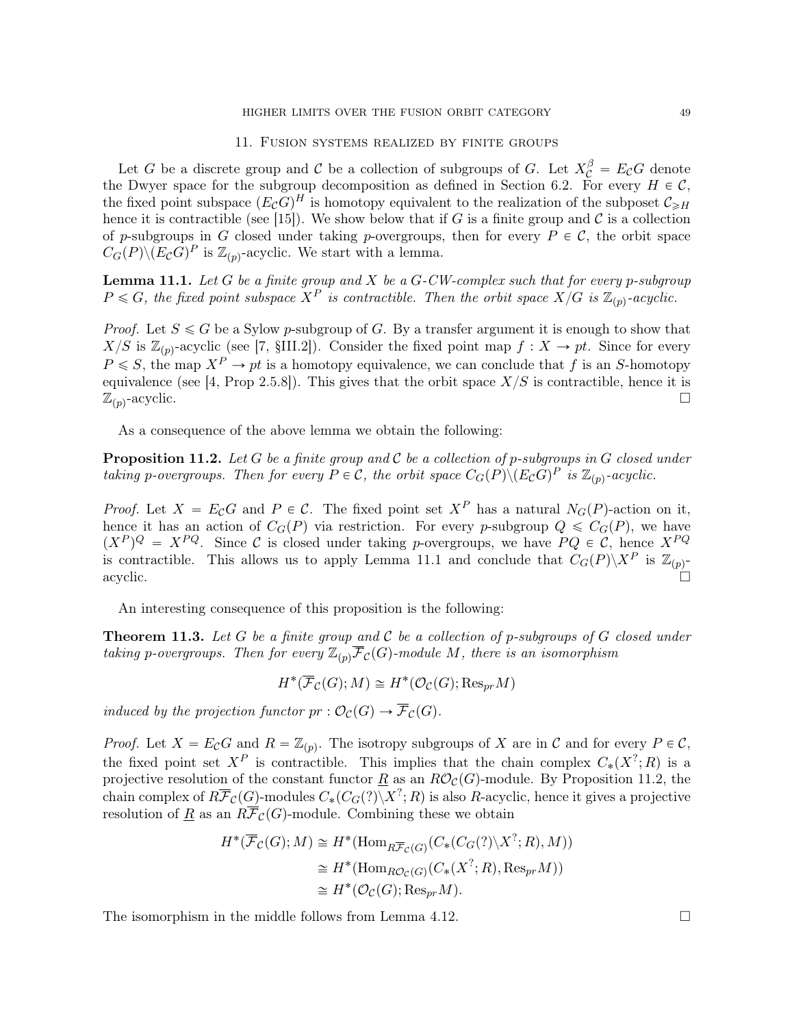## 11. Fusion systems realized by finite groups

Let $G$ be a discrete group and $\mathcal{C}$ be a collection of subgroups of $G$. Let $X^\beta_\mathcal{C} = E_\mathcal{C} G$ denote the Dwyer space for the subgroup decomposition as defined in Section 6.2. For every $H \in \mathcal{C}$, the fixed point subspace $(E_\mathcal{C} G)^H$ is homotopy equivalent to the realization of the subposet $\mathcal{C}_{\geqslant H}$ hence it is contractible (see [15]). We show below that if $G$ is a finite group and $\mathcal{C}$ is a collection of $p$-subgroups in $G$ closed under taking $p$-overgroups, then for every $P \in \mathcal{C}$, the orbit space $C_G(P) \backslash (E_\mathcal{C} G)^P$ is $\mathbb{Z}_{(p)}$-acyclic. We start with a lemma.

**Lemma 11.1.** *Let $G$ be a finite group and $X$ be a $G$-CW-complex such that for every $p$-subgroup $P \leqslant G$, the fixed point subspace $X^P$ is contractible. Then the orbit space $X/G$ is $\mathbb{Z}_{(p)}$-acyclic.*

*Proof.* Let $S \leqslant G$ be a Sylow $p$-subgroup of $G$. By a transfer argument it is enough to show that $X/S$ is $\mathbb{Z}_{(p)}$-acyclic (see [7, §III.2]). Consider the fixed point map $f : X \to pt$. Since for every $P \leqslant S$, the map $X^P \to pt$ is a homotopy equivalence, we can conclude that $f$ is an $S$-homotopy equivalence (see [4, Prop 2.5.8]). This gives that the orbit space $X/S$ is contractible, hence it is $\mathbb{Z}_{(p)}$-acyclic. $\square$

As a consequence of the above lemma we obtain the following:

**Proposition 11.2.** *Let $G$ be a finite group and $\mathcal{C}$ be a collection of $p$-subgroups in $G$ closed under taking $p$-overgroups. Then for every $P \in \mathcal{C}$, the orbit space $C_G(P) \backslash (E_\mathcal{C} G)^P$ is $\mathbb{Z}_{(p)}$-acyclic.*

*Proof.* Let $X = E_\mathcal{C} G$ and $P \in \mathcal{C}$. The fixed point set $X^P$ has a natural $N_G(P)$-action on it, hence it has an action of $C_G(P)$ via restriction. For every $p$-subgroup $Q \leqslant C_G(P)$, we have $(X^P)^Q = X^{PQ}$. Since $\mathcal{C}$ is closed under taking $p$-overgroups, we have $PQ \in \mathcal{C}$, hence $X^{PQ}$ is contractible. This allows us to apply Lemma 11.1 and conclude that $C_G(P) \backslash X^P$ is $\mathbb{Z}_{(p)}$-acyclic. $\square$

An interesting consequence of this proposition is the following:

**Theorem 11.3.** *Let $G$ be a finite group and $\mathcal{C}$ be a collection of $p$-subgroups of $G$ closed under taking $p$-overgroups. Then for every $\mathbb{Z}_{(p)} \overline{\mathcal{F}}_\mathcal{C}(G)$-module $M$, there is an isomorphism*

$$H^*(\overline{\mathcal{F}}_\mathcal{C}(G); M) \cong H^*(\mathcal{O}_\mathcal{C}(G); \mathrm{Res}_{pr} M)$$

*induced by the projection functor $pr : \mathcal{O}_\mathcal{C}(G) \to \overline{\mathcal{F}}_\mathcal{C}(G)$.*

*Proof.* Let $X = E_\mathcal{C} G$ and $R = \mathbb{Z}_{(p)}$. The isotropy subgroups of $X$ are in $\mathcal{C}$ and for every $P \in \mathcal{C}$, the fixed point set $X^P$ is contractible. This implies that the chain complex $C_*(X^?; R)$ is a projective resolution of the constant functor $\underline{R}$ as an $R\mathcal{O}_\mathcal{C}(G)$-module. By Proposition 11.2, the chain complex of $R\overline{\mathcal{F}}_\mathcal{C}(G)$-modules $C_*(C_G(?) \backslash X^?; R)$ is also $R$-acyclic, hence it gives a projective resolution of $\underline{R}$ as an $R\overline{\mathcal{F}}_\mathcal{C}(G)$-module. Combining these we obtain

$$\begin{aligned} H^*(\overline{\mathcal{F}}_\mathcal{C}(G); M) &\cong H^*(\mathrm{Hom}_{R\overline{\mathcal{F}}_\mathcal{C}(G)}(C_*(C_G(?) \backslash X^?; R), M)) \\ &\cong H^*(\mathrm{Hom}_{R\mathcal{O}_\mathcal{C}(G)}(C_*(X^?; R), \mathrm{Res}_{pr} M)) \\ &\cong H^*(\mathcal{O}_\mathcal{C}(G); \mathrm{Res}_{pr} M). \end{aligned}$$

The isomorphism in the middle follows from Lemma 4.12. $\square$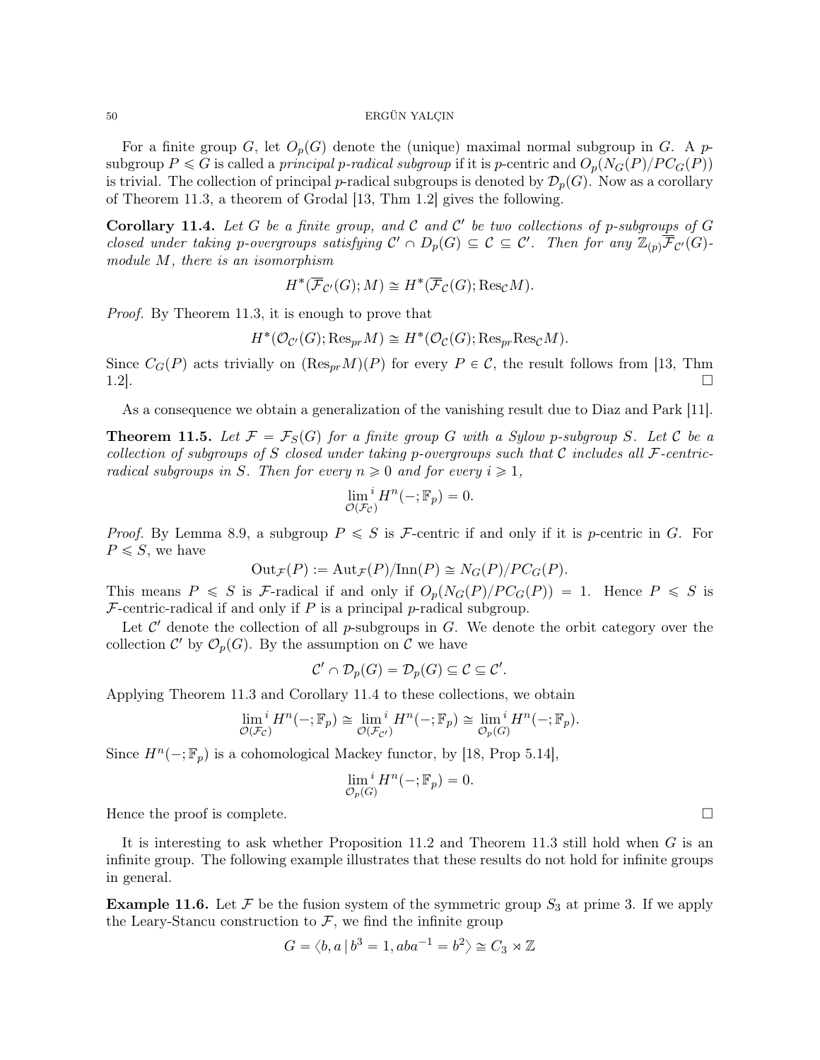For a finite group $G$, let $O_p(G)$ denote the (unique) maximal normal subgroup in $G$. A $p$-subgroup $P \leqslant G$ is called a *principal $p$-radical subgroup* if it is $p$-centric and $O_p(N_G(P)/PC_G(P))$ is trivial. The collection of principal $p$-radical subgroups is denoted by $\mathcal{D}_p(G)$. Now as a corollary of Theorem 11.3, a theorem of Grodal [13, Thm 1.2] gives the following.

**Corollary 11.4.** *Let $G$ be a finite group, and $\mathcal{C}$ and $\mathcal{C}'$ be two collections of $p$-subgroups of $G$ closed under taking $p$-overgroups satisfying $\mathcal{C}' \cap D_p(G) \subseteq \mathcal{C} \subseteq \mathcal{C}'$. Then for any $\mathbb{Z}_{(p)}\overline{\mathcal{F}}_{\mathcal{C}'}(G)$-module $M$, there is an isomorphism*

$$H^*(\overline{\mathcal{F}}_{\mathcal{C}'}(G); M) \cong H^*(\overline{\mathcal{F}}_{\mathcal{C}}(G); \mathrm{Res}_{\mathcal{C}} M).$$

*Proof.* By Theorem 11.3, it is enough to prove that

$$H^*(\mathcal{O}_{\mathcal{C}'}(G); \mathrm{Res}_{pr} M) \cong H^*(\mathcal{O}_{\mathcal{C}}(G); \mathrm{Res}_{pr}\mathrm{Res}_{\mathcal{C}} M).$$

Since $C_G(P)$ acts trivially on $(\mathrm{Res}_{pr} M)(P)$ for every $P \in \mathcal{C}$, the result follows from [13, Thm 1.2]. □

As a consequence we obtain a generalization of the vanishing result due to Diaz and Park [11].

**Theorem 11.5.** *Let $\mathcal{F} = \mathcal{F}_S(G)$ for a finite group $G$ with a Sylow $p$-subgroup $S$. Let $\mathcal{C}$ be a collection of subgroups of $S$ closed under taking $p$-overgroups such that $\mathcal{C}$ includes all $\mathcal{F}$-centric-radical subgroups in $S$. Then for every $n \geqslant 0$ and for every $i \geqslant 1$,*

$$\lim_{\mathcal{O}(\mathcal{F}_{\mathcal{C}})}{}^{i} H^n(-; \mathbb{F}_p) = 0.$$

*Proof.* By Lemma 8.9, a subgroup $P \leqslant S$ is $\mathcal{F}$-centric if and only if it is $p$-centric in $G$. For $P \leqslant S$, we have

$$\mathrm{Out}_{\mathcal{F}}(P) := \mathrm{Aut}_{\mathcal{F}}(P)/\mathrm{Inn}(P) \cong N_G(P)/PC_G(P).$$

This means $P \leqslant S$ is $\mathcal{F}$-radical if and only if $O_p(N_G(P)/PC_G(P)) = 1$. Hence $P \leqslant S$ is $\mathcal{F}$-centric-radical if and only if $P$ is a principal $p$-radical subgroup.

Let $\mathcal{C}'$ denote the collection of all $p$-subgroups in $G$. We denote the orbit category over the collection $\mathcal{C}'$ by $\mathcal{O}_p(G)$. By the assumption on $\mathcal{C}$ we have

$$\mathcal{C}' \cap \mathcal{D}_p(G) = \mathcal{D}_p(G) \subseteq \mathcal{C} \subseteq \mathcal{C}'.$$

Applying Theorem 11.3 and Corollary 11.4 to these collections, we obtain

$$\lim_{\mathcal{O}(\mathcal{F}_{\mathcal{C}})}{}^{i} H^n(-; \mathbb{F}_p) \cong \lim_{\mathcal{O}(\mathcal{F}_{\mathcal{C}'})}{}^{i} H^n(-; \mathbb{F}_p) \cong \lim_{\mathcal{O}_p(G)}{}^{i} H^n(-; \mathbb{F}_p).$$

Since $H^n(-; \mathbb{F}_p)$ is a cohomological Mackey functor, by [18, Prop 5.14],

$$\lim_{\mathcal{O}_p(G)}{}^{i} H^n(-; \mathbb{F}_p) = 0.$$

Hence the proof is complete. □

It is interesting to ask whether Proposition 11.2 and Theorem 11.3 still hold when $G$ is an infinite group. The following example illustrates that these results do not hold for infinite groups in general.

**Example 11.6.** Let $\mathcal{F}$ be the fusion system of the symmetric group $S_3$ at prime 3. If we apply the Leary-Stancu construction to $\mathcal{F}$, we find the infinite group

$$G = \langle b, a \mid b^3 = 1, aba^{-1} = b^2 \rangle \cong C_3 \rtimes \mathbb{Z}$$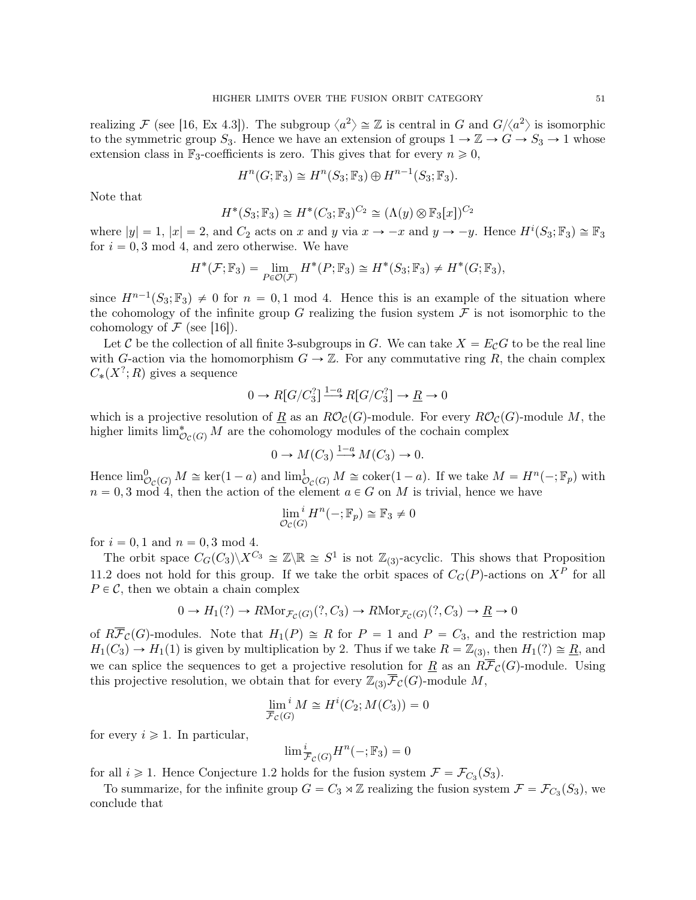realizing $\mathcal{F}$ (see [16, Ex 4.3]). The subgroup $\langle a^2 \rangle \cong \mathbb{Z}$ is central in $G$ and $G/\langle a^2 \rangle$ is isomorphic to the symmetric group $S_3$. Hence we have an extension of groups $1 \to \mathbb{Z} \to G \to S_3 \to 1$ whose extension class in $\mathbb{F}_3$-coefficients is zero. This gives that for every $n \geqslant 0$,

$$H^n(G; \mathbb{F}_3) \cong H^n(S_3; \mathbb{F}_3) \oplus H^{n-1}(S_3; \mathbb{F}_3).$$

Note that

$$H^*(S_3; \mathbb{F}_3) \cong H^*(C_3; \mathbb{F}_3)^{C_2} \cong (\Lambda(y) \otimes \mathbb{F}_3[x])^{C_2}$$

where $|y| = 1$, $|x| = 2$, and $C_2$ acts on $x$ and $y$ via $x \to -x$ and $y \to -y$. Hence $H^i(S_3; \mathbb{F}_3) \cong \mathbb{F}_3$ for $i = 0, 3 \mod 4$, and zero otherwise. We have

$$H^*(\mathcal{F}; \mathbb{F}_3) = \lim_{P \in \mathcal{O}(\mathcal{F})} H^*(P; \mathbb{F}_3) \cong H^*(S_3; \mathbb{F}_3) \neq H^*(G; \mathbb{F}_3),$$

since $H^{n-1}(S_3; \mathbb{F}_3) \neq 0$ for $n = 0, 1 \mod 4$. Hence this is an example of the situation where the cohomology of the infinite group $G$ realizing the fusion system $\mathcal{F}$ is not isomorphic to the cohomology of $\mathcal{F}$ (see [16]).

Let $\mathcal{C}$ be the collection of all finite 3-subgroups in $G$. We can take $X = E_{\mathcal{C}}G$ to be the real line with $G$-action via the homomorphism $G \to \mathbb{Z}$. For any commutative ring $R$, the chain complex $C_*(X^?; R)$ gives a sequence

$$0 \to R[G/C_3^?] \xrightarrow{1-a} R[G/C_3^?] \to \underline{R} \to 0$$

which is a projective resolution of $\underline{R}$ as an $R\mathcal{O}_{\mathcal{C}}(G)$-module. For every $R\mathcal{O}_{\mathcal{C}}(G)$-module $M$, the higher limits $\lim^*_{\mathcal{O}_{\mathcal{C}}(G)} M$ are the cohomology modules of the cochain complex

$$0 \to M(C_3) \xrightarrow{1-a} M(C_3) \to 0.$$

Hence $\lim^0_{\mathcal{O}_{\mathcal{C}}(G)} M \cong \ker(1-a)$ and $\lim^1_{\mathcal{O}_{\mathcal{C}}(G)} M \cong \operatorname{coker}(1-a)$. If we take $M = H^n(-; \mathbb{F}_p)$ with $n = 0, 3 \mod 4$, then the action of the element $a \in G$ on $M$ is trivial, hence we have

$$\lim_{\mathcal{O}_{\mathcal{C}}(G)}{}^i H^n(-; \mathbb{F}_p) \cong \mathbb{F}_3 \neq 0$$

for $i = 0, 1$ and $n = 0, 3 \mod 4$.

The orbit space $C_G(C_3) \backslash X^{C_3} \cong \mathbb{Z} \backslash \mathbb{R} \cong S^1$ is not $\mathbb{Z}_{(3)}$-acyclic. This shows that Proposition 11.2 does not hold for this group. If we take the orbit spaces of $C_G(P)$-actions on $X^P$ for all $P \in \mathcal{C}$, then we obtain a chain complex

$$0 \to H_1(?) \to R\mathrm{Mor}_{\mathcal{F}_{\mathcal{C}}(G)}(?, C_3) \to R\mathrm{Mor}_{\mathcal{F}_{\mathcal{C}}(G)}(?, C_3) \to \underline{R} \to 0$$

of $R\overline{\mathcal{F}}_{\mathcal{C}}(G)$-modules. Note that $H_1(P) \cong R$ for $P = 1$ and $P = C_3$, and the restriction map $H_1(C_3) \to H_1(1)$ is given by multiplication by 2. Thus if we take $R = \mathbb{Z}_{(3)}$, then $H_1(?) \cong \underline{R}$, and we can splice the sequences to get a projective resolution for $\underline{R}$ as an $R\overline{\mathcal{F}}_{\mathcal{C}}(G)$-module. Using this projective resolution, we obtain that for every $\mathbb{Z}_{(3)}\overline{\mathcal{F}}_{\mathcal{C}}(G)$-module $M$,

$$\lim_{\overline{\mathcal{F}}_{\mathcal{C}}(G)}{}^i M \cong H^i(C_2; M(C_3)) = 0$$

for every $i \geqslant 1$. In particular,

$$\lim{}^i_{\overline{\mathcal{F}}_{\mathcal{C}}(G)} H^n(-; \mathbb{F}_3) = 0$$

for all $i \geqslant 1$. Hence Conjecture 1.2 holds for the fusion system $\mathcal{F} = \mathcal{F}_{C_3}(S_3)$.

To summarize, for the infinite group $G = C_3 \rtimes \mathbb{Z}$ realizing the fusion system $\mathcal{F} = \mathcal{F}_{C_3}(S_3)$, we conclude that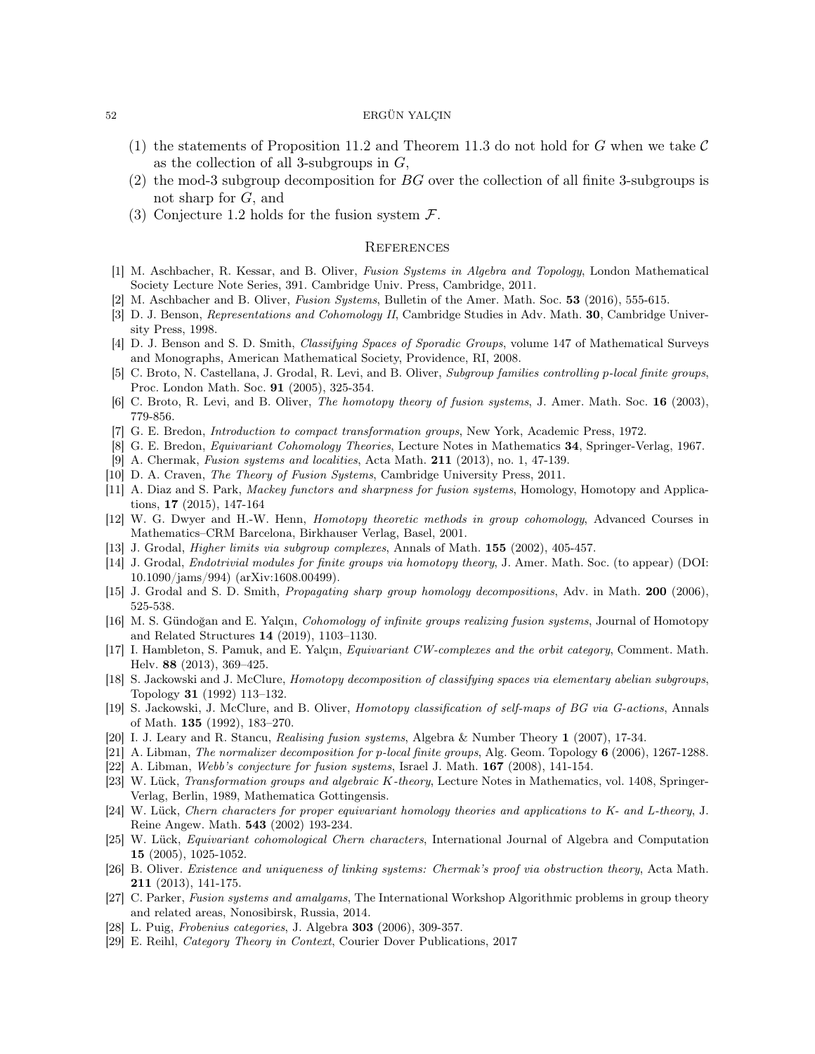(1) the statements of Proposition 11.2 and Theorem 11.3 do not hold for $G$ when we take $\mathcal{C}$ as the collection of all 3-subgroups in $G$,
(2) the mod-3 subgroup decomposition for $BG$ over the collection of all finite 3-subgroups is not sharp for $G$, and
(3) Conjecture 1.2 holds for the fusion system $\mathcal{F}$.

## References

[1] M. Aschbacher, R. Kessar, and B. Oliver, *Fusion Systems in Algebra and Topology*, London Mathematical Society Lecture Note Series, 391. Cambridge Univ. Press, Cambridge, 2011.
[2] M. Aschbacher and B. Oliver, *Fusion Systems*, Bulletin of the Amer. Math. Soc. **53** (2016), 555-615.
[3] D. J. Benson, *Representations and Cohomology II*, Cambridge Studies in Adv. Math. **30**, Cambridge University Press, 1998.
[4] D. J. Benson and S. D. Smith, *Classifying Spaces of Sporadic Groups*, volume 147 of Mathematical Surveys and Monographs, American Mathematical Society, Providence, RI, 2008.
[5] C. Broto, N. Castellana, J. Grodal, R. Levi, and B. Oliver, *Subgroup families controlling p-local finite groups*, Proc. London Math. Soc. **91** (2005), 325-354.
[6] C. Broto, R. Levi, and B. Oliver, *The homotopy theory of fusion systems*, J. Amer. Math. Soc. **16** (2003), 779-856.
[7] G. E. Bredon, *Introduction to compact transformation groups*, New York, Academic Press, 1972.
[8] G. E. Bredon, *Equivariant Cohomology Theories*, Lecture Notes in Mathematics **34**, Springer-Verlag, 1967.
[9] A. Chermak, *Fusion systems and localities*, Acta Math. **211** (2013), no. 1, 47-139.
[10] D. A. Craven, *The Theory of Fusion Systems*, Cambridge University Press, 2011.
[11] A. Diaz and S. Park, *Mackey functors and sharpness for fusion systems*, Homology, Homotopy and Applications, **17** (2015), 147-164
[12] W. G. Dwyer and H.-W. Henn, *Homotopy theoretic methods in group cohomology*, Advanced Courses in Mathematics–CRM Barcelona, Birkhauser Verlag, Basel, 2001.
[13] J. Grodal, *Higher limits via subgroup complexes*, Annals of Math. **155** (2002), 405-457.
[14] J. Grodal, *Endotrivial modules for finite groups via homotopy theory*, J. Amer. Math. Soc. (to appear) (DOI: 10.1090/jams/994) (arXiv:1608.00499).
[15] J. Grodal and S. D. Smith, *Propagating sharp group homology decompositions*, Adv. in Math. **200** (2006), 525-538.
[16] M. S. Gündoğan and E. Yalçın, *Cohomology of infinite groups realizing fusion systems*, Journal of Homotopy and Related Structures **14** (2019), 1103–1130.
[17] I. Hambleton, S. Pamuk, and E. Yalçın, *Equivariant CW-complexes and the orbit category*, Comment. Math. Helv. **88** (2013), 369–425.
[18] S. Jackowski and J. McClure, *Homotopy decomposition of classifying spaces via elementary abelian subgroups*, Topology **31** (1992) 113–132.
[19] S. Jackowski, J. McClure, and B. Oliver, *Homotopy classification of self-maps of BG via G-actions*, Annals of Math. **135** (1992), 183–270.
[20] I. J. Leary and R. Stancu, *Realising fusion systems*, Algebra & Number Theory **1** (2007), 17-34.
[21] A. Libman, *The normalizer decomposition for p-local finite groups*, Alg. Geom. Topology **6** (2006), 1267-1288.
[22] A. Libman, *Webb's conjecture for fusion systems*, Israel J. Math. **167** (2008), 141-154.
[23] W. Lück, *Transformation groups and algebraic K-theory*, Lecture Notes in Mathematics, vol. 1408, Springer-Verlag, Berlin, 1989, Mathematica Gottingensis.
[24] W. Lück, *Chern characters for proper equivariant homology theories and applications to K- and L-theory*, J. Reine Angew. Math. **543** (2002) 193-234.
[25] W. Lück, *Equivariant cohomological Chern characters*, International Journal of Algebra and Computation **15** (2005), 1025-1052.
[26] B. Oliver. *Existence and uniqueness of linking systems: Chermak's proof via obstruction theory*, Acta Math. **211** (2013), 141-175.
[27] C. Parker, *Fusion systems and amalgams*, The International Workshop Algorithmic problems in group theory and related areas, Nonosibirsk, Russia, 2014.
[28] L. Puig, *Frobenius categories*, J. Algebra **303** (2006), 309-357.
[29] E. Reihl, *Category Theory in Context*, Courier Dover Publications, 2017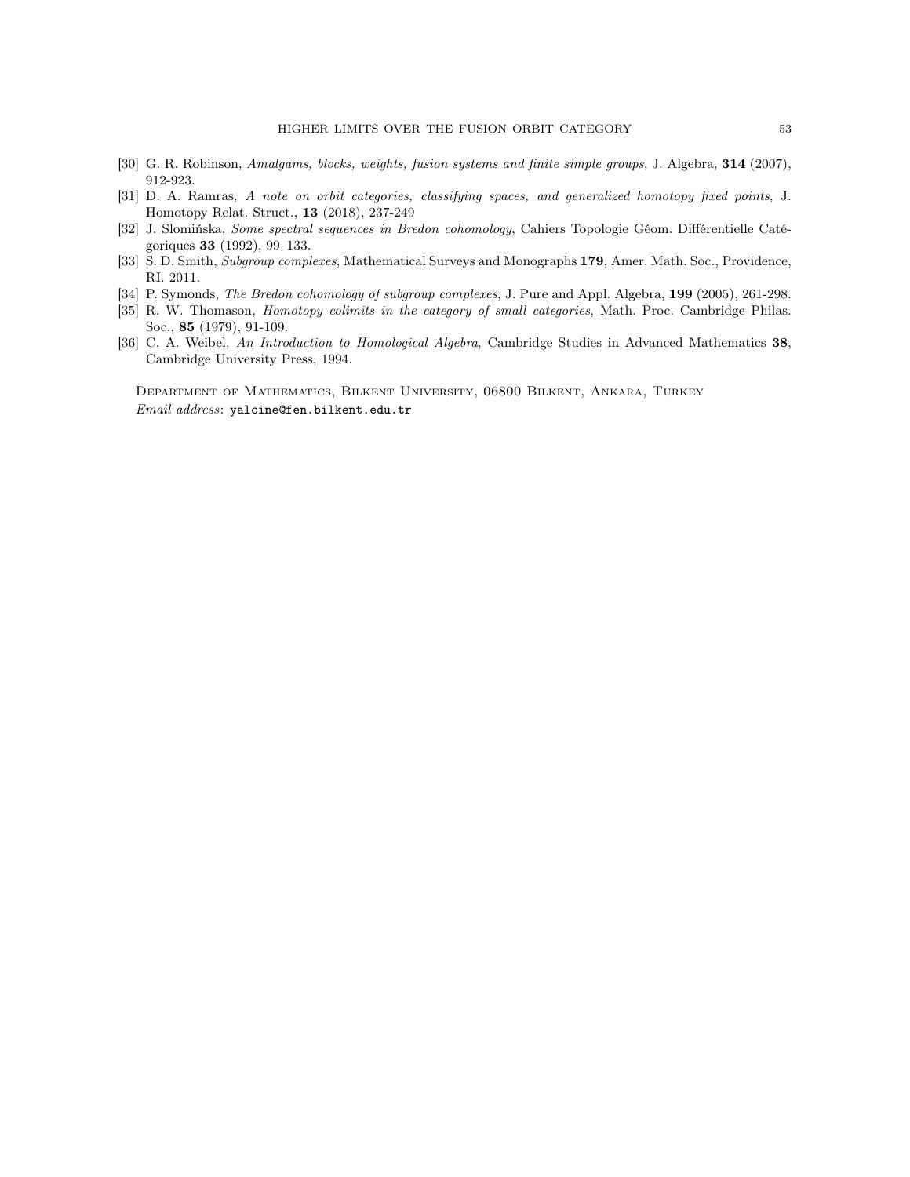[30] G. R. Robinson, *Amalgams, blocks, weights, fusion systems and finite simple groups*, J. Algebra, **314** (2007), 912-923.

[31] D. A. Ramras, *A note on orbit categories, classifying spaces, and generalized homotopy fixed points*, J. Homotopy Relat. Struct., **13** (2018), 237-249

[32] J. Słomińska, *Some spectral sequences in Bredon cohomology*, Cahiers Topologie Géom. Différentielle Catégoriques **33** (1992), 99–133.

[33] S. D. Smith, *Subgroup complexes*, Mathematical Surveys and Monographs **179**, Amer. Math. Soc., Providence, RI. 2011.

[34] P. Symonds, *The Bredon cohomology of subgroup complexes*, J. Pure and Appl. Algebra, **199** (2005), 261-298.

[35] R. W. Thomason, *Homotopy colimits in the category of small categories*, Math. Proc. Cambridge Philas. Soc., **85** (1979), 91-109.

[36] C. A. Weibel, *An Introduction to Homological Algebra*, Cambridge Studies in Advanced Mathematics **38**, Cambridge University Press, 1994.

Department of Mathematics, Bilkent University, 06800 Bilkent, Ankara, Turkey

*Email address*: `yalcine@fen.bilkent.edu.tr`